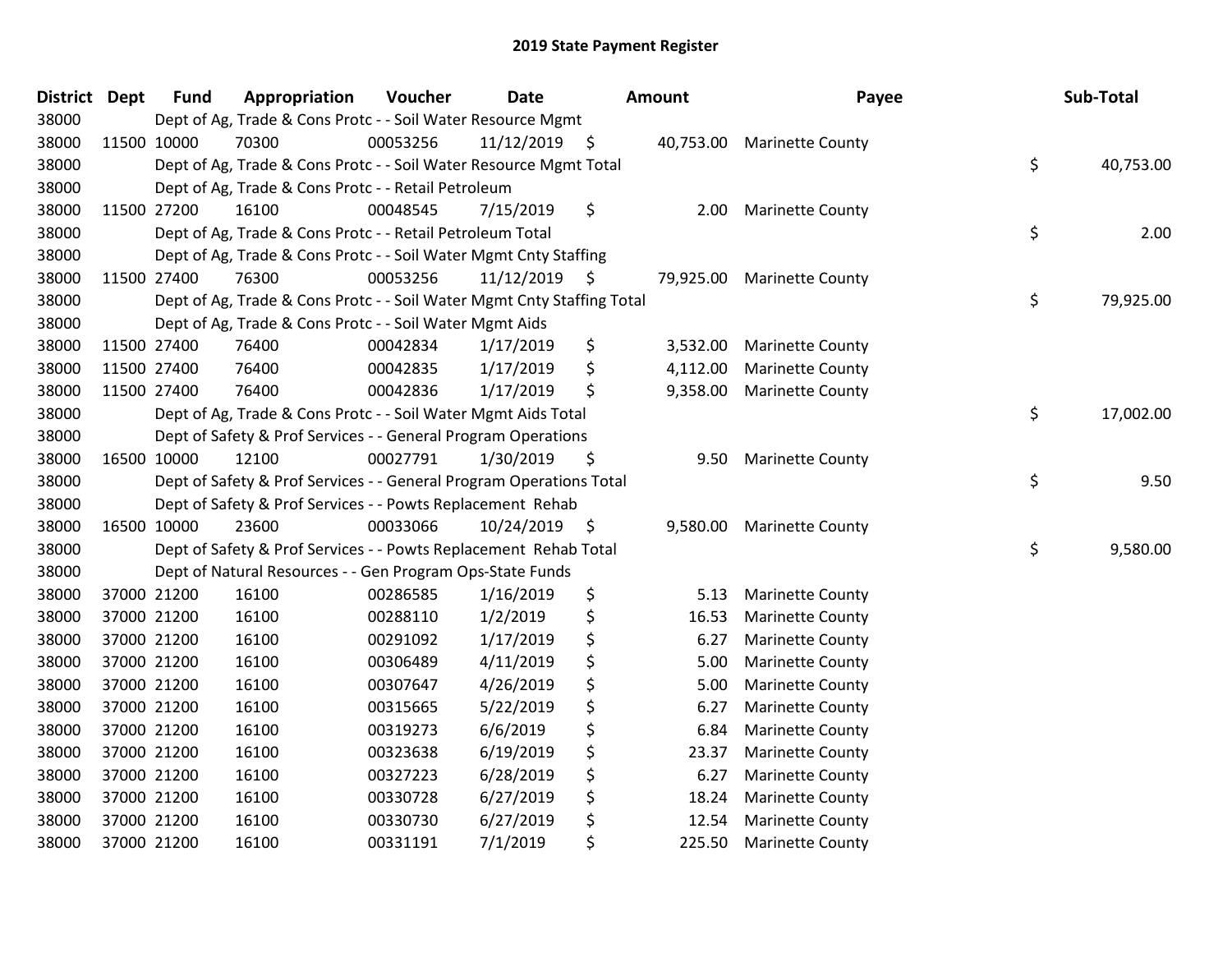# 2019 State Payment Register

| District | Dept | Fund | Appropriation | Voucher | Date | Amount | Payee | Sub-Total |
|---|---|---|---|---|---|---|---|---|
| 38000 | | Dept of Ag, Trade & Cons Protc - - Soil Water Resource Mgmt | | | | | | |
| 38000 | 11500 | 10000 | 70300 | 00053256 | 11/12/2019 | $ 40,753.00 | Marinette County | |
| 38000 | | Dept of Ag, Trade & Cons Protc - - Soil Water Resource Mgmt Total | | | | | | $ 40,753.00 |
| 38000 | | Dept of Ag, Trade & Cons Protc - - Retail Petroleum | | | | | | |
| 38000 | 11500 | 27200 | 16100 | 00048545 | 7/15/2019 | $ 2.00 | Marinette County | |
| 38000 | | Dept of Ag, Trade & Cons Protc - - Retail Petroleum Total | | | | | | $ 2.00 |
| 38000 | | Dept of Ag, Trade & Cons Protc - - Soil Water Mgmt Cnty Staffing | | | | | | |
| 38000 | 11500 | 27400 | 76300 | 00053256 | 11/12/2019 | $ 79,925.00 | Marinette County | |
| 38000 | | Dept of Ag, Trade & Cons Protc - - Soil Water Mgmt Cnty Staffing Total | | | | | | $ 79,925.00 |
| 38000 | | Dept of Ag, Trade & Cons Protc - - Soil Water Mgmt Aids | | | | | | |
| 38000 | 11500 | 27400 | 76400 | 00042834 | 1/17/2019 | $ 3,532.00 | Marinette County | |
| 38000 | 11500 | 27400 | 76400 | 00042835 | 1/17/2019 | $ 4,112.00 | Marinette County | |
| 38000 | 11500 | 27400 | 76400 | 00042836 | 1/17/2019 | $ 9,358.00 | Marinette County | |
| 38000 | | Dept of Ag, Trade & Cons Protc - - Soil Water Mgmt Aids Total | | | | | | $ 17,002.00 |
| 38000 | | Dept of Safety & Prof Services - - General Program Operations | | | | | | |
| 38000 | 16500 | 10000 | 12100 | 00027791 | 1/30/2019 | $ 9.50 | Marinette County | |
| 38000 | | Dept of Safety & Prof Services - - General Program Operations Total | | | | | | $ 9.50 |
| 38000 | | Dept of Safety & Prof Services - - Powts Replacement Rehab | | | | | | |
| 38000 | 16500 | 10000 | 23600 | 00033066 | 10/24/2019 | $ 9,580.00 | Marinette County | |
| 38000 | | Dept of Safety & Prof Services - - Powts Replacement Rehab Total | | | | | | $ 9,580.00 |
| 38000 | | Dept of Natural Resources - - Gen Program Ops-State Funds | | | | | | |
| 38000 | 37000 | 21200 | 16100 | 00286585 | 1/16/2019 | $ 5.13 | Marinette County | |
| 38000 | 37000 | 21200 | 16100 | 00288110 | 1/2/2019 | $ 16.53 | Marinette County | |
| 38000 | 37000 | 21200 | 16100 | 00291092 | 1/17/2019 | $ 6.27 | Marinette County | |
| 38000 | 37000 | 21200 | 16100 | 00306489 | 4/11/2019 | $ 5.00 | Marinette County | |
| 38000 | 37000 | 21200 | 16100 | 00307647 | 4/26/2019 | $ 5.00 | Marinette County | |
| 38000 | 37000 | 21200 | 16100 | 00315665 | 5/22/2019 | $ 6.27 | Marinette County | |
| 38000 | 37000 | 21200 | 16100 | 00319273 | 6/6/2019 | $ 6.84 | Marinette County | |
| 38000 | 37000 | 21200 | 16100 | 00323638 | 6/19/2019 | $ 23.37 | Marinette County | |
| 38000 | 37000 | 21200 | 16100 | 00327223 | 6/28/2019 | $ 6.27 | Marinette County | |
| 38000 | 37000 | 21200 | 16100 | 00330728 | 6/27/2019 | $ 18.24 | Marinette County | |
| 38000 | 37000 | 21200 | 16100 | 00330730 | 6/27/2019 | $ 12.54 | Marinette County | |
| 38000 | 37000 | 21200 | 16100 | 00331191 | 7/1/2019 | $ 225.50 | Marinette County | |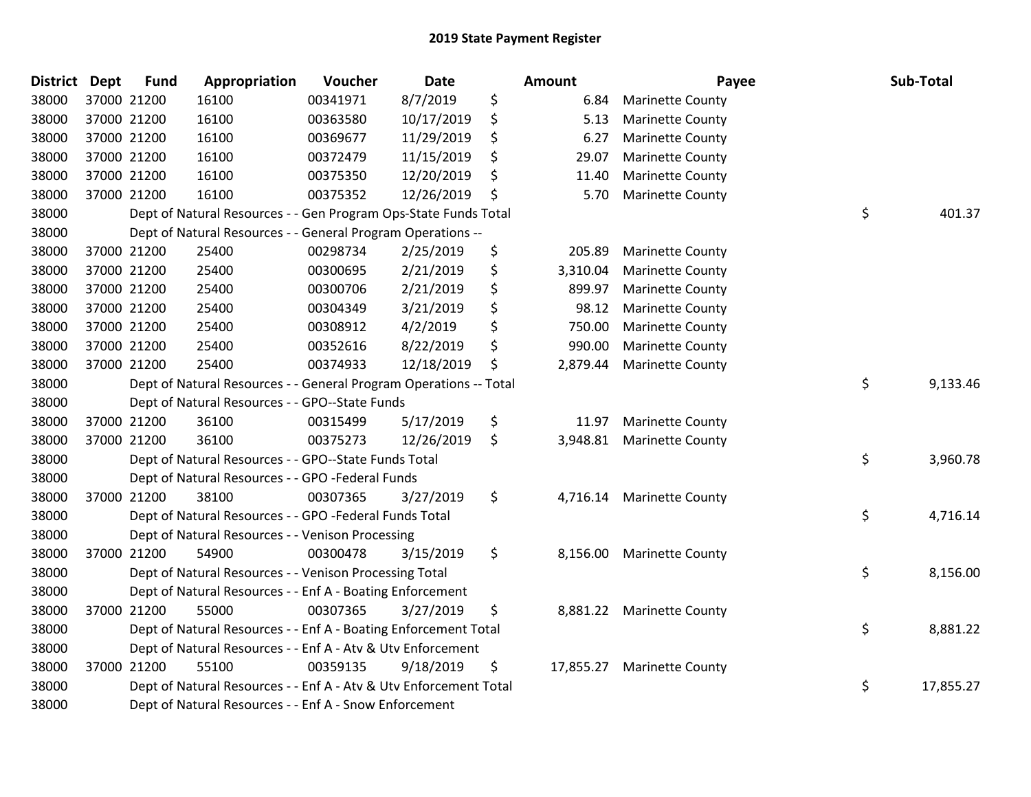# 2019 State Payment Register

| District | Dept | Fund | Appropriation | Voucher | Date | Amount | Payee | Sub-Total |
|---|---|---|---|---|---|---|---|---|
| 38000 | 37000 | 21200 | 16100 | 00341971 | 8/7/2019 | $ 6.84 | Marinette County | |
| 38000 | 37000 | 21200 | 16100 | 00363580 | 10/17/2019 | $ 5.13 | Marinette County | |
| 38000 | 37000 | 21200 | 16100 | 00369677 | 11/29/2019 | $ 6.27 | Marinette County | |
| 38000 | 37000 | 21200 | 16100 | 00372479 | 11/15/2019 | $ 29.07 | Marinette County | |
| 38000 | 37000 | 21200 | 16100 | 00375350 | 12/20/2019 | $ 11.40 | Marinette County | |
| 38000 | 37000 | 21200 | 16100 | 00375352 | 12/26/2019 | $ 5.70 | Marinette County | |
| 38000 | | | Dept of Natural Resources - - Gen Program Ops-State Funds Total | | | | | $ 401.37 |
| 38000 | | | Dept of Natural Resources - - General Program Operations -- | | | | | |
| 38000 | 37000 | 21200 | 25400 | 00298734 | 2/25/2019 | $ 205.89 | Marinette County | |
| 38000 | 37000 | 21200 | 25400 | 00300695 | 2/21/2019 | $ 3,310.04 | Marinette County | |
| 38000 | 37000 | 21200 | 25400 | 00300706 | 2/21/2019 | $ 899.97 | Marinette County | |
| 38000 | 37000 | 21200 | 25400 | 00304349 | 3/21/2019 | $ 98.12 | Marinette County | |
| 38000 | 37000 | 21200 | 25400 | 00308912 | 4/2/2019 | $ 750.00 | Marinette County | |
| 38000 | 37000 | 21200 | 25400 | 00352616 | 8/22/2019 | $ 990.00 | Marinette County | |
| 38000 | 37000 | 21200 | 25400 | 00374933 | 12/18/2019 | $ 2,879.44 | Marinette County | |
| 38000 | | | Dept of Natural Resources - - General Program Operations -- Total | | | | | $ 9,133.46 |
| 38000 | | | Dept of Natural Resources - - GPO--State Funds | | | | | |
| 38000 | 37000 | 21200 | 36100 | 00315499 | 5/17/2019 | $ 11.97 | Marinette County | |
| 38000 | 37000 | 21200 | 36100 | 00375273 | 12/26/2019 | $ 3,948.81 | Marinette County | |
| 38000 | | | Dept of Natural Resources - - GPO--State Funds Total | | | | | $ 3,960.78 |
| 38000 | | | Dept of Natural Resources - - GPO -Federal Funds | | | | | |
| 38000 | 37000 | 21200 | 38100 | 00307365 | 3/27/2019 | $ 4,716.14 | Marinette County | |
| 38000 | | | Dept of Natural Resources - - GPO -Federal Funds Total | | | | | $ 4,716.14 |
| 38000 | | | Dept of Natural Resources - - Venison Processing | | | | | |
| 38000 | 37000 | 21200 | 54900 | 00300478 | 3/15/2019 | $ 8,156.00 | Marinette County | |
| 38000 | | | Dept of Natural Resources - - Venison Processing Total | | | | | $ 8,156.00 |
| 38000 | | | Dept of Natural Resources - - Enf A - Boating Enforcement | | | | | |
| 38000 | 37000 | 21200 | 55000 | 00307365 | 3/27/2019 | $ 8,881.22 | Marinette County | |
| 38000 | | | Dept of Natural Resources - - Enf A - Boating Enforcement Total | | | | | $ 8,881.22 |
| 38000 | | | Dept of Natural Resources - - Enf A - Atv & Utv Enforcement | | | | | |
| 38000 | 37000 | 21200 | 55100 | 00359135 | 9/18/2019 | $ 17,855.27 | Marinette County | |
| 38000 | | | Dept of Natural Resources - - Enf A - Atv & Utv Enforcement Total | | | | | $ 17,855.27 |
| 38000 | | | Dept of Natural Resources - - Enf A - Snow Enforcement | | | | | |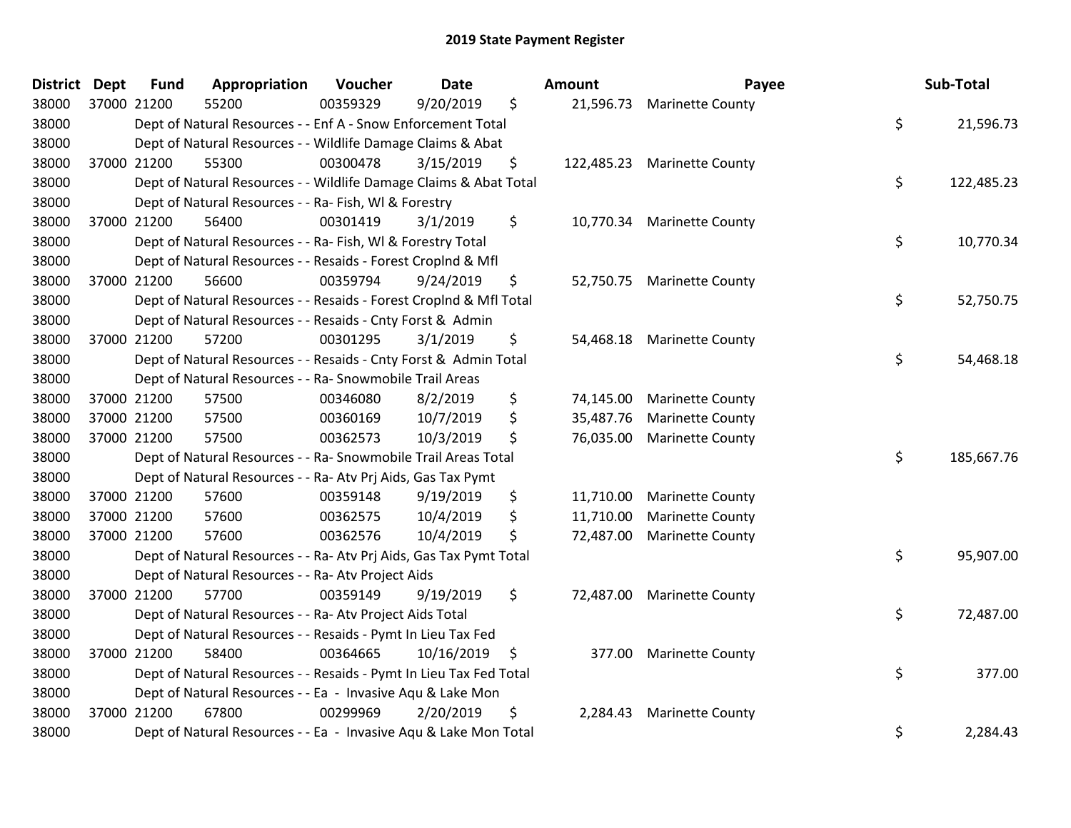# 2019 State Payment Register

| District | Dept | Fund | Appropriation | Voucher | Date | Amount | Payee | Sub-Total |
|---|---|---|---|---|---|---|---|---|
| 38000 | 37000 | 21200 | 55200 | 00359329 | 9/20/2019 | $ 21,596.73 | Marinette County | |
| 38000 | | | Dept of Natural Resources - - Enf A - Snow Enforcement Total | | | | | $ 21,596.73 |
| 38000 | | | Dept of Natural Resources - - Wildlife Damage Claims & Abat | | | | | |
| 38000 | 37000 | 21200 | 55300 | 00300478 | 3/15/2019 | $ 122,485.23 | Marinette County | |
| 38000 | | | Dept of Natural Resources - - Wildlife Damage Claims & Abat Total | | | | | $ 122,485.23 |
| 38000 | | | Dept of Natural Resources - - Ra- Fish, Wl & Forestry | | | | | |
| 38000 | 37000 | 21200 | 56400 | 00301419 | 3/1/2019 | $ 10,770.34 | Marinette County | |
| 38000 | | | Dept of Natural Resources - - Ra- Fish, Wl & Forestry Total | | | | | $ 10,770.34 |
| 38000 | | | Dept of Natural Resources - - Resaids - Forest Croplnd & Mfl | | | | | |
| 38000 | 37000 | 21200 | 56600 | 00359794 | 9/24/2019 | $ 52,750.75 | Marinette County | |
| 38000 | | | Dept of Natural Resources - - Resaids - Forest Croplnd & Mfl Total | | | | | $ 52,750.75 |
| 38000 | | | Dept of Natural Resources - - Resaids - Cnty Forst & Admin | | | | | |
| 38000 | 37000 | 21200 | 57200 | 00301295 | 3/1/2019 | $ 54,468.18 | Marinette County | |
| 38000 | | | Dept of Natural Resources - - Resaids - Cnty Forst & Admin Total | | | | | $ 54,468.18 |
| 38000 | | | Dept of Natural Resources - - Ra- Snowmobile Trail Areas | | | | | |
| 38000 | 37000 | 21200 | 57500 | 00346080 | 8/2/2019 | $ 74,145.00 | Marinette County | |
| 38000 | 37000 | 21200 | 57500 | 00360169 | 10/7/2019 | $ 35,487.76 | Marinette County | |
| 38000 | 37000 | 21200 | 57500 | 00362573 | 10/3/2019 | $ 76,035.00 | Marinette County | |
| 38000 | | | Dept of Natural Resources - - Ra- Snowmobile Trail Areas Total | | | | | $ 185,667.76 |
| 38000 | | | Dept of Natural Resources - - Ra- Atv Prj Aids, Gas Tax Pymt | | | | | |
| 38000 | 37000 | 21200 | 57600 | 00359148 | 9/19/2019 | $ 11,710.00 | Marinette County | |
| 38000 | 37000 | 21200 | 57600 | 00362575 | 10/4/2019 | $ 11,710.00 | Marinette County | |
| 38000 | 37000 | 21200 | 57600 | 00362576 | 10/4/2019 | $ 72,487.00 | Marinette County | |
| 38000 | | | Dept of Natural Resources - - Ra- Atv Prj Aids, Gas Tax Pymt Total | | | | | $ 95,907.00 |
| 38000 | | | Dept of Natural Resources - - Ra- Atv Project Aids | | | | | |
| 38000 | 37000 | 21200 | 57700 | 00359149 | 9/19/2019 | $ 72,487.00 | Marinette County | |
| 38000 | | | Dept of Natural Resources - - Ra- Atv Project Aids Total | | | | | $ 72,487.00 |
| 38000 | | | Dept of Natural Resources - - Resaids - Pymt In Lieu Tax Fed | | | | | |
| 38000 | 37000 | 21200 | 58400 | 00364665 | 10/16/2019 | $ 377.00 | Marinette County | |
| 38000 | | | Dept of Natural Resources - - Resaids - Pymt In Lieu Tax Fed Total | | | | | $ 377.00 |
| 38000 | | | Dept of Natural Resources - - Ea - Invasive Aqu & Lake Mon | | | | | |
| 38000 | 37000 | 21200 | 67800 | 00299969 | 2/20/2019 | $ 2,284.43 | Marinette County | |
| 38000 | | | Dept of Natural Resources - - Ea - Invasive Aqu & Lake Mon Total | | | | | $ 2,284.43 |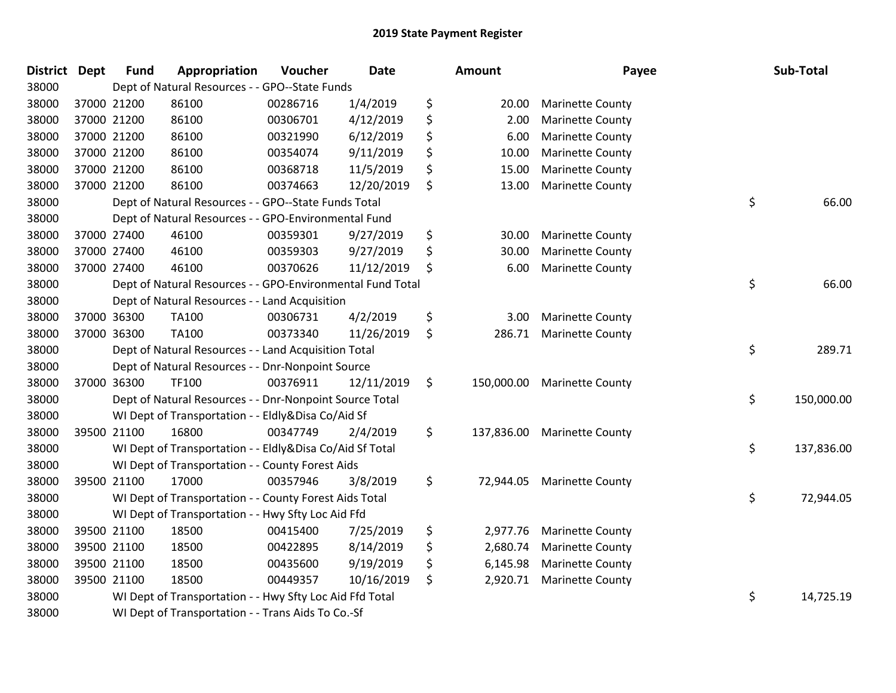# 2019 State Payment Register

| District | Dept | Fund | Appropriation | Voucher | Date | Amount | Payee | Sub-Total |
|---|---|---|---|---|---|---|---|---|
| 38000 | | Dept of Natural Resources - - GPO--State Funds | | | | | | |
| 38000 | 37000 | 21200 | 86100 | 00286716 | 1/4/2019 | $ 20.00 | Marinette County | |
| 38000 | 37000 | 21200 | 86100 | 00306701 | 4/12/2019 | $ 2.00 | Marinette County | |
| 38000 | 37000 | 21200 | 86100 | 00321990 | 6/12/2019 | $ 6.00 | Marinette County | |
| 38000 | 37000 | 21200 | 86100 | 00354074 | 9/11/2019 | $ 10.00 | Marinette County | |
| 38000 | 37000 | 21200 | 86100 | 00368718 | 11/5/2019 | $ 15.00 | Marinette County | |
| 38000 | 37000 | 21200 | 86100 | 00374663 | 12/20/2019 | $ 13.00 | Marinette County | |
| 38000 | | Dept of Natural Resources - - GPO--State Funds Total | | | | | | $ 66.00 |
| 38000 | | Dept of Natural Resources - - GPO-Environmental Fund | | | | | | |
| 38000 | 37000 | 27400 | 46100 | 00359301 | 9/27/2019 | $ 30.00 | Marinette County | |
| 38000 | 37000 | 27400 | 46100 | 00359303 | 9/27/2019 | $ 30.00 | Marinette County | |
| 38000 | 37000 | 27400 | 46100 | 00370626 | 11/12/2019 | $ 6.00 | Marinette County | |
| 38000 | | Dept of Natural Resources - - GPO-Environmental Fund Total | | | | | | $ 66.00 |
| 38000 | | Dept of Natural Resources - - Land Acquisition | | | | | | |
| 38000 | 37000 | 36300 | TA100 | 00306731 | 4/2/2019 | $ 3.00 | Marinette County | |
| 38000 | 37000 | 36300 | TA100 | 00373340 | 11/26/2019 | $ 286.71 | Marinette County | |
| 38000 | | Dept of Natural Resources - - Land Acquisition Total | | | | | | $ 289.71 |
| 38000 | | Dept of Natural Resources - - Dnr-Nonpoint Source | | | | | | |
| 38000 | 37000 | 36300 | TF100 | 00376911 | 12/11/2019 | $ 150,000.00 | Marinette County | |
| 38000 | | Dept of Natural Resources - - Dnr-Nonpoint Source Total | | | | | | $ 150,000.00 |
| 38000 | | WI Dept of Transportation - - Eldly&Disa Co/Aid Sf | | | | | | |
| 38000 | 39500 | 21100 | 16800 | 00347749 | 2/4/2019 | $ 137,836.00 | Marinette County | |
| 38000 | | WI Dept of Transportation - - Eldly&Disa Co/Aid Sf Total | | | | | | $ 137,836.00 |
| 38000 | | WI Dept of Transportation - - County Forest Aids | | | | | | |
| 38000 | 39500 | 21100 | 17000 | 00357946 | 3/8/2019 | $ 72,944.05 | Marinette County | |
| 38000 | | WI Dept of Transportation - - County Forest Aids Total | | | | | | $ 72,944.05 |
| 38000 | | WI Dept of Transportation - - Hwy Sfty Loc Aid Ffd | | | | | | |
| 38000 | 39500 | 21100 | 18500 | 00415400 | 7/25/2019 | $ 2,977.76 | Marinette County | |
| 38000 | 39500 | 21100 | 18500 | 00422895 | 8/14/2019 | $ 2,680.74 | Marinette County | |
| 38000 | 39500 | 21100 | 18500 | 00435600 | 9/19/2019 | $ 6,145.98 | Marinette County | |
| 38000 | 39500 | 21100 | 18500 | 00449357 | 10/16/2019 | $ 2,920.71 | Marinette County | |
| 38000 | | WI Dept of Transportation - - Hwy Sfty Loc Aid Ffd Total | | | | | | $ 14,725.19 |
| 38000 | | WI Dept of Transportation - - Trans Aids To Co.-Sf | | | | | | |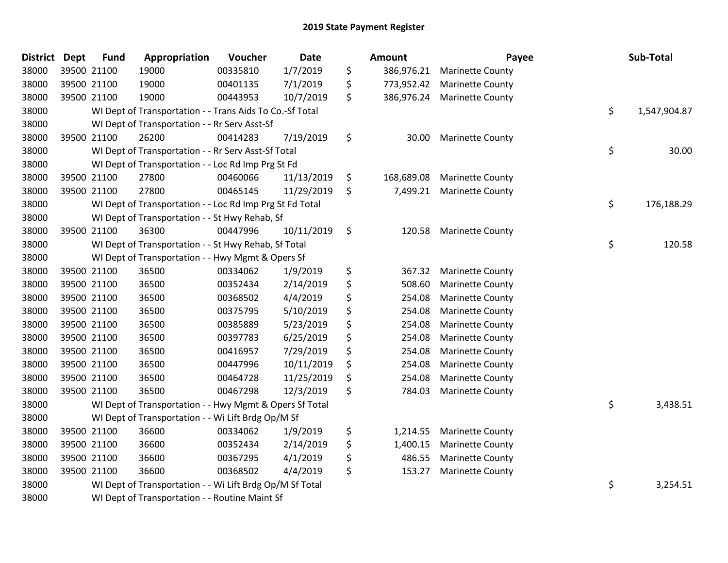# 2019 State Payment Register

| District | Dept | Fund | Appropriation | Voucher | Date | Amount | Payee | Sub-Total |
|---|---|---|---|---|---|---|---|---|
| 38000 | 39500 | 21100 | 19000 | 00335810 | 1/7/2019 | $ 386,976.21 | Marinette County | |
| 38000 | 39500 | 21100 | 19000 | 00401135 | 7/1/2019 | $ 773,952.42 | Marinette County | |
| 38000 | 39500 | 21100 | 19000 | 00443953 | 10/7/2019 | $ 386,976.24 | Marinette County | |
| 38000 | | WI Dept of Transportation - - Trans Aids To Co.-Sf Total | | | | | | $ 1,547,904.87 |
| 38000 | | WI Dept of Transportation - - Rr Serv Asst-Sf | | | | | | |
| 38000 | 39500 | 21100 | 26200 | 00414283 | 7/19/2019 | $ 30.00 | Marinette County | |
| 38000 | | WI Dept of Transportation - - Rr Serv Asst-Sf Total | | | | | | $ 30.00 |
| 38000 | | WI Dept of Transportation - - Loc Rd Imp Prg St Fd | | | | | | |
| 38000 | 39500 | 21100 | 27800 | 00460066 | 11/13/2019 | $ 168,689.08 | Marinette County | |
| 38000 | 39500 | 21100 | 27800 | 00465145 | 11/29/2019 | $ 7,499.21 | Marinette County | |
| 38000 | | WI Dept of Transportation - - Loc Rd Imp Prg St Fd Total | | | | | | $ 176,188.29 |
| 38000 | | WI Dept of Transportation - - St Hwy Rehab, Sf | | | | | | |
| 38000 | 39500 | 21100 | 36300 | 00447996 | 10/11/2019 | $ 120.58 | Marinette County | |
| 38000 | | WI Dept of Transportation - - St Hwy Rehab, Sf Total | | | | | | $ 120.58 |
| 38000 | | WI Dept of Transportation - - Hwy Mgmt & Opers Sf | | | | | | |
| 38000 | 39500 | 21100 | 36500 | 00334062 | 1/9/2019 | $ 367.32 | Marinette County | |
| 38000 | 39500 | 21100 | 36500 | 00352434 | 2/14/2019 | $ 508.60 | Marinette County | |
| 38000 | 39500 | 21100 | 36500 | 00368502 | 4/4/2019 | $ 254.08 | Marinette County | |
| 38000 | 39500 | 21100 | 36500 | 00375795 | 5/10/2019 | $ 254.08 | Marinette County | |
| 38000 | 39500 | 21100 | 36500 | 00385889 | 5/23/2019 | $ 254.08 | Marinette County | |
| 38000 | 39500 | 21100 | 36500 | 00397783 | 6/25/2019 | $ 254.08 | Marinette County | |
| 38000 | 39500 | 21100 | 36500 | 00416957 | 7/29/2019 | $ 254.08 | Marinette County | |
| 38000 | 39500 | 21100 | 36500 | 00447996 | 10/11/2019 | $ 254.08 | Marinette County | |
| 38000 | 39500 | 21100 | 36500 | 00464728 | 11/25/2019 | $ 254.08 | Marinette County | |
| 38000 | 39500 | 21100 | 36500 | 00467298 | 12/3/2019 | $ 784.03 | Marinette County | |
| 38000 | | WI Dept of Transportation - - Hwy Mgmt & Opers Sf Total | | | | | | $ 3,438.51 |
| 38000 | | WI Dept of Transportation - - Wi Lift Brdg Op/M Sf | | | | | | |
| 38000 | 39500 | 21100 | 36600 | 00334062 | 1/9/2019 | $ 1,214.55 | Marinette County | |
| 38000 | 39500 | 21100 | 36600 | 00352434 | 2/14/2019 | $ 1,400.15 | Marinette County | |
| 38000 | 39500 | 21100 | 36600 | 00367295 | 4/1/2019 | $ 486.55 | Marinette County | |
| 38000 | 39500 | 21100 | 36600 | 00368502 | 4/4/2019 | $ 153.27 | Marinette County | |
| 38000 | | WI Dept of Transportation - - Wi Lift Brdg Op/M Sf Total | | | | | | $ 3,254.51 |
| 38000 | | WI Dept of Transportation - - Routine Maint Sf | | | | | | |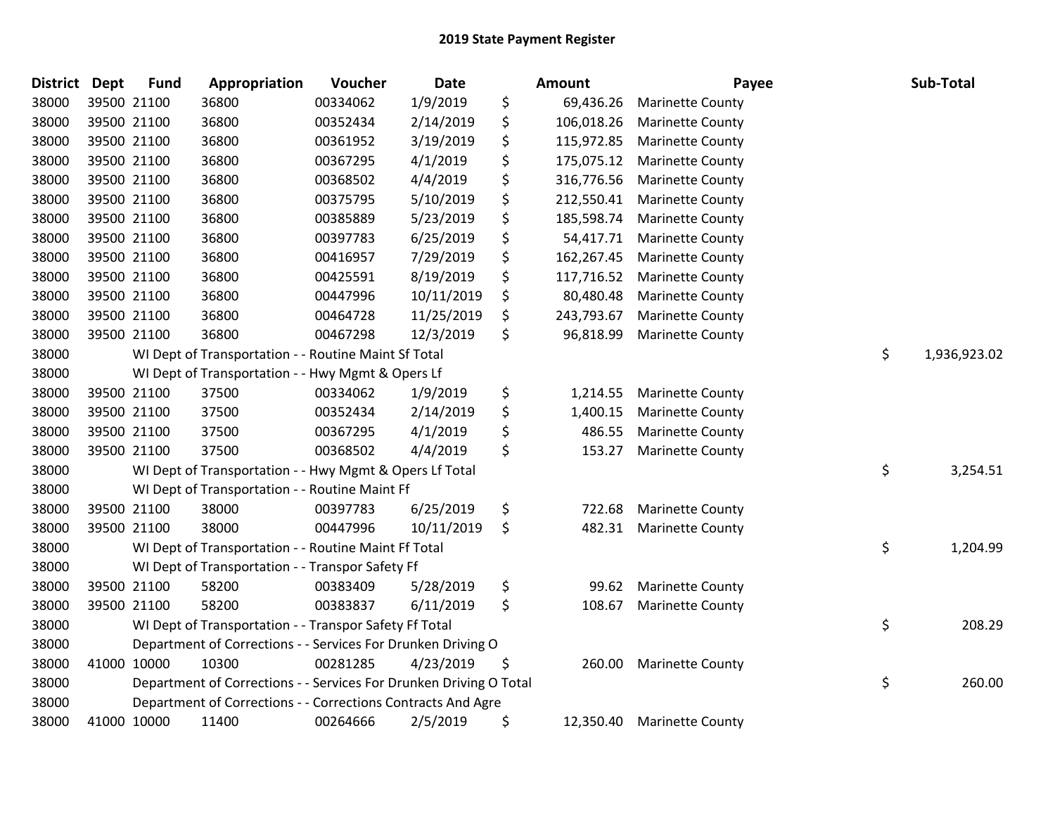# 2019 State Payment Register

| District | Dept | Fund | Appropriation | Voucher | Date | Amount | Payee | Sub-Total |
|---|---|---|---|---|---|---|---|---|
| 38000 | 39500 | 21100 | 36800 | 00334062 | 1/9/2019 | $ 69,436.26 | Marinette County | |
| 38000 | 39500 | 21100 | 36800 | 00352434 | 2/14/2019 | $ 106,018.26 | Marinette County | |
| 38000 | 39500 | 21100 | 36800 | 00361952 | 3/19/2019 | $ 115,972.85 | Marinette County | |
| 38000 | 39500 | 21100 | 36800 | 00367295 | 4/1/2019 | $ 175,075.12 | Marinette County | |
| 38000 | 39500 | 21100 | 36800 | 00368502 | 4/4/2019 | $ 316,776.56 | Marinette County | |
| 38000 | 39500 | 21100 | 36800 | 00375795 | 5/10/2019 | $ 212,550.41 | Marinette County | |
| 38000 | 39500 | 21100 | 36800 | 00385889 | 5/23/2019 | $ 185,598.74 | Marinette County | |
| 38000 | 39500 | 21100 | 36800 | 00397783 | 6/25/2019 | $ 54,417.71 | Marinette County | |
| 38000 | 39500 | 21100 | 36800 | 00416957 | 7/29/2019 | $ 162,267.45 | Marinette County | |
| 38000 | 39500 | 21100 | 36800 | 00425591 | 8/19/2019 | $ 117,716.52 | Marinette County | |
| 38000 | 39500 | 21100 | 36800 | 00447996 | 10/11/2019 | $ 80,480.48 | Marinette County | |
| 38000 | 39500 | 21100 | 36800 | 00464728 | 11/25/2019 | $ 243,793.67 | Marinette County | |
| 38000 | 39500 | 21100 | 36800 | 00467298 | 12/3/2019 | $ 96,818.99 | Marinette County | |
| 38000 | | | WI Dept of Transportation - - Routine Maint Sf Total | | | | | $ 1,936,923.02 |
| 38000 | | | WI Dept of Transportation - - Hwy Mgmt & Opers Lf | | | | | |
| 38000 | 39500 | 21100 | 37500 | 00334062 | 1/9/2019 | $ 1,214.55 | Marinette County | |
| 38000 | 39500 | 21100 | 37500 | 00352434 | 2/14/2019 | $ 1,400.15 | Marinette County | |
| 38000 | 39500 | 21100 | 37500 | 00367295 | 4/1/2019 | $ 486.55 | Marinette County | |
| 38000 | 39500 | 21100 | 37500 | 00368502 | 4/4/2019 | $ 153.27 | Marinette County | |
| 38000 | | | WI Dept of Transportation - - Hwy Mgmt & Opers Lf Total | | | | | $ 3,254.51 |
| 38000 | | | WI Dept of Transportation - - Routine Maint Ff | | | | | |
| 38000 | 39500 | 21100 | 38000 | 00397783 | 6/25/2019 | $ 722.68 | Marinette County | |
| 38000 | 39500 | 21100 | 38000 | 00447996 | 10/11/2019 | $ 482.31 | Marinette County | |
| 38000 | | | WI Dept of Transportation - - Routine Maint Ff Total | | | | | $ 1,204.99 |
| 38000 | | | WI Dept of Transportation - - Transpor Safety Ff | | | | | |
| 38000 | 39500 | 21100 | 58200 | 00383409 | 5/28/2019 | $ 99.62 | Marinette County | |
| 38000 | 39500 | 21100 | 58200 | 00383837 | 6/11/2019 | $ 108.67 | Marinette County | |
| 38000 | | | WI Dept of Transportation - - Transpor Safety Ff Total | | | | | $ 208.29 |
| 38000 | | | Department of Corrections - - Services For Drunken Driving O | | | | | |
| 38000 | 41000 | 10000 | 10300 | 00281285 | 4/23/2019 | $ 260.00 | Marinette County | |
| 38000 | | | Department of Corrections - - Services For Drunken Driving O Total | | | | | $ 260.00 |
| 38000 | | | Department of Corrections - - Corrections Contracts And Agre | | | | | |
| 38000 | 41000 | 10000 | 11400 | 00264666 | 2/5/2019 | $ 12,350.40 | Marinette County | |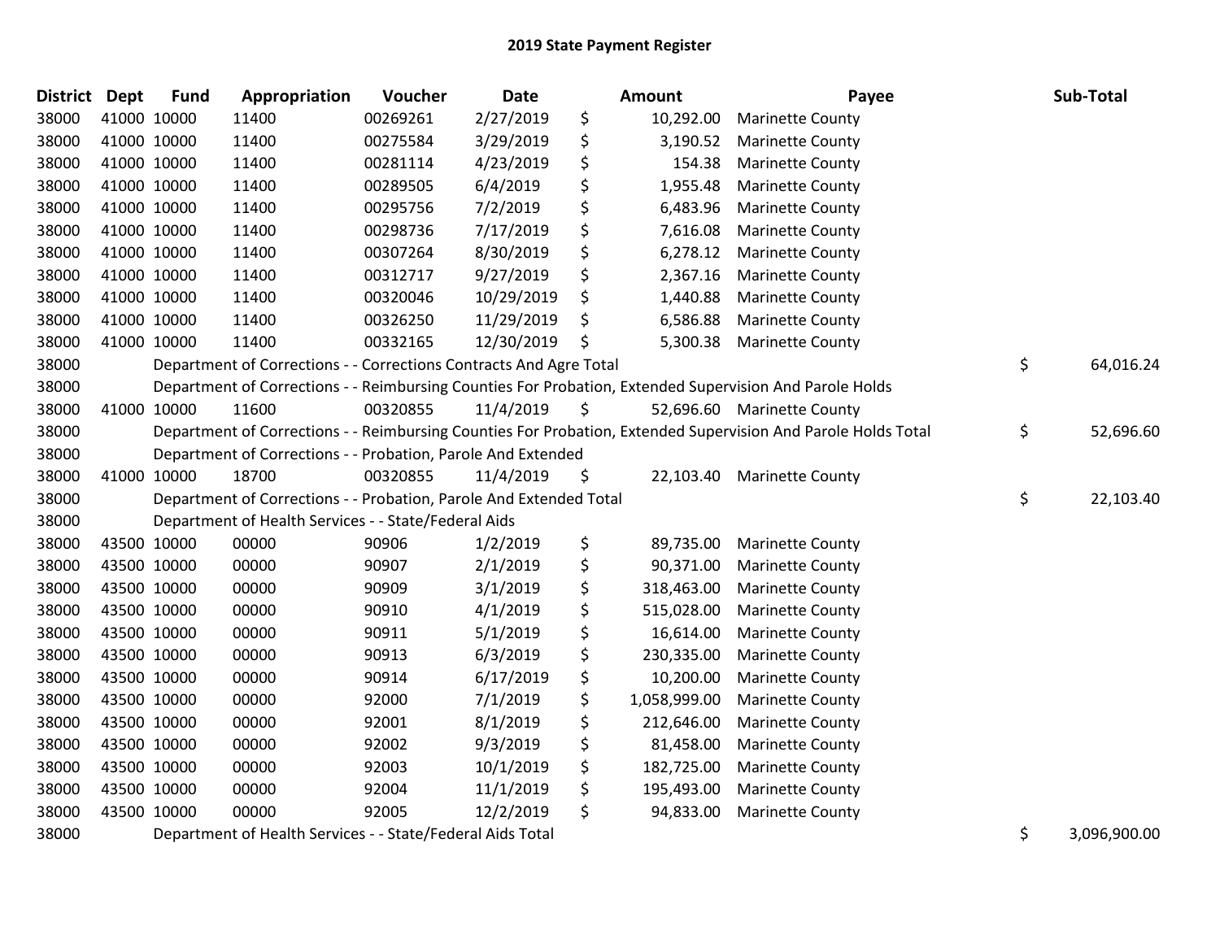# 2019 State Payment Register

| District | Dept | Fund | Appropriation | Voucher | Date | Amount | Payee | Sub-Total |
|---|---|---|---|---|---|---|---|---|
| 38000 | 41000 | 10000 | 11400 | 00269261 | 2/27/2019 | $ 10,292.00 | Marinette County | |
| 38000 | 41000 | 10000 | 11400 | 00275584 | 3/29/2019 | $ 3,190.52 | Marinette County | |
| 38000 | 41000 | 10000 | 11400 | 00281114 | 4/23/2019 | $ 154.38 | Marinette County | |
| 38000 | 41000 | 10000 | 11400 | 00289505 | 6/4/2019 | $ 1,955.48 | Marinette County | |
| 38000 | 41000 | 10000 | 11400 | 00295756 | 7/2/2019 | $ 6,483.96 | Marinette County | |
| 38000 | 41000 | 10000 | 11400 | 00298736 | 7/17/2019 | $ 7,616.08 | Marinette County | |
| 38000 | 41000 | 10000 | 11400 | 00307264 | 8/30/2019 | $ 6,278.12 | Marinette County | |
| 38000 | 41000 | 10000 | 11400 | 00312717 | 9/27/2019 | $ 2,367.16 | Marinette County | |
| 38000 | 41000 | 10000 | 11400 | 00320046 | 10/29/2019 | $ 1,440.88 | Marinette County | |
| 38000 | 41000 | 10000 | 11400 | 00326250 | 11/29/2019 | $ 6,586.88 | Marinette County | |
| 38000 | 41000 | 10000 | 11400 | 00332165 | 12/30/2019 | $ 5,300.38 | Marinette County | |
| 38000 | | Department of Corrections - - Corrections Contracts And Agre Total | | | | | | $ 64,016.24 |
| 38000 | | Department of Corrections - - Reimbursing Counties For Probation, Extended Supervision And Parole Holds | | | | | | |
| 38000 | 41000 | 10000 | 11600 | 00320855 | 11/4/2019 | $ 52,696.60 | Marinette County | |
| 38000 | | Department of Corrections - - Reimbursing Counties For Probation, Extended Supervision And Parole Holds Total | | | | | | $ 52,696.60 |
| 38000 | | Department of Corrections - - Probation, Parole And Extended | | | | | | |
| 38000 | 41000 | 10000 | 18700 | 00320855 | 11/4/2019 | $ 22,103.40 | Marinette County | |
| 38000 | | Department of Corrections - - Probation, Parole And Extended Total | | | | | | $ 22,103.40 |
| 38000 | | Department of Health Services - - State/Federal Aids | | | | | | |
| 38000 | 43500 | 10000 | 00000 | 90906 | 1/2/2019 | $ 89,735.00 | Marinette County | |
| 38000 | 43500 | 10000 | 00000 | 90907 | 2/1/2019 | $ 90,371.00 | Marinette County | |
| 38000 | 43500 | 10000 | 00000 | 90909 | 3/1/2019 | $ 318,463.00 | Marinette County | |
| 38000 | 43500 | 10000 | 00000 | 90910 | 4/1/2019 | $ 515,028.00 | Marinette County | |
| 38000 | 43500 | 10000 | 00000 | 90911 | 5/1/2019 | $ 16,614.00 | Marinette County | |
| 38000 | 43500 | 10000 | 00000 | 90913 | 6/3/2019 | $ 230,335.00 | Marinette County | |
| 38000 | 43500 | 10000 | 00000 | 90914 | 6/17/2019 | $ 10,200.00 | Marinette County | |
| 38000 | 43500 | 10000 | 00000 | 92000 | 7/1/2019 | $ 1,058,999.00 | Marinette County | |
| 38000 | 43500 | 10000 | 00000 | 92001 | 8/1/2019 | $ 212,646.00 | Marinette County | |
| 38000 | 43500 | 10000 | 00000 | 92002 | 9/3/2019 | $ 81,458.00 | Marinette County | |
| 38000 | 43500 | 10000 | 00000 | 92003 | 10/1/2019 | $ 182,725.00 | Marinette County | |
| 38000 | 43500 | 10000 | 00000 | 92004 | 11/1/2019 | $ 195,493.00 | Marinette County | |
| 38000 | 43500 | 10000 | 00000 | 92005 | 12/2/2019 | $ 94,833.00 | Marinette County | |
| 38000 | | Department of Health Services - - State/Federal Aids Total | | | | | | $ 3,096,900.00 |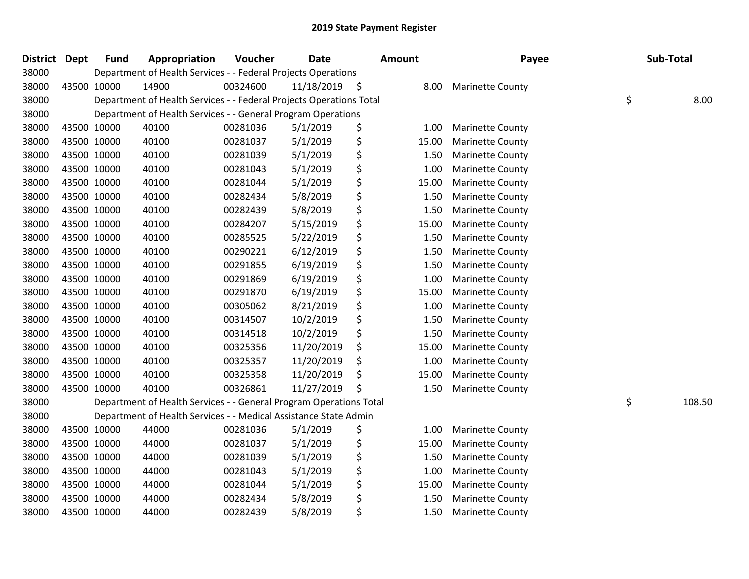## 2019 State Payment Register

| District | Dept | Fund | Appropriation | Voucher | Date | Amount | Payee | Sub-Total |
|---|---|---|---|---|---|---|---|---|
| 38000 | | Department of Health Services - - Federal Projects Operations | | | | | | |
| 38000 | 43500 | 10000 | 14900 | 00324600 | 11/18/2019 | $ 8.00 | Marinette County | |
| 38000 | | Department of Health Services - - Federal Projects Operations Total | | | | | | $ 8.00 |
| 38000 | | Department of Health Services - - General Program Operations | | | | | | |
| 38000 | 43500 | 10000 | 40100 | 00281036 | 5/1/2019 | $ 1.00 | Marinette County | |
| 38000 | 43500 | 10000 | 40100 | 00281037 | 5/1/2019 | $ 15.00 | Marinette County | |
| 38000 | 43500 | 10000 | 40100 | 00281039 | 5/1/2019 | $ 1.50 | Marinette County | |
| 38000 | 43500 | 10000 | 40100 | 00281043 | 5/1/2019 | $ 1.00 | Marinette County | |
| 38000 | 43500 | 10000 | 40100 | 00281044 | 5/1/2019 | $ 15.00 | Marinette County | |
| 38000 | 43500 | 10000 | 40100 | 00282434 | 5/8/2019 | $ 1.50 | Marinette County | |
| 38000 | 43500 | 10000 | 40100 | 00282439 | 5/8/2019 | $ 1.50 | Marinette County | |
| 38000 | 43500 | 10000 | 40100 | 00284207 | 5/15/2019 | $ 15.00 | Marinette County | |
| 38000 | 43500 | 10000 | 40100 | 00285525 | 5/22/2019 | $ 1.50 | Marinette County | |
| 38000 | 43500 | 10000 | 40100 | 00290221 | 6/12/2019 | $ 1.50 | Marinette County | |
| 38000 | 43500 | 10000 | 40100 | 00291855 | 6/19/2019 | $ 1.50 | Marinette County | |
| 38000 | 43500 | 10000 | 40100 | 00291869 | 6/19/2019 | $ 1.00 | Marinette County | |
| 38000 | 43500 | 10000 | 40100 | 00291870 | 6/19/2019 | $ 15.00 | Marinette County | |
| 38000 | 43500 | 10000 | 40100 | 00305062 | 8/21/2019 | $ 1.00 | Marinette County | |
| 38000 | 43500 | 10000 | 40100 | 00314507 | 10/2/2019 | $ 1.50 | Marinette County | |
| 38000 | 43500 | 10000 | 40100 | 00314518 | 10/2/2019 | $ 1.50 | Marinette County | |
| 38000 | 43500 | 10000 | 40100 | 00325356 | 11/20/2019 | $ 15.00 | Marinette County | |
| 38000 | 43500 | 10000 | 40100 | 00325357 | 11/20/2019 | $ 1.00 | Marinette County | |
| 38000 | 43500 | 10000 | 40100 | 00325358 | 11/20/2019 | $ 15.00 | Marinette County | |
| 38000 | 43500 | 10000 | 40100 | 00326861 | 11/27/2019 | $ 1.50 | Marinette County | |
| 38000 | | Department of Health Services - - General Program Operations Total | | | | | | $ 108.50 |
| 38000 | | Department of Health Services - - Medical Assistance State Admin | | | | | | |
| 38000 | 43500 | 10000 | 44000 | 00281036 | 5/1/2019 | $ 1.00 | Marinette County | |
| 38000 | 43500 | 10000 | 44000 | 00281037 | 5/1/2019 | $ 15.00 | Marinette County | |
| 38000 | 43500 | 10000 | 44000 | 00281039 | 5/1/2019 | $ 1.50 | Marinette County | |
| 38000 | 43500 | 10000 | 44000 | 00281043 | 5/1/2019 | $ 1.00 | Marinette County | |
| 38000 | 43500 | 10000 | 44000 | 00281044 | 5/1/2019 | $ 15.00 | Marinette County | |
| 38000 | 43500 | 10000 | 44000 | 00282434 | 5/8/2019 | $ 1.50 | Marinette County | |
| 38000 | 43500 | 10000 | 44000 | 00282439 | 5/8/2019 | $ 1.50 | Marinette County | |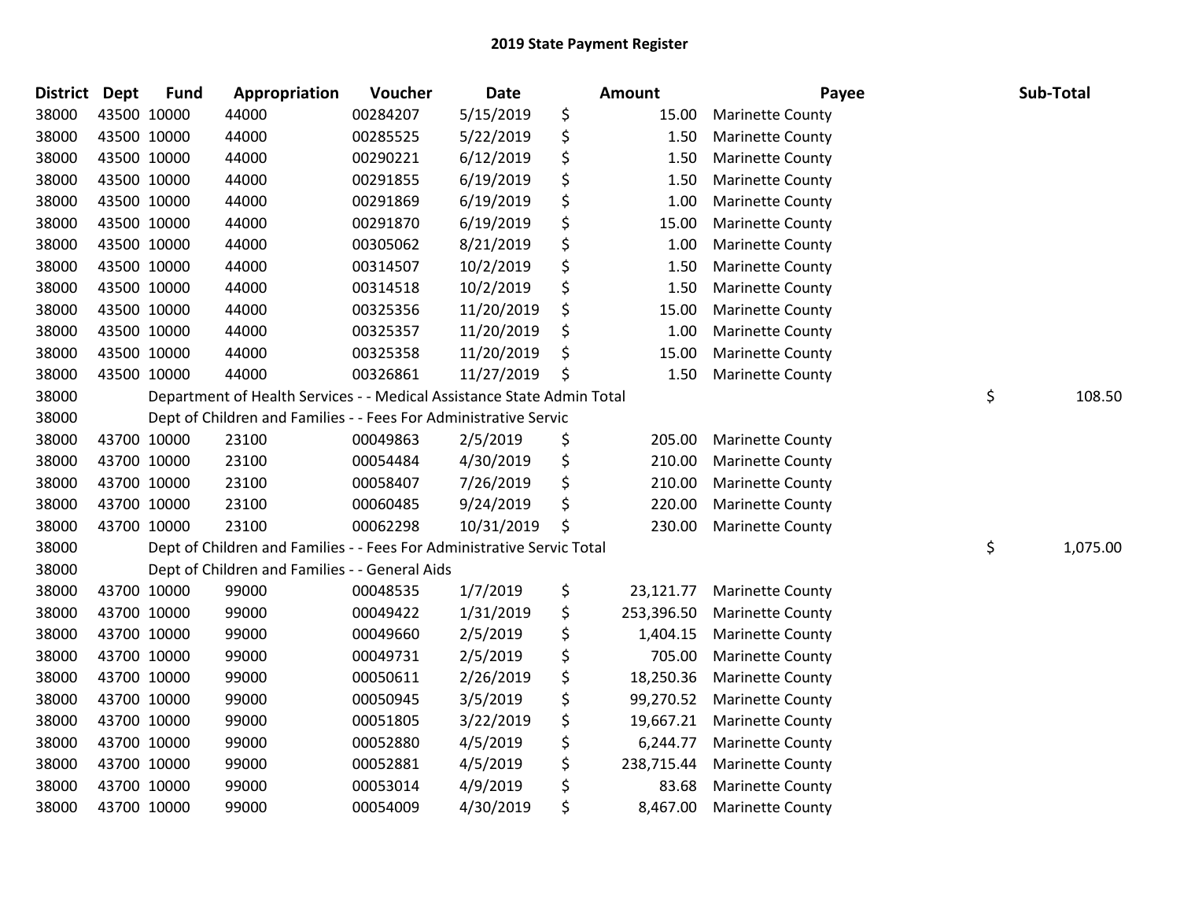# 2019 State Payment Register

| District | Dept | Fund | Appropriation | Voucher | Date | Amount | Payee | Sub-Total |
|---|---|---|---|---|---|---|---|---|
| 38000 | 43500 | 10000 | 44000 | 00284207 | 5/15/2019 | $ 15.00 | Marinette County | |
| 38000 | 43500 | 10000 | 44000 | 00285525 | 5/22/2019 | $ 1.50 | Marinette County | |
| 38000 | 43500 | 10000 | 44000 | 00290221 | 6/12/2019 | $ 1.50 | Marinette County | |
| 38000 | 43500 | 10000 | 44000 | 00291855 | 6/19/2019 | $ 1.50 | Marinette County | |
| 38000 | 43500 | 10000 | 44000 | 00291869 | 6/19/2019 | $ 1.00 | Marinette County | |
| 38000 | 43500 | 10000 | 44000 | 00291870 | 6/19/2019 | $ 15.00 | Marinette County | |
| 38000 | 43500 | 10000 | 44000 | 00305062 | 8/21/2019 | $ 1.00 | Marinette County | |
| 38000 | 43500 | 10000 | 44000 | 00314507 | 10/2/2019 | $ 1.50 | Marinette County | |
| 38000 | 43500 | 10000 | 44000 | 00314518 | 10/2/2019 | $ 1.50 | Marinette County | |
| 38000 | 43500 | 10000 | 44000 | 00325356 | 11/20/2019 | $ 15.00 | Marinette County | |
| 38000 | 43500 | 10000 | 44000 | 00325357 | 11/20/2019 | $ 1.00 | Marinette County | |
| 38000 | 43500 | 10000 | 44000 | 00325358 | 11/20/2019 | $ 15.00 | Marinette County | |
| 38000 | 43500 | 10000 | 44000 | 00326861 | 11/27/2019 | $ 1.50 | Marinette County | |
| 38000 | | Department of Health Services - - Medical Assistance State Admin Total | | | | | | $ 108.50 |
| 38000 | | Dept of Children and Families - - Fees For Administrative Servic | | | | | | |
| 38000 | 43700 | 10000 | 23100 | 00049863 | 2/5/2019 | $ 205.00 | Marinette County | |
| 38000 | 43700 | 10000 | 23100 | 00054484 | 4/30/2019 | $ 210.00 | Marinette County | |
| 38000 | 43700 | 10000 | 23100 | 00058407 | 7/26/2019 | $ 210.00 | Marinette County | |
| 38000 | 43700 | 10000 | 23100 | 00060485 | 9/24/2019 | $ 220.00 | Marinette County | |
| 38000 | 43700 | 10000 | 23100 | 00062298 | 10/31/2019 | $ 230.00 | Marinette County | |
| 38000 | | Dept of Children and Families - - Fees For Administrative Servic Total | | | | | | $ 1,075.00 |
| 38000 | | Dept of Children and Families - - General Aids | | | | | | |
| 38000 | 43700 | 10000 | 99000 | 00048535 | 1/7/2019 | $ 23,121.77 | Marinette County | |
| 38000 | 43700 | 10000 | 99000 | 00049422 | 1/31/2019 | $ 253,396.50 | Marinette County | |
| 38000 | 43700 | 10000 | 99000 | 00049660 | 2/5/2019 | $ 1,404.15 | Marinette County | |
| 38000 | 43700 | 10000 | 99000 | 00049731 | 2/5/2019 | $ 705.00 | Marinette County | |
| 38000 | 43700 | 10000 | 99000 | 00050611 | 2/26/2019 | $ 18,250.36 | Marinette County | |
| 38000 | 43700 | 10000 | 99000 | 00050945 | 3/5/2019 | $ 99,270.52 | Marinette County | |
| 38000 | 43700 | 10000 | 99000 | 00051805 | 3/22/2019 | $ 19,667.21 | Marinette County | |
| 38000 | 43700 | 10000 | 99000 | 00052880 | 4/5/2019 | $ 6,244.77 | Marinette County | |
| 38000 | 43700 | 10000 | 99000 | 00052881 | 4/5/2019 | $ 238,715.44 | Marinette County | |
| 38000 | 43700 | 10000 | 99000 | 00053014 | 4/9/2019 | $ 83.68 | Marinette County | |
| 38000 | 43700 | 10000 | 99000 | 00054009 | 4/30/2019 | $ 8,467.00 | Marinette County | |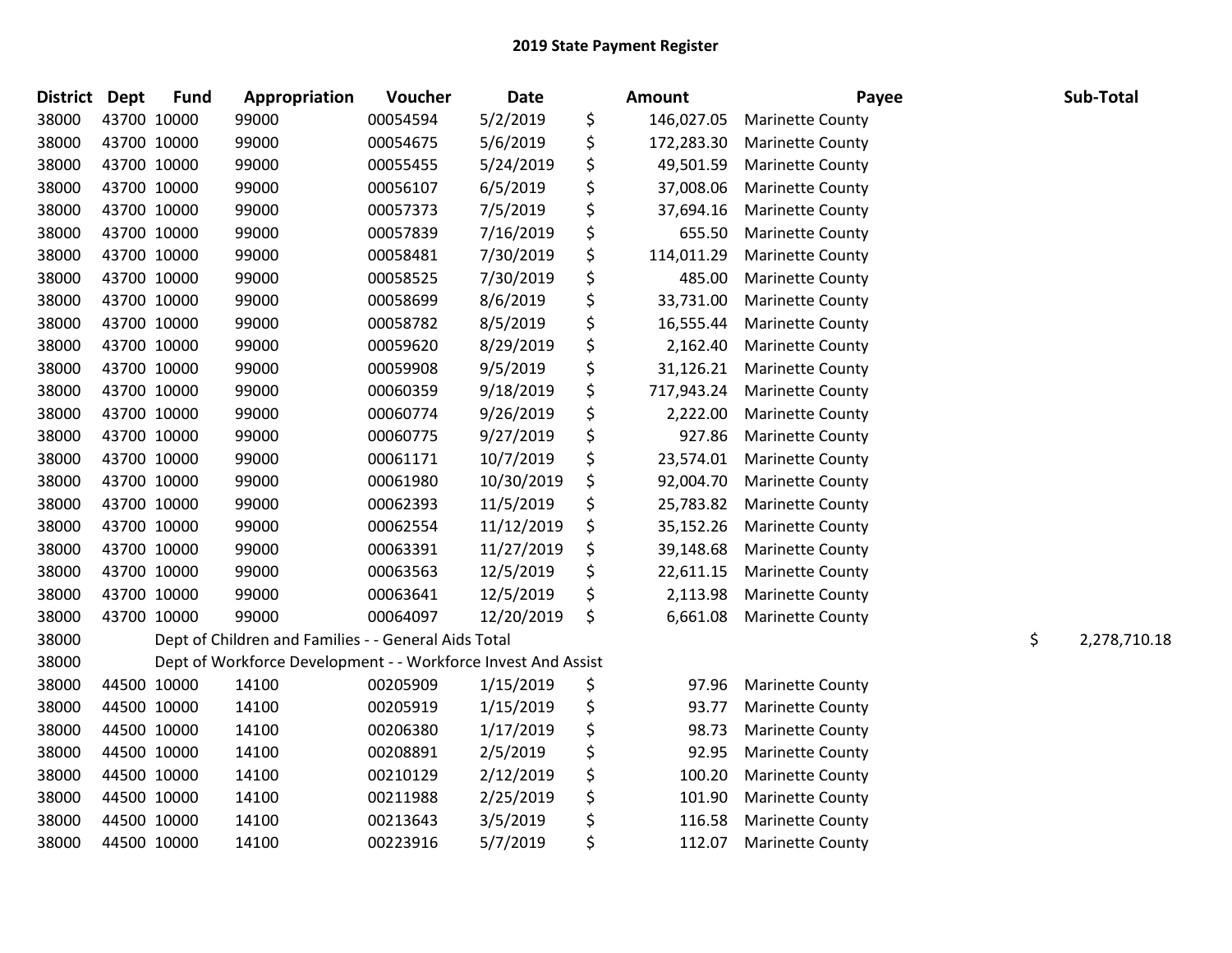# 2019 State Payment Register

| District | Dept | Fund | Appropriation | Voucher | Date | | Amount | Payee | | Sub-Total |
|---|---|---|---|---|---|---|---|---|---|---|
| 38000 | 43700 | 10000 | 99000 | 00054594 | 5/2/2019 | $ | 146,027.05 | Marinette County | | |
| 38000 | 43700 | 10000 | 99000 | 00054675 | 5/6/2019 | $ | 172,283.30 | Marinette County | | |
| 38000 | 43700 | 10000 | 99000 | 00055455 | 5/24/2019 | $ | 49,501.59 | Marinette County | | |
| 38000 | 43700 | 10000 | 99000 | 00056107 | 6/5/2019 | $ | 37,008.06 | Marinette County | | |
| 38000 | 43700 | 10000 | 99000 | 00057373 | 7/5/2019 | $ | 37,694.16 | Marinette County | | |
| 38000 | 43700 | 10000 | 99000 | 00057839 | 7/16/2019 | $ | 655.50 | Marinette County | | |
| 38000 | 43700 | 10000 | 99000 | 00058481 | 7/30/2019 | $ | 114,011.29 | Marinette County | | |
| 38000 | 43700 | 10000 | 99000 | 00058525 | 7/30/2019 | $ | 485.00 | Marinette County | | |
| 38000 | 43700 | 10000 | 99000 | 00058699 | 8/6/2019 | $ | 33,731.00 | Marinette County | | |
| 38000 | 43700 | 10000 | 99000 | 00058782 | 8/5/2019 | $ | 16,555.44 | Marinette County | | |
| 38000 | 43700 | 10000 | 99000 | 00059620 | 8/29/2019 | $ | 2,162.40 | Marinette County | | |
| 38000 | 43700 | 10000 | 99000 | 00059908 | 9/5/2019 | $ | 31,126.21 | Marinette County | | |
| 38000 | 43700 | 10000 | 99000 | 00060359 | 9/18/2019 | $ | 717,943.24 | Marinette County | | |
| 38000 | 43700 | 10000 | 99000 | 00060774 | 9/26/2019 | $ | 2,222.00 | Marinette County | | |
| 38000 | 43700 | 10000 | 99000 | 00060775 | 9/27/2019 | $ | 927.86 | Marinette County | | |
| 38000 | 43700 | 10000 | 99000 | 00061171 | 10/7/2019 | $ | 23,574.01 | Marinette County | | |
| 38000 | 43700 | 10000 | 99000 | 00061980 | 10/30/2019 | $ | 92,004.70 | Marinette County | | |
| 38000 | 43700 | 10000 | 99000 | 00062393 | 11/5/2019 | $ | 25,783.82 | Marinette County | | |
| 38000 | 43700 | 10000 | 99000 | 00062554 | 11/12/2019 | $ | 35,152.26 | Marinette County | | |
| 38000 | 43700 | 10000 | 99000 | 00063391 | 11/27/2019 | $ | 39,148.68 | Marinette County | | |
| 38000 | 43700 | 10000 | 99000 | 00063563 | 12/5/2019 | $ | 22,611.15 | Marinette County | | |
| 38000 | 43700 | 10000 | 99000 | 00063641 | 12/5/2019 | $ | 2,113.98 | Marinette County | | |
| 38000 | 43700 | 10000 | 99000 | 00064097 | 12/20/2019 | $ | 6,661.08 | Marinette County | | |
| 38000 | Dept of Children and Families - - General Aids Total | | | | | | | | $ | 2,278,710.18 |
| 38000 | Dept of Workforce Development - - Workforce Invest And Assist | | | | | | | | | |
| 38000 | 44500 | 10000 | 14100 | 00205909 | 1/15/2019 | $ | 97.96 | Marinette County | | |
| 38000 | 44500 | 10000 | 14100 | 00205919 | 1/15/2019 | $ | 93.77 | Marinette County | | |
| 38000 | 44500 | 10000 | 14100 | 00206380 | 1/17/2019 | $ | 98.73 | Marinette County | | |
| 38000 | 44500 | 10000 | 14100 | 00208891 | 2/5/2019 | $ | 92.95 | Marinette County | | |
| 38000 | 44500 | 10000 | 14100 | 00210129 | 2/12/2019 | $ | 100.20 | Marinette County | | |
| 38000 | 44500 | 10000 | 14100 | 00211988 | 2/25/2019 | $ | 101.90 | Marinette County | | |
| 38000 | 44500 | 10000 | 14100 | 00213643 | 3/5/2019 | $ | 116.58 | Marinette County | | |
| 38000 | 44500 | 10000 | 14100 | 00223916 | 5/7/2019 | $ | 112.07 | Marinette County | | |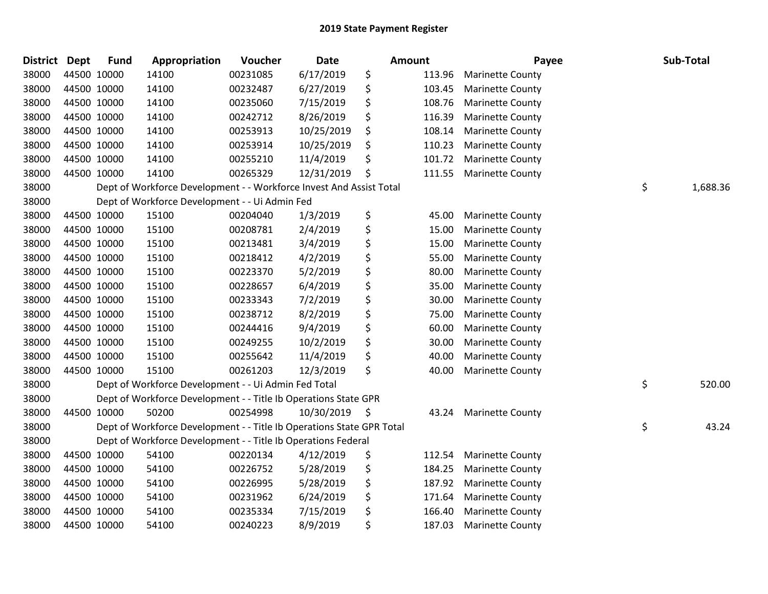# 2019 State Payment Register

| District | Dept | Fund | Appropriation | Voucher | Date | Amount | Payee | Sub-Total |
|---|---|---|---|---|---|---|---|---|
| 38000 | 44500 | 10000 | 14100 | 00231085 | 6/17/2019 | $ 113.96 | Marinette County | |
| 38000 | 44500 | 10000 | 14100 | 00232487 | 6/27/2019 | $ 103.45 | Marinette County | |
| 38000 | 44500 | 10000 | 14100 | 00235060 | 7/15/2019 | $ 108.76 | Marinette County | |
| 38000 | 44500 | 10000 | 14100 | 00242712 | 8/26/2019 | $ 116.39 | Marinette County | |
| 38000 | 44500 | 10000 | 14100 | 00253913 | 10/25/2019 | $ 108.14 | Marinette County | |
| 38000 | 44500 | 10000 | 14100 | 00253914 | 10/25/2019 | $ 110.23 | Marinette County | |
| 38000 | 44500 | 10000 | 14100 | 00255210 | 11/4/2019 | $ 101.72 | Marinette County | |
| 38000 | 44500 | 10000 | 14100 | 00265329 | 12/31/2019 | $ 111.55 | Marinette County | |
| 38000 | | | Dept of Workforce Development - - Workforce Invest And Assist Total | | | | | $ 1,688.36 |
| 38000 | | | Dept of Workforce Development - - Ui Admin Fed | | | | | |
| 38000 | 44500 | 10000 | 15100 | 00204040 | 1/3/2019 | $ 45.00 | Marinette County | |
| 38000 | 44500 | 10000 | 15100 | 00208781 | 2/4/2019 | $ 15.00 | Marinette County | |
| 38000 | 44500 | 10000 | 15100 | 00213481 | 3/4/2019 | $ 15.00 | Marinette County | |
| 38000 | 44500 | 10000 | 15100 | 00218412 | 4/2/2019 | $ 55.00 | Marinette County | |
| 38000 | 44500 | 10000 | 15100 | 00223370 | 5/2/2019 | $ 80.00 | Marinette County | |
| 38000 | 44500 | 10000 | 15100 | 00228657 | 6/4/2019 | $ 35.00 | Marinette County | |
| 38000 | 44500 | 10000 | 15100 | 00233343 | 7/2/2019 | $ 30.00 | Marinette County | |
| 38000 | 44500 | 10000 | 15100 | 00238712 | 8/2/2019 | $ 75.00 | Marinette County | |
| 38000 | 44500 | 10000 | 15100 | 00244416 | 9/4/2019 | $ 60.00 | Marinette County | |
| 38000 | 44500 | 10000 | 15100 | 00249255 | 10/2/2019 | $ 30.00 | Marinette County | |
| 38000 | 44500 | 10000 | 15100 | 00255642 | 11/4/2019 | $ 40.00 | Marinette County | |
| 38000 | 44500 | 10000 | 15100 | 00261203 | 12/3/2019 | $ 40.00 | Marinette County | |
| 38000 | | | Dept of Workforce Development - - Ui Admin Fed Total | | | | | $ 520.00 |
| 38000 | | | Dept of Workforce Development - - Title Ib Operations State GPR | | | | | |
| 38000 | 44500 | 10000 | 50200 | 00254998 | 10/30/2019 | $ 43.24 | Marinette County | |
| 38000 | | | Dept of Workforce Development - - Title Ib Operations State GPR Total | | | | | $ 43.24 |
| 38000 | | | Dept of Workforce Development - - Title Ib Operations Federal | | | | | |
| 38000 | 44500 | 10000 | 54100 | 00220134 | 4/12/2019 | $ 112.54 | Marinette County | |
| 38000 | 44500 | 10000 | 54100 | 00226752 | 5/28/2019 | $ 184.25 | Marinette County | |
| 38000 | 44500 | 10000 | 54100 | 00226995 | 5/28/2019 | $ 187.92 | Marinette County | |
| 38000 | 44500 | 10000 | 54100 | 00231962 | 6/24/2019 | $ 171.64 | Marinette County | |
| 38000 | 44500 | 10000 | 54100 | 00235334 | 7/15/2019 | $ 166.40 | Marinette County | |
| 38000 | 44500 | 10000 | 54100 | 00240223 | 8/9/2019 | $ 187.03 | Marinette County | |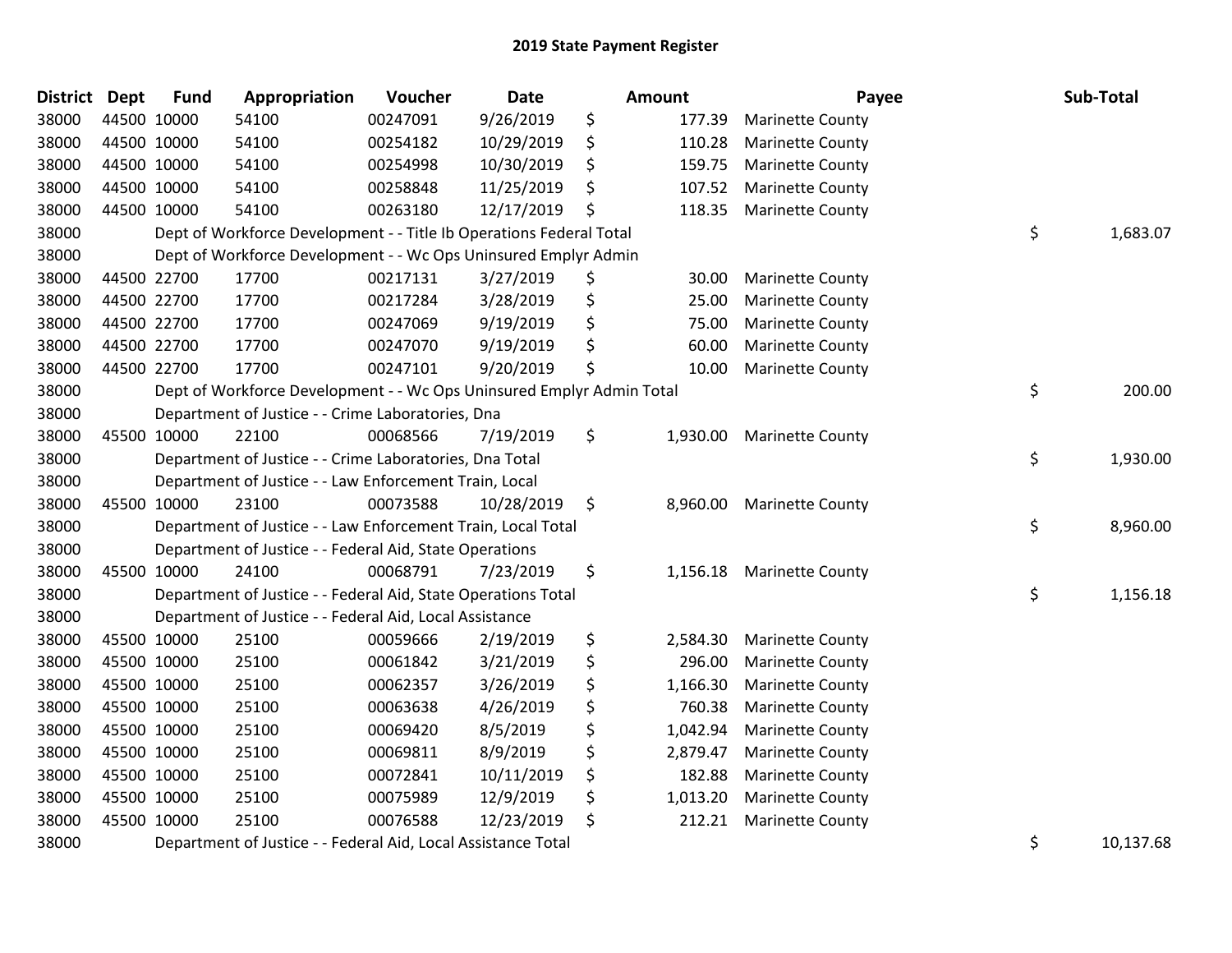# 2019 State Payment Register

| District | Dept | Fund | Appropriation | Voucher | Date | Amount | Payee | Sub-Total |
|---|---|---|---|---|---|---|---|---|
| 38000 | 44500 | 10000 | 54100 | 00247091 | 9/26/2019 | $ 177.39 | Marinette County | |
| 38000 | 44500 | 10000 | 54100 | 00254182 | 10/29/2019 | $ 110.28 | Marinette County | |
| 38000 | 44500 | 10000 | 54100 | 00254998 | 10/30/2019 | $ 159.75 | Marinette County | |
| 38000 | 44500 | 10000 | 54100 | 00258848 | 11/25/2019 | $ 107.52 | Marinette County | |
| 38000 | 44500 | 10000 | 54100 | 00263180 | 12/17/2019 | $ 118.35 | Marinette County | |
| 38000 | | | Dept of Workforce Development - - Title Ib Operations Federal Total | | | | | $ 1,683.07 |
| 38000 | | | Dept of Workforce Development - - Wc Ops Uninsured Emplyr Admin | | | | | |
| 38000 | 44500 | 22700 | 17700 | 00217131 | 3/27/2019 | $ 30.00 | Marinette County | |
| 38000 | 44500 | 22700 | 17700 | 00217284 | 3/28/2019 | $ 25.00 | Marinette County | |
| 38000 | 44500 | 22700 | 17700 | 00247069 | 9/19/2019 | $ 75.00 | Marinette County | |
| 38000 | 44500 | 22700 | 17700 | 00247070 | 9/19/2019 | $ 60.00 | Marinette County | |
| 38000 | 44500 | 22700 | 17700 | 00247101 | 9/20/2019 | $ 10.00 | Marinette County | |
| 38000 | | | Dept of Workforce Development - - Wc Ops Uninsured Emplyr Admin Total | | | | | $ 200.00 |
| 38000 | | | Department of Justice - - Crime Laboratories, Dna | | | | | |
| 38000 | 45500 | 10000 | 22100 | 00068566 | 7/19/2019 | $ 1,930.00 | Marinette County | |
| 38000 | | | Department of Justice - - Crime Laboratories, Dna Total | | | | | $ 1,930.00 |
| 38000 | | | Department of Justice - - Law Enforcement Train, Local | | | | | |
| 38000 | 45500 | 10000 | 23100 | 00073588 | 10/28/2019 | $ 8,960.00 | Marinette County | |
| 38000 | | | Department of Justice - - Law Enforcement Train, Local Total | | | | | $ 8,960.00 |
| 38000 | | | Department of Justice - - Federal Aid, State Operations | | | | | |
| 38000 | 45500 | 10000 | 24100 | 00068791 | 7/23/2019 | $ 1,156.18 | Marinette County | |
| 38000 | | | Department of Justice - - Federal Aid, State Operations Total | | | | | $ 1,156.18 |
| 38000 | | | Department of Justice - - Federal Aid, Local Assistance | | | | | |
| 38000 | 45500 | 10000 | 25100 | 00059666 | 2/19/2019 | $ 2,584.30 | Marinette County | |
| 38000 | 45500 | 10000 | 25100 | 00061842 | 3/21/2019 | $ 296.00 | Marinette County | |
| 38000 | 45500 | 10000 | 25100 | 00062357 | 3/26/2019 | $ 1,166.30 | Marinette County | |
| 38000 | 45500 | 10000 | 25100 | 00063638 | 4/26/2019 | $ 760.38 | Marinette County | |
| 38000 | 45500 | 10000 | 25100 | 00069420 | 8/5/2019 | $ 1,042.94 | Marinette County | |
| 38000 | 45500 | 10000 | 25100 | 00069811 | 8/9/2019 | $ 2,879.47 | Marinette County | |
| 38000 | 45500 | 10000 | 25100 | 00072841 | 10/11/2019 | $ 182.88 | Marinette County | |
| 38000 | 45500 | 10000 | 25100 | 00075989 | 12/9/2019 | $ 1,013.20 | Marinette County | |
| 38000 | 45500 | 10000 | 25100 | 00076588 | 12/23/2019 | $ 212.21 | Marinette County | |
| 38000 | | | Department of Justice - - Federal Aid, Local Assistance Total | | | | | $ 10,137.68 |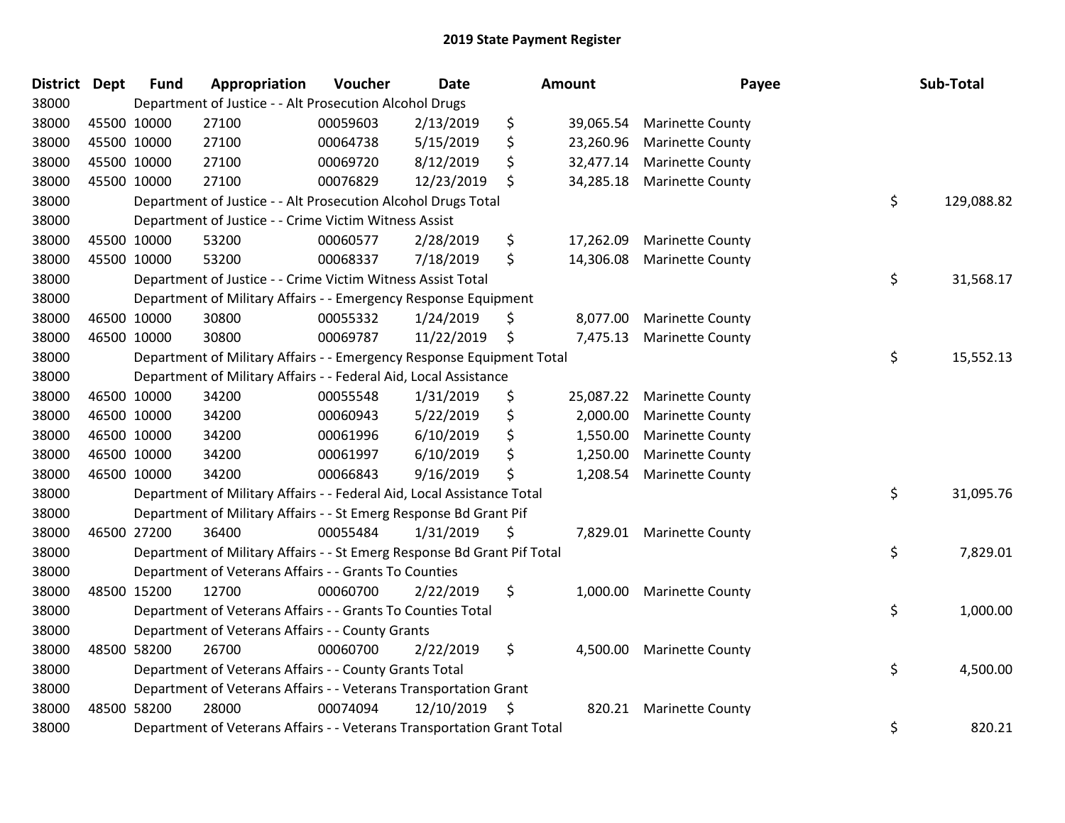# 2019 State Payment Register

| District | Dept | Fund | Appropriation | Voucher | Date | Amount | Payee | Sub-Total |
|---|---|---|---|---|---|---|---|---|
| 38000 | Department of Justice - - Alt Prosecution Alcohol Drugs | | | | | | | |
| 38000 | 45500 | 10000 | 27100 | 00059603 | 2/13/2019 | $ 39,065.54 | Marinette County | |
| 38000 | 45500 | 10000 | 27100 | 00064738 | 5/15/2019 | $ 23,260.96 | Marinette County | |
| 38000 | 45500 | 10000 | 27100 | 00069720 | 8/12/2019 | $ 32,477.14 | Marinette County | |
| 38000 | 45500 | 10000 | 27100 | 00076829 | 12/23/2019 | $ 34,285.18 | Marinette County | |
| 38000 | Department of Justice - - Alt Prosecution Alcohol Drugs Total | | | | | | | $ 129,088.82 |
| 38000 | Department of Justice - - Crime Victim Witness Assist | | | | | | | |
| 38000 | 45500 | 10000 | 53200 | 00060577 | 2/28/2019 | $ 17,262.09 | Marinette County | |
| 38000 | 45500 | 10000 | 53200 | 00068337 | 7/18/2019 | $ 14,306.08 | Marinette County | |
| 38000 | Department of Justice - - Crime Victim Witness Assist Total | | | | | | | $ 31,568.17 |
| 38000 | Department of Military Affairs - - Emergency Response Equipment | | | | | | | |
| 38000 | 46500 | 10000 | 30800 | 00055332 | 1/24/2019 | $ 8,077.00 | Marinette County | |
| 38000 | 46500 | 10000 | 30800 | 00069787 | 11/22/2019 | $ 7,475.13 | Marinette County | |
| 38000 | Department of Military Affairs - - Emergency Response Equipment Total | | | | | | | $ 15,552.13 |
| 38000 | Department of Military Affairs - - Federal Aid, Local Assistance | | | | | | | |
| 38000 | 46500 | 10000 | 34200 | 00055548 | 1/31/2019 | $ 25,087.22 | Marinette County | |
| 38000 | 46500 | 10000 | 34200 | 00060943 | 5/22/2019 | $ 2,000.00 | Marinette County | |
| 38000 | 46500 | 10000 | 34200 | 00061996 | 6/10/2019 | $ 1,550.00 | Marinette County | |
| 38000 | 46500 | 10000 | 34200 | 00061997 | 6/10/2019 | $ 1,250.00 | Marinette County | |
| 38000 | 46500 | 10000 | 34200 | 00066843 | 9/16/2019 | $ 1,208.54 | Marinette County | |
| 38000 | Department of Military Affairs - - Federal Aid, Local Assistance Total | | | | | | | $ 31,095.76 |
| 38000 | Department of Military Affairs - - St Emerg Response Bd Grant Pif | | | | | | | |
| 38000 | 46500 | 27200 | 36400 | 00055484 | 1/31/2019 | $ 7,829.01 | Marinette County | |
| 38000 | Department of Military Affairs - - St Emerg Response Bd Grant Pif Total | | | | | | | $ 7,829.01 |
| 38000 | Department of Veterans Affairs - - Grants To Counties | | | | | | | |
| 38000 | 48500 | 15200 | 12700 | 00060700 | 2/22/2019 | $ 1,000.00 | Marinette County | |
| 38000 | Department of Veterans Affairs - - Grants To Counties Total | | | | | | | $ 1,000.00 |
| 38000 | Department of Veterans Affairs - - County Grants | | | | | | | |
| 38000 | 48500 | 58200 | 26700 | 00060700 | 2/22/2019 | $ 4,500.00 | Marinette County | |
| 38000 | Department of Veterans Affairs - - County Grants Total | | | | | | | $ 4,500.00 |
| 38000 | Department of Veterans Affairs - - Veterans Transportation Grant | | | | | | | |
| 38000 | 48500 | 58200 | 28000 | 00074094 | 12/10/2019 | $ 820.21 | Marinette County | |
| 38000 | Department of Veterans Affairs - - Veterans Transportation Grant Total | | | | | | | $ 820.21 |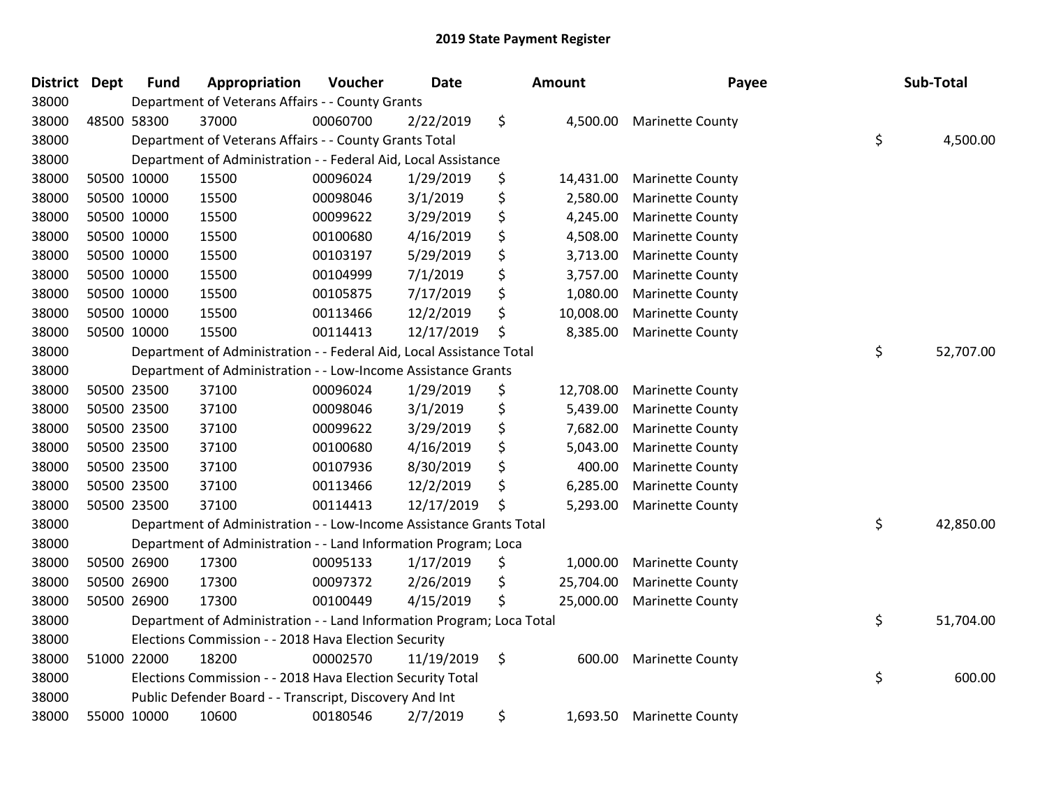# 2019 State Payment Register

| District | Dept | Fund | Appropriation | Voucher | Date | Amount | Payee | Sub-Total |
|---|---|---|---|---|---|---|---|---|
| 38000 | | Department of Veterans Affairs - - County Grants | | | | | | |
| 38000 | 48500 | 58300 | 37000 | 00060700 | 2/22/2019 | $ 4,500.00 | Marinette County | |
| 38000 | | Department of Veterans Affairs - - County Grants Total | | | | | | $ 4,500.00 |
| 38000 | | Department of Administration - - Federal Aid, Local Assistance | | | | | | |
| 38000 | 50500 | 10000 | 15500 | 00096024 | 1/29/2019 | $ 14,431.00 | Marinette County | |
| 38000 | 50500 | 10000 | 15500 | 00098046 | 3/1/2019 | $ 2,580.00 | Marinette County | |
| 38000 | 50500 | 10000 | 15500 | 00099622 | 3/29/2019 | $ 4,245.00 | Marinette County | |
| 38000 | 50500 | 10000 | 15500 | 00100680 | 4/16/2019 | $ 4,508.00 | Marinette County | |
| 38000 | 50500 | 10000 | 15500 | 00103197 | 5/29/2019 | $ 3,713.00 | Marinette County | |
| 38000 | 50500 | 10000 | 15500 | 00104999 | 7/1/2019 | $ 3,757.00 | Marinette County | |
| 38000 | 50500 | 10000 | 15500 | 00105875 | 7/17/2019 | $ 1,080.00 | Marinette County | |
| 38000 | 50500 | 10000 | 15500 | 00113466 | 12/2/2019 | $ 10,008.00 | Marinette County | |
| 38000 | 50500 | 10000 | 15500 | 00114413 | 12/17/2019 | $ 8,385.00 | Marinette County | |
| 38000 | | Department of Administration - - Federal Aid, Local Assistance Total | | | | | | $ 52,707.00 |
| 38000 | | Department of Administration - - Low-Income Assistance Grants | | | | | | |
| 38000 | 50500 | 23500 | 37100 | 00096024 | 1/29/2019 | $ 12,708.00 | Marinette County | |
| 38000 | 50500 | 23500 | 37100 | 00098046 | 3/1/2019 | $ 5,439.00 | Marinette County | |
| 38000 | 50500 | 23500 | 37100 | 00099622 | 3/29/2019 | $ 7,682.00 | Marinette County | |
| 38000 | 50500 | 23500 | 37100 | 00100680 | 4/16/2019 | $ 5,043.00 | Marinette County | |
| 38000 | 50500 | 23500 | 37100 | 00107936 | 8/30/2019 | $ 400.00 | Marinette County | |
| 38000 | 50500 | 23500 | 37100 | 00113466 | 12/2/2019 | $ 6,285.00 | Marinette County | |
| 38000 | 50500 | 23500 | 37100 | 00114413 | 12/17/2019 | $ 5,293.00 | Marinette County | |
| 38000 | | Department of Administration - - Low-Income Assistance Grants Total | | | | | | $ 42,850.00 |
| 38000 | | Department of Administration - - Land Information Program; Loca | | | | | | |
| 38000 | 50500 | 26900 | 17300 | 00095133 | 1/17/2019 | $ 1,000.00 | Marinette County | |
| 38000 | 50500 | 26900 | 17300 | 00097372 | 2/26/2019 | $ 25,704.00 | Marinette County | |
| 38000 | 50500 | 26900 | 17300 | 00100449 | 4/15/2019 | $ 25,000.00 | Marinette County | |
| 38000 | | Department of Administration - - Land Information Program; Loca Total | | | | | | $ 51,704.00 |
| 38000 | | Elections Commission - - 2018 Hava Election Security | | | | | | |
| 38000 | 51000 | 22000 | 18200 | 00002570 | 11/19/2019 | $ 600.00 | Marinette County | |
| 38000 | | Elections Commission - - 2018 Hava Election Security Total | | | | | | $ 600.00 |
| 38000 | | Public Defender Board - - Transcript, Discovery And Int | | | | | | |
| 38000 | 55000 | 10000 | 10600 | 00180546 | 2/7/2019 | $ 1,693.50 | Marinette County | |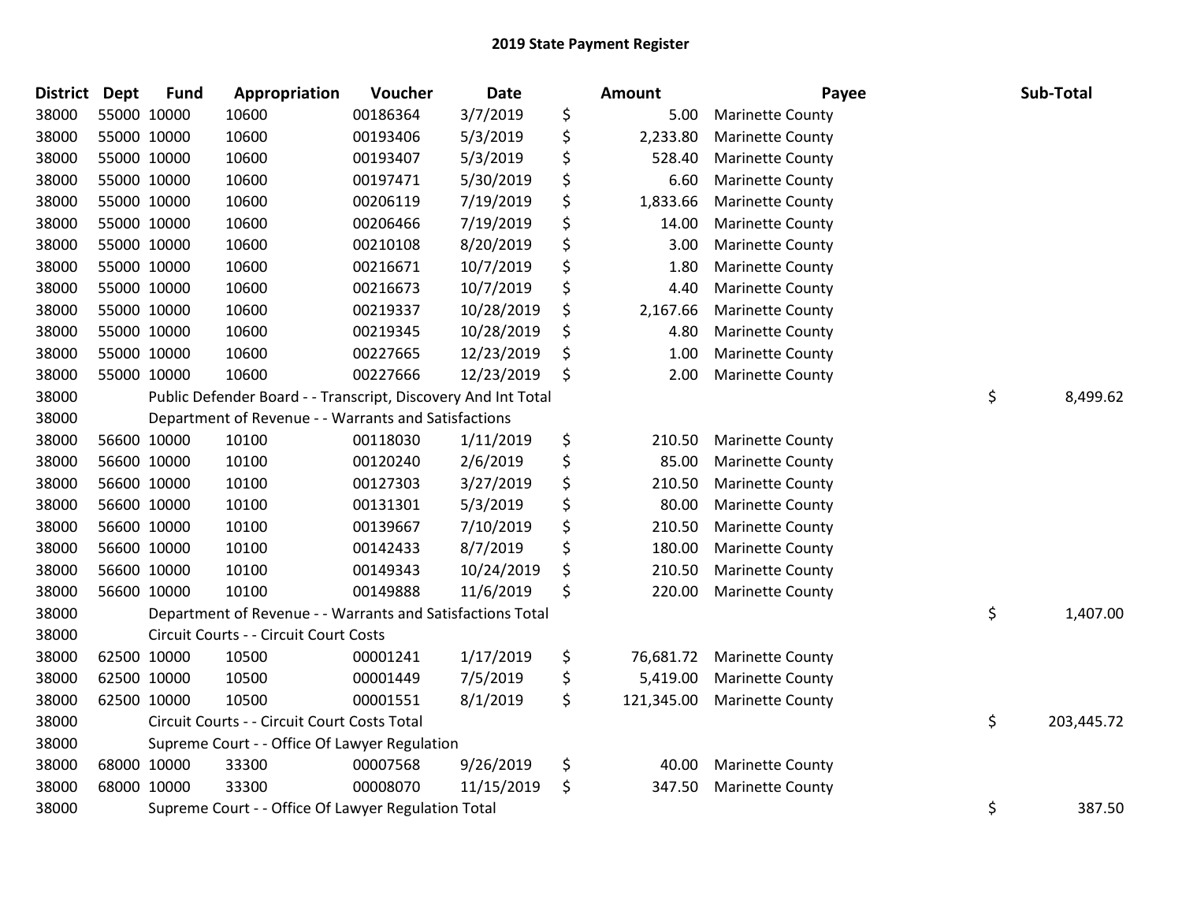# 2019 State Payment Register

| District | Dept | Fund | Appropriation | Voucher | Date | | Amount | Payee | | Sub-Total |
|---|---|---|---|---|---|---|---|---|---|---|
| 38000 | 55000 | 10000 | 10600 | 00186364 | 3/7/2019 | $ | 5.00 | Marinette County | | |
| 38000 | 55000 | 10000 | 10600 | 00193406 | 5/3/2019 | $ | 2,233.80 | Marinette County | | |
| 38000 | 55000 | 10000 | 10600 | 00193407 | 5/3/2019 | $ | 528.40 | Marinette County | | |
| 38000 | 55000 | 10000 | 10600 | 00197471 | 5/30/2019 | $ | 6.60 | Marinette County | | |
| 38000 | 55000 | 10000 | 10600 | 00206119 | 7/19/2019 | $ | 1,833.66 | Marinette County | | |
| 38000 | 55000 | 10000 | 10600 | 00206466 | 7/19/2019 | $ | 14.00 | Marinette County | | |
| 38000 | 55000 | 10000 | 10600 | 00210108 | 8/20/2019 | $ | 3.00 | Marinette County | | |
| 38000 | 55000 | 10000 | 10600 | 00216671 | 10/7/2019 | $ | 1.80 | Marinette County | | |
| 38000 | 55000 | 10000 | 10600 | 00216673 | 10/7/2019 | $ | 4.40 | Marinette County | | |
| 38000 | 55000 | 10000 | 10600 | 00219337 | 10/28/2019 | $ | 2,167.66 | Marinette County | | |
| 38000 | 55000 | 10000 | 10600 | 00219345 | 10/28/2019 | $ | 4.80 | Marinette County | | |
| 38000 | 55000 | 10000 | 10600 | 00227665 | 12/23/2019 | $ | 1.00 | Marinette County | | |
| 38000 | 55000 | 10000 | 10600 | 00227666 | 12/23/2019 | $ | 2.00 | Marinette County | | |
| 38000 | | Public Defender Board - - Transcript, Discovery And Int Total | | | | | | | $ | 8,499.62 |
| 38000 | | Department of Revenue - - Warrants and Satisfactions | | | | | | | | |
| 38000 | 56600 | 10000 | 10100 | 00118030 | 1/11/2019 | $ | 210.50 | Marinette County | | |
| 38000 | 56600 | 10000 | 10100 | 00120240 | 2/6/2019 | $ | 85.00 | Marinette County | | |
| 38000 | 56600 | 10000 | 10100 | 00127303 | 3/27/2019 | $ | 210.50 | Marinette County | | |
| 38000 | 56600 | 10000 | 10100 | 00131301 | 5/3/2019 | $ | 80.00 | Marinette County | | |
| 38000 | 56600 | 10000 | 10100 | 00139667 | 7/10/2019 | $ | 210.50 | Marinette County | | |
| 38000 | 56600 | 10000 | 10100 | 00142433 | 8/7/2019 | $ | 180.00 | Marinette County | | |
| 38000 | 56600 | 10000 | 10100 | 00149343 | 10/24/2019 | $ | 210.50 | Marinette County | | |
| 38000 | 56600 | 10000 | 10100 | 00149888 | 11/6/2019 | $ | 220.00 | Marinette County | | |
| 38000 | | Department of Revenue - - Warrants and Satisfactions Total | | | | | | | $ | 1,407.00 |
| 38000 | | Circuit Courts - - Circuit Court Costs | | | | | | | | |
| 38000 | 62500 | 10000 | 10500 | 00001241 | 1/17/2019 | $ | 76,681.72 | Marinette County | | |
| 38000 | 62500 | 10000 | 10500 | 00001449 | 7/5/2019 | $ | 5,419.00 | Marinette County | | |
| 38000 | 62500 | 10000 | 10500 | 00001551 | 8/1/2019 | $ | 121,345.00 | Marinette County | | |
| 38000 | | Circuit Courts - - Circuit Court Costs Total | | | | | | | $ | 203,445.72 |
| 38000 | | Supreme Court - - Office Of Lawyer Regulation | | | | | | | | |
| 38000 | 68000 | 10000 | 33300 | 00007568 | 9/26/2019 | $ | 40.00 | Marinette County | | |
| 38000 | 68000 | 10000 | 33300 | 00008070 | 11/15/2019 | $ | 347.50 | Marinette County | | |
| 38000 | | Supreme Court - - Office Of Lawyer Regulation Total | | | | | | | $ | 387.50 |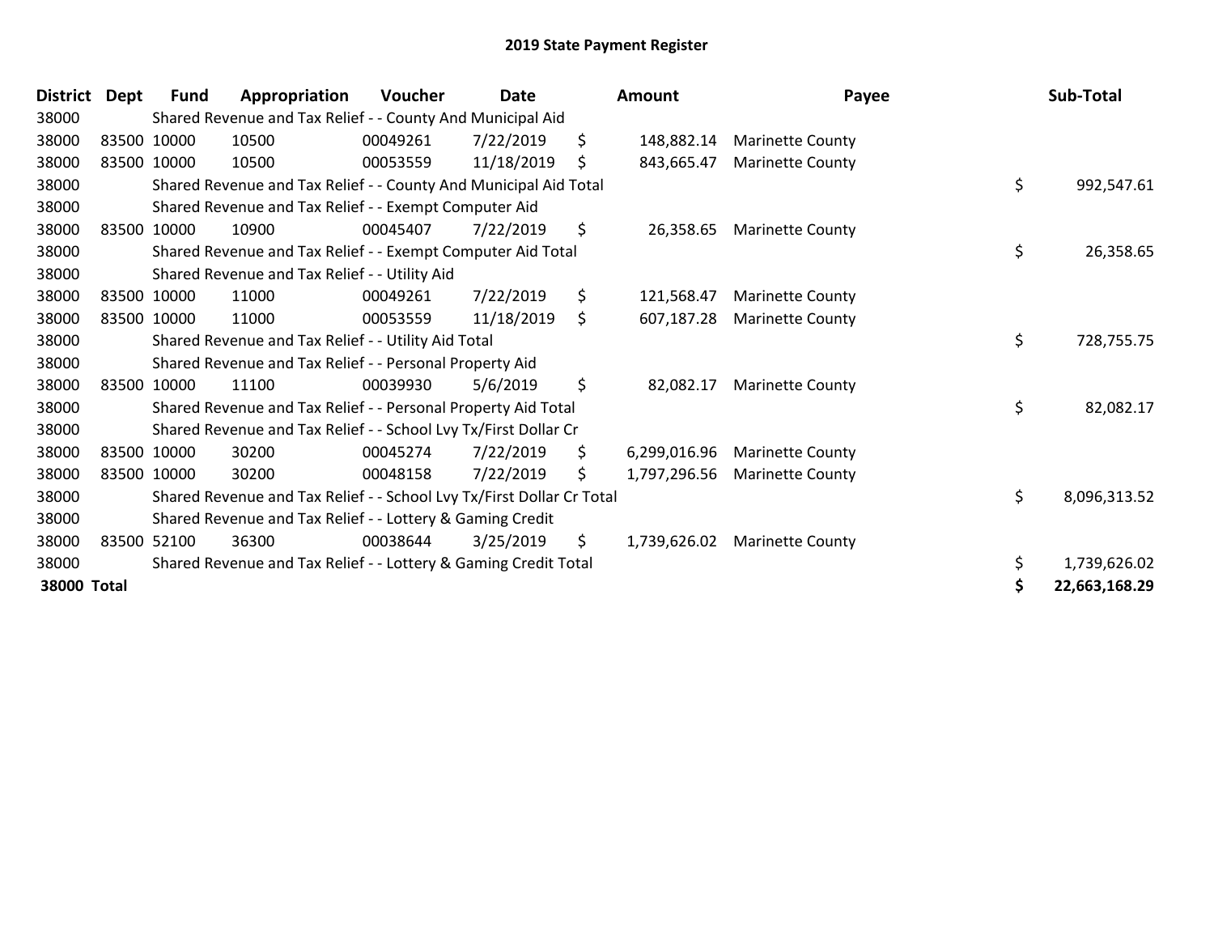# 2019 State Payment Register

| District | Dept | Fund | Appropriation | Voucher | Date | Amount | Payee | Sub-Total |
|---|---|---|---|---|---|---|---|---|
| 38000 | | Shared Revenue and Tax Relief - - County And Municipal Aid | | | | | | |
| 38000 | 83500 | 10000 | 10500 | 00049261 | 7/22/2019 | $ 148,882.14 | Marinette County | |
| 38000 | 83500 | 10000 | 10500 | 00053559 | 11/18/2019 | $ 843,665.47 | Marinette County | |
| 38000 | | Shared Revenue and Tax Relief - - County And Municipal Aid Total | | | | | | $ 992,547.61 |
| 38000 | | Shared Revenue and Tax Relief - - Exempt Computer Aid | | | | | | |
| 38000 | 83500 | 10000 | 10900 | 00045407 | 7/22/2019 | $ 26,358.65 | Marinette County | |
| 38000 | | Shared Revenue and Tax Relief - - Exempt Computer Aid Total | | | | | | $ 26,358.65 |
| 38000 | | Shared Revenue and Tax Relief - - Utility Aid | | | | | | |
| 38000 | 83500 | 10000 | 11000 | 00049261 | 7/22/2019 | $ 121,568.47 | Marinette County | |
| 38000 | 83500 | 10000 | 11000 | 00053559 | 11/18/2019 | $ 607,187.28 | Marinette County | |
| 38000 | | Shared Revenue and Tax Relief - - Utility Aid Total | | | | | | $ 728,755.75 |
| 38000 | | Shared Revenue and Tax Relief - - Personal Property Aid | | | | | | |
| 38000 | 83500 | 10000 | 11100 | 00039930 | 5/6/2019 | $ 82,082.17 | Marinette County | |
| 38000 | | Shared Revenue and Tax Relief - - Personal Property Aid Total | | | | | | $ 82,082.17 |
| 38000 | | Shared Revenue and Tax Relief - - School Lvy Tx/First Dollar Cr | | | | | | |
| 38000 | 83500 | 10000 | 30200 | 00045274 | 7/22/2019 | $ 6,299,016.96 | Marinette County | |
| 38000 | 83500 | 10000 | 30200 | 00048158 | 7/22/2019 | $ 1,797,296.56 | Marinette County | |
| 38000 | | Shared Revenue and Tax Relief - - School Lvy Tx/First Dollar Cr Total | | | | | | $ 8,096,313.52 |
| 38000 | | Shared Revenue and Tax Relief - - Lottery & Gaming Credit | | | | | | |
| 38000 | 83500 | 52100 | 36300 | 00038644 | 3/25/2019 | $ 1,739,626.02 | Marinette County | |
| 38000 | | Shared Revenue and Tax Relief - - Lottery & Gaming Credit Total | | | | | | $ 1,739,626.02 |
| **38000 Total** | | | | | | | | **$ 22,663,168.29** |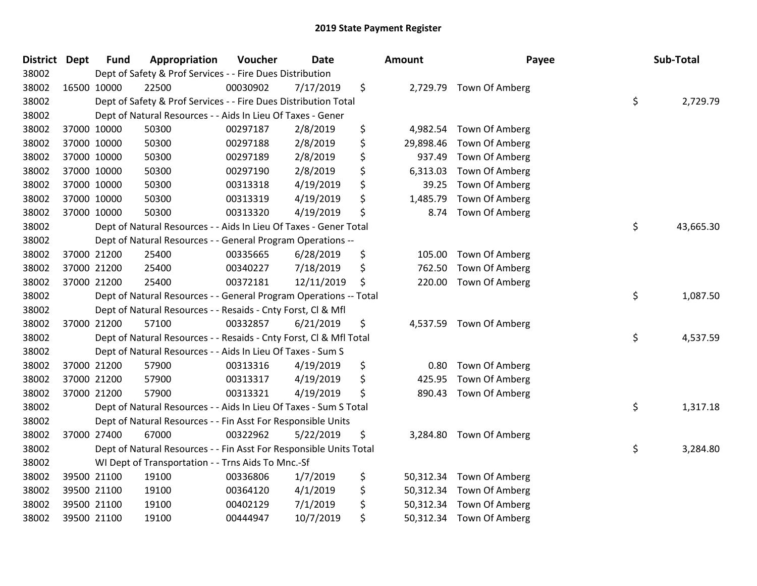# 2019 State Payment Register

| District | Dept | Fund | Appropriation | Voucher | Date | Amount | Payee | Sub-Total |
|---|---|---|---|---|---|---|---|---|
| 38002 | | Dept of Safety & Prof Services - - Fire Dues Distribution | | | | | | |
| 38002 | 16500 | 10000 | 22500 | 00030902 | 7/17/2019 | $ 2,729.79 | Town Of Amberg | |
| 38002 | | Dept of Safety & Prof Services - - Fire Dues Distribution Total | | | | | | $ 2,729.79 |
| 38002 | | Dept of Natural Resources - - Aids In Lieu Of Taxes - Gener | | | | | | |
| 38002 | 37000 | 10000 | 50300 | 00297187 | 2/8/2019 | $ 4,982.54 | Town Of Amberg | |
| 38002 | 37000 | 10000 | 50300 | 00297188 | 2/8/2019 | $ 29,898.46 | Town Of Amberg | |
| 38002 | 37000 | 10000 | 50300 | 00297189 | 2/8/2019 | $ 937.49 | Town Of Amberg | |
| 38002 | 37000 | 10000 | 50300 | 00297190 | 2/8/2019 | $ 6,313.03 | Town Of Amberg | |
| 38002 | 37000 | 10000 | 50300 | 00313318 | 4/19/2019 | $ 39.25 | Town Of Amberg | |
| 38002 | 37000 | 10000 | 50300 | 00313319 | 4/19/2019 | $ 1,485.79 | Town Of Amberg | |
| 38002 | 37000 | 10000 | 50300 | 00313320 | 4/19/2019 | $ 8.74 | Town Of Amberg | |
| 38002 | | Dept of Natural Resources - - Aids In Lieu Of Taxes - Gener Total | | | | | | $ 43,665.30 |
| 38002 | | Dept of Natural Resources - - General Program Operations -- | | | | | | |
| 38002 | 37000 | 21200 | 25400 | 00335665 | 6/28/2019 | $ 105.00 | Town Of Amberg | |
| 38002 | 37000 | 21200 | 25400 | 00340227 | 7/18/2019 | $ 762.50 | Town Of Amberg | |
| 38002 | 37000 | 21200 | 25400 | 00372181 | 12/11/2019 | $ 220.00 | Town Of Amberg | |
| 38002 | | Dept of Natural Resources - - General Program Operations -- Total | | | | | | $ 1,087.50 |
| 38002 | | Dept of Natural Resources - - Resaids - Cnty Forst, Cl & Mfl | | | | | | |
| 38002 | 37000 | 21200 | 57100 | 00332857 | 6/21/2019 | $ 4,537.59 | Town Of Amberg | |
| 38002 | | Dept of Natural Resources - - Resaids - Cnty Forst, Cl & Mfl Total | | | | | | $ 4,537.59 |
| 38002 | | Dept of Natural Resources - - Aids In Lieu Of Taxes - Sum S | | | | | | |
| 38002 | 37000 | 21200 | 57900 | 00313316 | 4/19/2019 | $ 0.80 | Town Of Amberg | |
| 38002 | 37000 | 21200 | 57900 | 00313317 | 4/19/2019 | $ 425.95 | Town Of Amberg | |
| 38002 | 37000 | 21200 | 57900 | 00313321 | 4/19/2019 | $ 890.43 | Town Of Amberg | |
| 38002 | | Dept of Natural Resources - - Aids In Lieu Of Taxes - Sum S Total | | | | | | $ 1,317.18 |
| 38002 | | Dept of Natural Resources - - Fin Asst For Responsible Units | | | | | | |
| 38002 | 37000 | 27400 | 67000 | 00322962 | 5/22/2019 | $ 3,284.80 | Town Of Amberg | |
| 38002 | | Dept of Natural Resources - - Fin Asst For Responsible Units Total | | | | | | $ 3,284.80 |
| 38002 | | WI Dept of Transportation - - Trns Aids To Mnc.-Sf | | | | | | |
| 38002 | 39500 | 21100 | 19100 | 00336806 | 1/7/2019 | $ 50,312.34 | Town Of Amberg | |
| 38002 | 39500 | 21100 | 19100 | 00364120 | 4/1/2019 | $ 50,312.34 | Town Of Amberg | |
| 38002 | 39500 | 21100 | 19100 | 00402129 | 7/1/2019 | $ 50,312.34 | Town Of Amberg | |
| 38002 | 39500 | 21100 | 19100 | 00444947 | 10/7/2019 | $ 50,312.34 | Town Of Amberg | |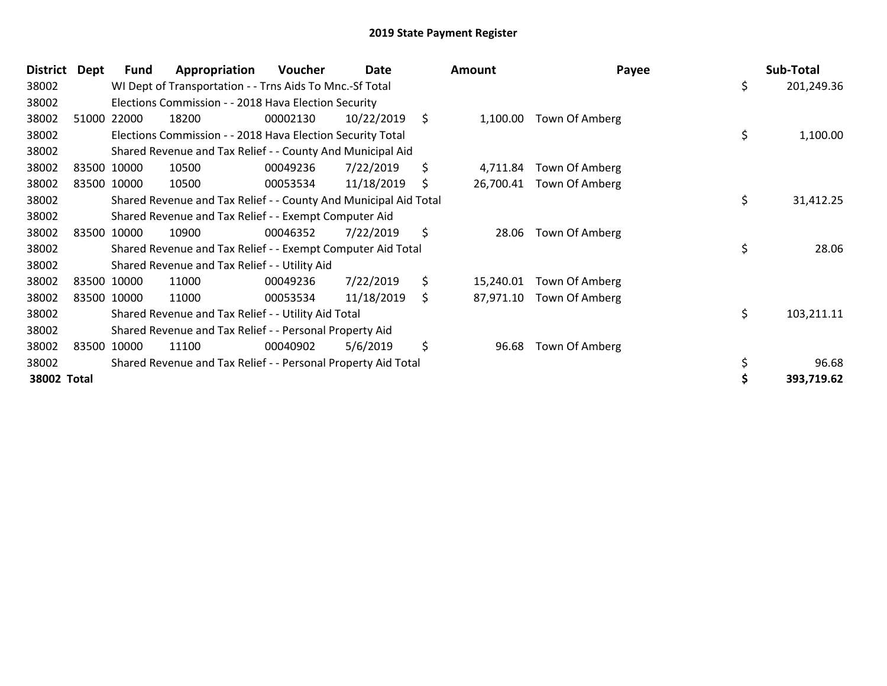# 2019 State Payment Register

| District | Dept | Fund | Appropriation | Voucher | Date | Amount | Payee | Sub-Total |
|---|---|---|---|---|---|---|---|---|
| 38002 | | WI Dept of Transportation - - Trns Aids To Mnc.-Sf Total | | | | | | $ 201,249.36 |
| 38002 | | Elections Commission - - 2018 Hava Election Security | | | | | | |
| 38002 | 51000 | 22000 | 18200 | 00002130 | 10/22/2019 | $ 1,100.00 | Town Of Amberg | |
| 38002 | | Elections Commission - - 2018 Hava Election Security Total | | | | | | $ 1,100.00 |
| 38002 | | Shared Revenue and Tax Relief - - County And Municipal Aid | | | | | | |
| 38002 | 83500 | 10000 | 10500 | 00049236 | 7/22/2019 | $ 4,711.84 | Town Of Amberg | |
| 38002 | 83500 | 10000 | 10500 | 00053534 | 11/18/2019 | $ 26,700.41 | Town Of Amberg | |
| 38002 | | Shared Revenue and Tax Relief - - County And Municipal Aid Total | | | | | | $ 31,412.25 |
| 38002 | | Shared Revenue and Tax Relief - - Exempt Computer Aid | | | | | | |
| 38002 | 83500 | 10000 | 10900 | 00046352 | 7/22/2019 | $ 28.06 | Town Of Amberg | |
| 38002 | | Shared Revenue and Tax Relief - - Exempt Computer Aid Total | | | | | | $ 28.06 |
| 38002 | | Shared Revenue and Tax Relief - - Utility Aid | | | | | | |
| 38002 | 83500 | 10000 | 11000 | 00049236 | 7/22/2019 | $ 15,240.01 | Town Of Amberg | |
| 38002 | 83500 | 10000 | 11000 | 00053534 | 11/18/2019 | $ 87,971.10 | Town Of Amberg | |
| 38002 | | Shared Revenue and Tax Relief - - Utility Aid Total | | | | | | $ 103,211.11 |
| 38002 | | Shared Revenue and Tax Relief - - Personal Property Aid | | | | | | |
| 38002 | 83500 | 10000 | 11100 | 00040902 | 5/6/2019 | $ 96.68 | Town Of Amberg | |
| 38002 | | Shared Revenue and Tax Relief - - Personal Property Aid Total | | | | | | $ 96.68 |
| **38002 Total** | | | | | | | | **$ 393,719.62** |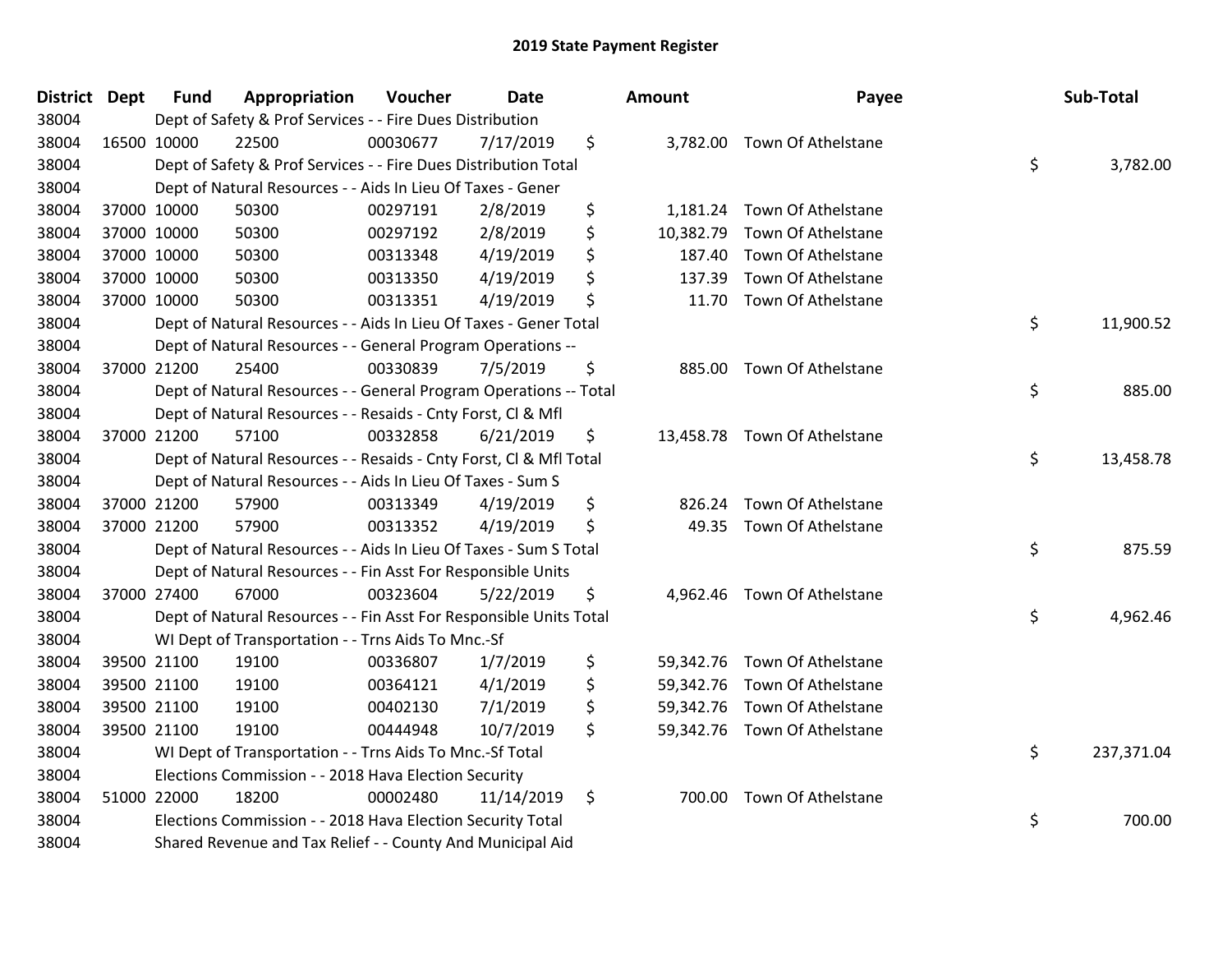# 2019 State Payment Register

| District | Dept | Fund | Appropriation | Voucher | Date | Amount | Payee | Sub-Total |
|---|---|---|---|---|---|---|---|---|
| 38004 | | Dept of Safety & Prof Services - - Fire Dues Distribution | | | | | | |
| 38004 | 16500 | 10000 | 22500 | 00030677 | 7/17/2019 | $ 3,782.00 | Town Of Athelstane | |
| 38004 | | Dept of Safety & Prof Services - - Fire Dues Distribution Total | | | | | | $ 3,782.00 |
| 38004 | | Dept of Natural Resources - - Aids In Lieu Of Taxes - Gener | | | | | | |
| 38004 | 37000 | 10000 | 50300 | 00297191 | 2/8/2019 | $ 1,181.24 | Town Of Athelstane | |
| 38004 | 37000 | 10000 | 50300 | 00297192 | 2/8/2019 | $ 10,382.79 | Town Of Athelstane | |
| 38004 | 37000 | 10000 | 50300 | 00313348 | 4/19/2019 | $ 187.40 | Town Of Athelstane | |
| 38004 | 37000 | 10000 | 50300 | 00313350 | 4/19/2019 | $ 137.39 | Town Of Athelstane | |
| 38004 | 37000 | 10000 | 50300 | 00313351 | 4/19/2019 | $ 11.70 | Town Of Athelstane | |
| 38004 | | Dept of Natural Resources - - Aids In Lieu Of Taxes - Gener Total | | | | | | $ 11,900.52 |
| 38004 | | Dept of Natural Resources - - General Program Operations -- | | | | | | |
| 38004 | 37000 | 21200 | 25400 | 00330839 | 7/5/2019 | $ 885.00 | Town Of Athelstane | |
| 38004 | | Dept of Natural Resources - - General Program Operations -- Total | | | | | | $ 885.00 |
| 38004 | | Dept of Natural Resources - - Resaids - Cnty Forst, Cl & Mfl | | | | | | |
| 38004 | 37000 | 21200 | 57100 | 00332858 | 6/21/2019 | $ 13,458.78 | Town Of Athelstane | |
| 38004 | | Dept of Natural Resources - - Resaids - Cnty Forst, Cl & Mfl Total | | | | | | $ 13,458.78 |
| 38004 | | Dept of Natural Resources - - Aids In Lieu Of Taxes - Sum S | | | | | | |
| 38004 | 37000 | 21200 | 57900 | 00313349 | 4/19/2019 | $ 826.24 | Town Of Athelstane | |
| 38004 | 37000 | 21200 | 57900 | 00313352 | 4/19/2019 | $ 49.35 | Town Of Athelstane | |
| 38004 | | Dept of Natural Resources - - Aids In Lieu Of Taxes - Sum S Total | | | | | | $ 875.59 |
| 38004 | | Dept of Natural Resources - - Fin Asst For Responsible Units | | | | | | |
| 38004 | 37000 | 27400 | 67000 | 00323604 | 5/22/2019 | $ 4,962.46 | Town Of Athelstane | |
| 38004 | | Dept of Natural Resources - - Fin Asst For Responsible Units Total | | | | | | $ 4,962.46 |
| 38004 | | WI Dept of Transportation - - Trns Aids To Mnc.-Sf | | | | | | |
| 38004 | 39500 | 21100 | 19100 | 00336807 | 1/7/2019 | $ 59,342.76 | Town Of Athelstane | |
| 38004 | 39500 | 21100 | 19100 | 00364121 | 4/1/2019 | $ 59,342.76 | Town Of Athelstane | |
| 38004 | 39500 | 21100 | 19100 | 00402130 | 7/1/2019 | $ 59,342.76 | Town Of Athelstane | |
| 38004 | 39500 | 21100 | 19100 | 00444948 | 10/7/2019 | $ 59,342.76 | Town Of Athelstane | |
| 38004 | | WI Dept of Transportation - - Trns Aids To Mnc.-Sf Total | | | | | | $ 237,371.04 |
| 38004 | | Elections Commission - - 2018 Hava Election Security | | | | | | |
| 38004 | 51000 | 22000 | 18200 | 00002480 | 11/14/2019 | $ 700.00 | Town Of Athelstane | |
| 38004 | | Elections Commission - - 2018 Hava Election Security Total | | | | | | $ 700.00 |
| 38004 | | Shared Revenue and Tax Relief - - County And Municipal Aid | | | | | | |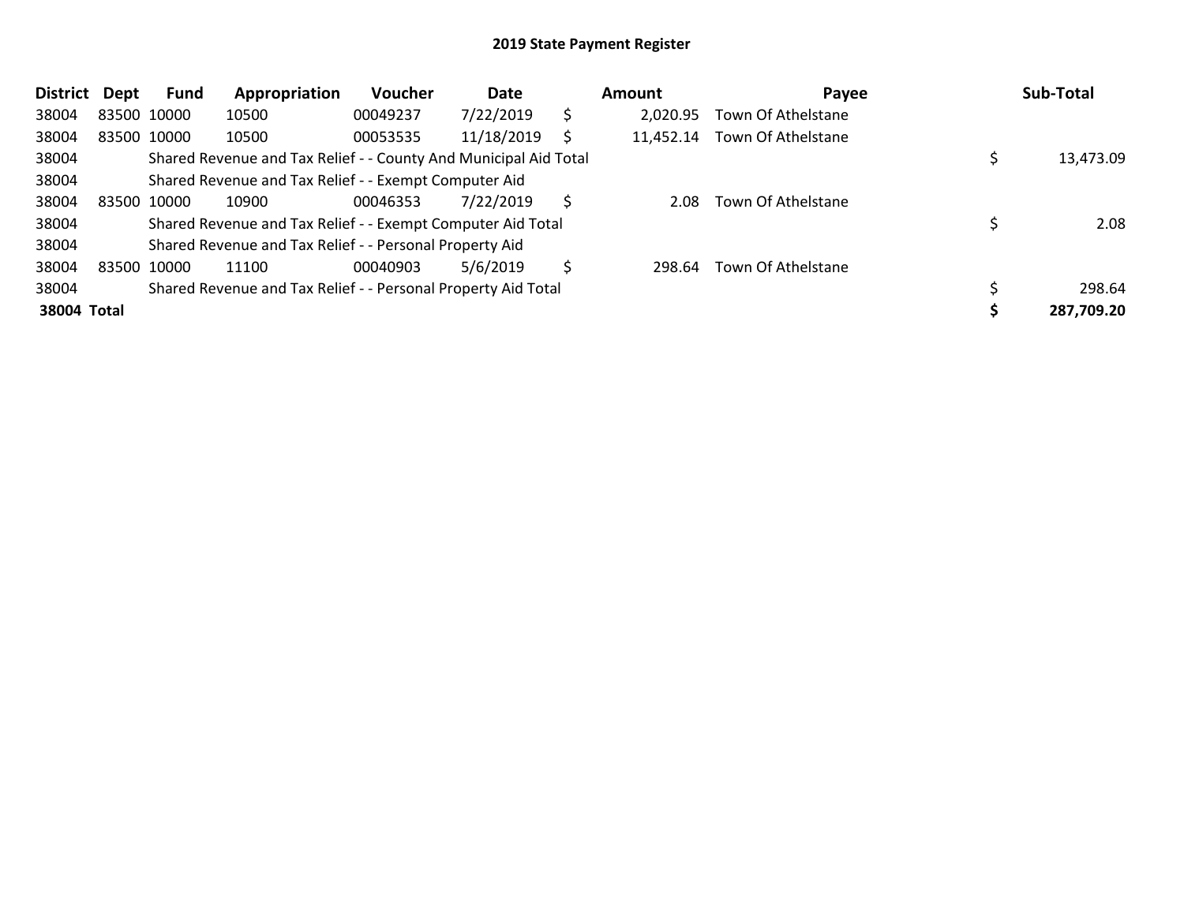## 2019 State Payment Register

| District | Dept | Fund | Appropriation | Voucher | Date | Amount | Payee | Sub-Total |
|---|---|---|---|---|---|---|---|---|
| 38004 | 83500 | 10000 | 10500 | 00049237 | 7/22/2019 | $ 2,020.95 | Town Of Athelstane | |
| 38004 | 83500 | 10000 | 10500 | 00053535 | 11/18/2019 | $ 11,452.14 | Town Of Athelstane | |
| 38004 | | Shared Revenue and Tax Relief - - County And Municipal Aid Total | | | | | | $ 13,473.09 |
| 38004 | | Shared Revenue and Tax Relief - - Exempt Computer Aid | | | | | | |
| 38004 | 83500 | 10000 | 10900 | 00046353 | 7/22/2019 | $ 2.08 | Town Of Athelstane | |
| 38004 | | Shared Revenue and Tax Relief - - Exempt Computer Aid Total | | | | | | $ 2.08 |
| 38004 | | Shared Revenue and Tax Relief - - Personal Property Aid | | | | | | |
| 38004 | 83500 | 10000 | 11100 | 00040903 | 5/6/2019 | $ 298.64 | Town Of Athelstane | |
| 38004 | | Shared Revenue and Tax Relief - - Personal Property Aid Total | | | | | | $ 298.64 |
| **38004 Total** | | | | | | | | **$ 287,709.20** |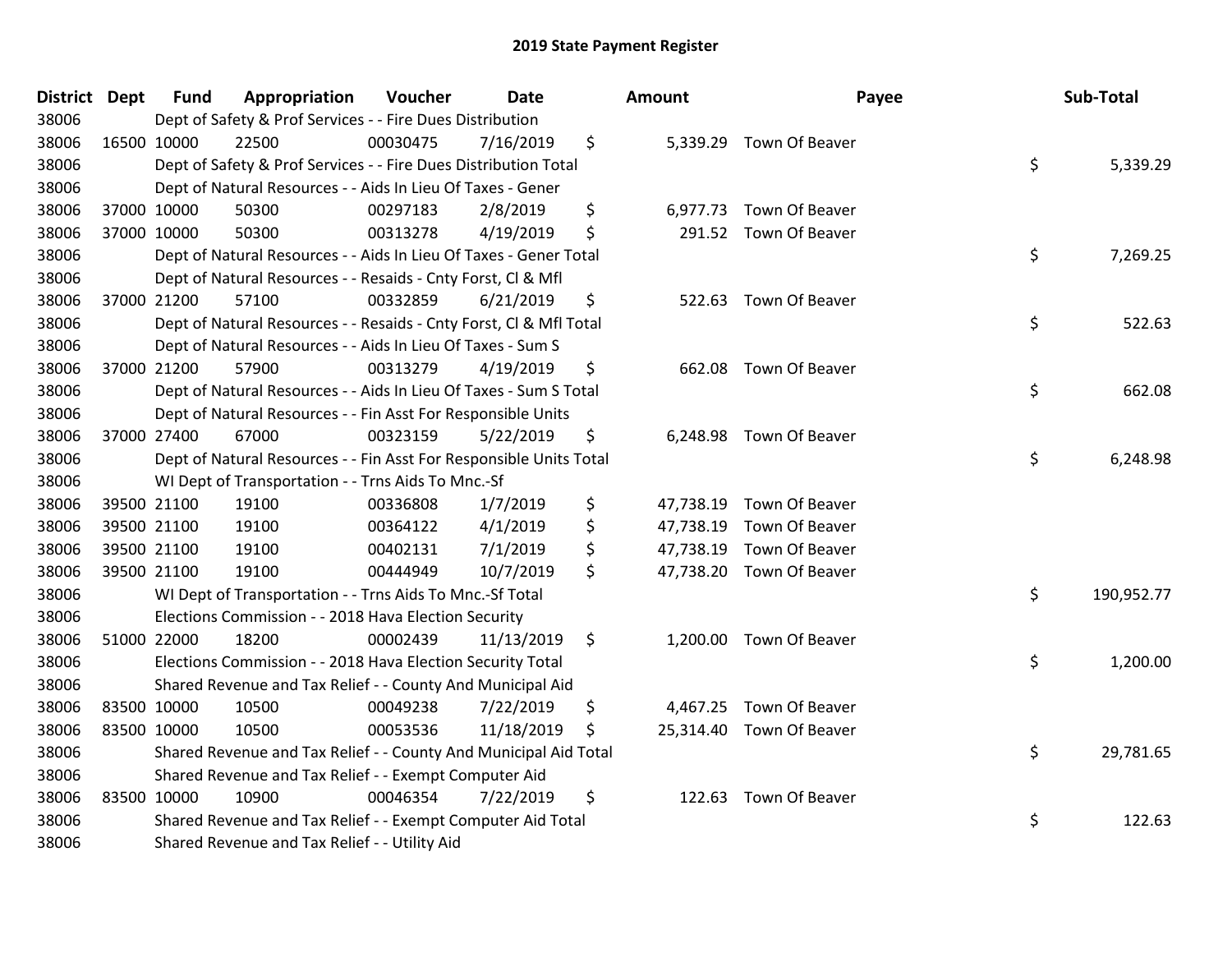# 2019 State Payment Register

| District | Dept | Fund | Appropriation | Voucher | Date | Amount | Payee | Sub-Total |
|---|---|---|---|---|---|---|---|---|
| 38006 | Dept of Safety & Prof Services - - Fire Dues Distribution | | | | | | | |
| 38006 | 16500 | 10000 | 22500 | 00030475 | 7/16/2019 | $ 5,339.29 | Town Of Beaver | |
| 38006 | Dept of Safety & Prof Services - - Fire Dues Distribution Total | | | | | | | $ 5,339.29 |
| 38006 | Dept of Natural Resources - - Aids In Lieu Of Taxes - Gener | | | | | | | |
| 38006 | 37000 | 10000 | 50300 | 00297183 | 2/8/2019 | $ 6,977.73 | Town Of Beaver | |
| 38006 | 37000 | 10000 | 50300 | 00313278 | 4/19/2019 | $ 291.52 | Town Of Beaver | |
| 38006 | Dept of Natural Resources - - Aids In Lieu Of Taxes - Gener Total | | | | | | | $ 7,269.25 |
| 38006 | Dept of Natural Resources - - Resaids - Cnty Forst, Cl & Mfl | | | | | | | |
| 38006 | 37000 | 21200 | 57100 | 00332859 | 6/21/2019 | $ 522.63 | Town Of Beaver | |
| 38006 | Dept of Natural Resources - - Resaids - Cnty Forst, Cl & Mfl Total | | | | | | | $ 522.63 |
| 38006 | Dept of Natural Resources - - Aids In Lieu Of Taxes - Sum S | | | | | | | |
| 38006 | 37000 | 21200 | 57900 | 00313279 | 4/19/2019 | $ 662.08 | Town Of Beaver | |
| 38006 | Dept of Natural Resources - - Aids In Lieu Of Taxes - Sum S Total | | | | | | | $ 662.08 |
| 38006 | Dept of Natural Resources - - Fin Asst For Responsible Units | | | | | | | |
| 38006 | 37000 | 27400 | 67000 | 00323159 | 5/22/2019 | $ 6,248.98 | Town Of Beaver | |
| 38006 | Dept of Natural Resources - - Fin Asst For Responsible Units Total | | | | | | | $ 6,248.98 |
| 38006 | WI Dept of Transportation - - Trns Aids To Mnc.-Sf | | | | | | | |
| 38006 | 39500 | 21100 | 19100 | 00336808 | 1/7/2019 | $ 47,738.19 | Town Of Beaver | |
| 38006 | 39500 | 21100 | 19100 | 00364122 | 4/1/2019 | $ 47,738.19 | Town Of Beaver | |
| 38006 | 39500 | 21100 | 19100 | 00402131 | 7/1/2019 | $ 47,738.19 | Town Of Beaver | |
| 38006 | 39500 | 21100 | 19100 | 00444949 | 10/7/2019 | $ 47,738.20 | Town Of Beaver | |
| 38006 | WI Dept of Transportation - - Trns Aids To Mnc.-Sf Total | | | | | | | $ 190,952.77 |
| 38006 | Elections Commission - - 2018 Hava Election Security | | | | | | | |
| 38006 | 51000 | 22000 | 18200 | 00002439 | 11/13/2019 | $ 1,200.00 | Town Of Beaver | |
| 38006 | Elections Commission - - 2018 Hava Election Security Total | | | | | | | $ 1,200.00 |
| 38006 | Shared Revenue and Tax Relief - - County And Municipal Aid | | | | | | | |
| 38006 | 83500 | 10000 | 10500 | 00049238 | 7/22/2019 | $ 4,467.25 | Town Of Beaver | |
| 38006 | 83500 | 10000 | 10500 | 00053536 | 11/18/2019 | $ 25,314.40 | Town Of Beaver | |
| 38006 | Shared Revenue and Tax Relief - - County And Municipal Aid Total | | | | | | | $ 29,781.65 |
| 38006 | Shared Revenue and Tax Relief - - Exempt Computer Aid | | | | | | | |
| 38006 | 83500 | 10000 | 10900 | 00046354 | 7/22/2019 | $ 122.63 | Town Of Beaver | |
| 38006 | Shared Revenue and Tax Relief - - Exempt Computer Aid Total | | | | | | | $ 122.63 |
| 38006 | Shared Revenue and Tax Relief - - Utility Aid | | | | | | | |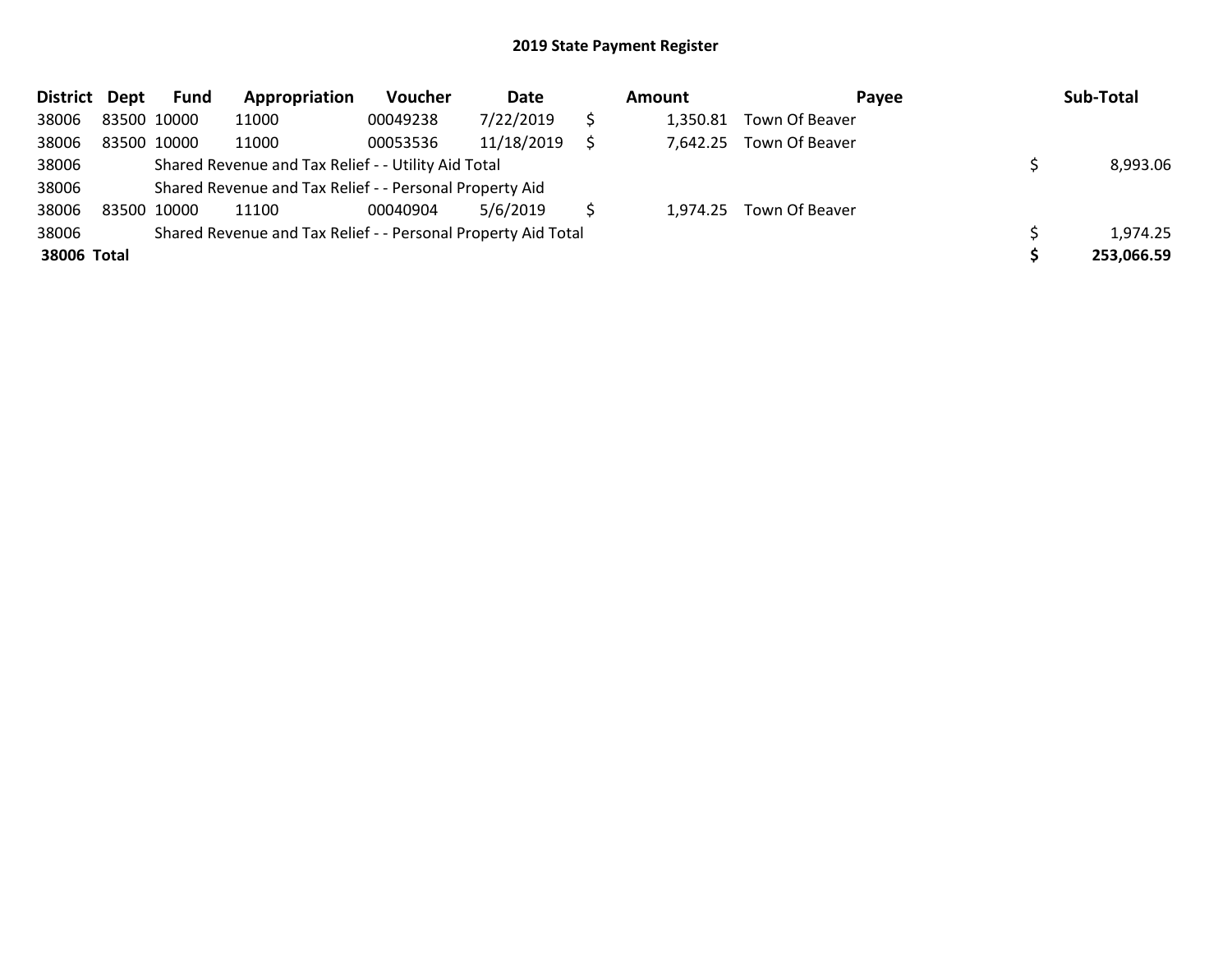# 2019 State Payment Register

| District | Dept | Fund | Appropriation | Voucher | Date | Amount | Payee | Sub-Total |
|---|---|---|---|---|---|---|---|---|
| 38006 | 83500 | 10000 | 11000 | 00049238 | 7/22/2019 | $ 1,350.81 | Town Of Beaver | |
| 38006 | 83500 | 10000 | 11000 | 00053536 | 11/18/2019 | $ 7,642.25 | Town Of Beaver | |
| 38006 | | Shared Revenue and Tax Relief - - Utility Aid Total | | | | | | $ 8,993.06 |
| 38006 | | Shared Revenue and Tax Relief - - Personal Property Aid | | | | | | |
| 38006 | 83500 | 10000 | 11100 | 00040904 | 5/6/2019 | $ 1,974.25 | Town Of Beaver | |
| 38006 | | Shared Revenue and Tax Relief - - Personal Property Aid Total | | | | | | $ 1,974.25 |
| **38006** | **Total** | | | | | | | **$ 253,066.59** |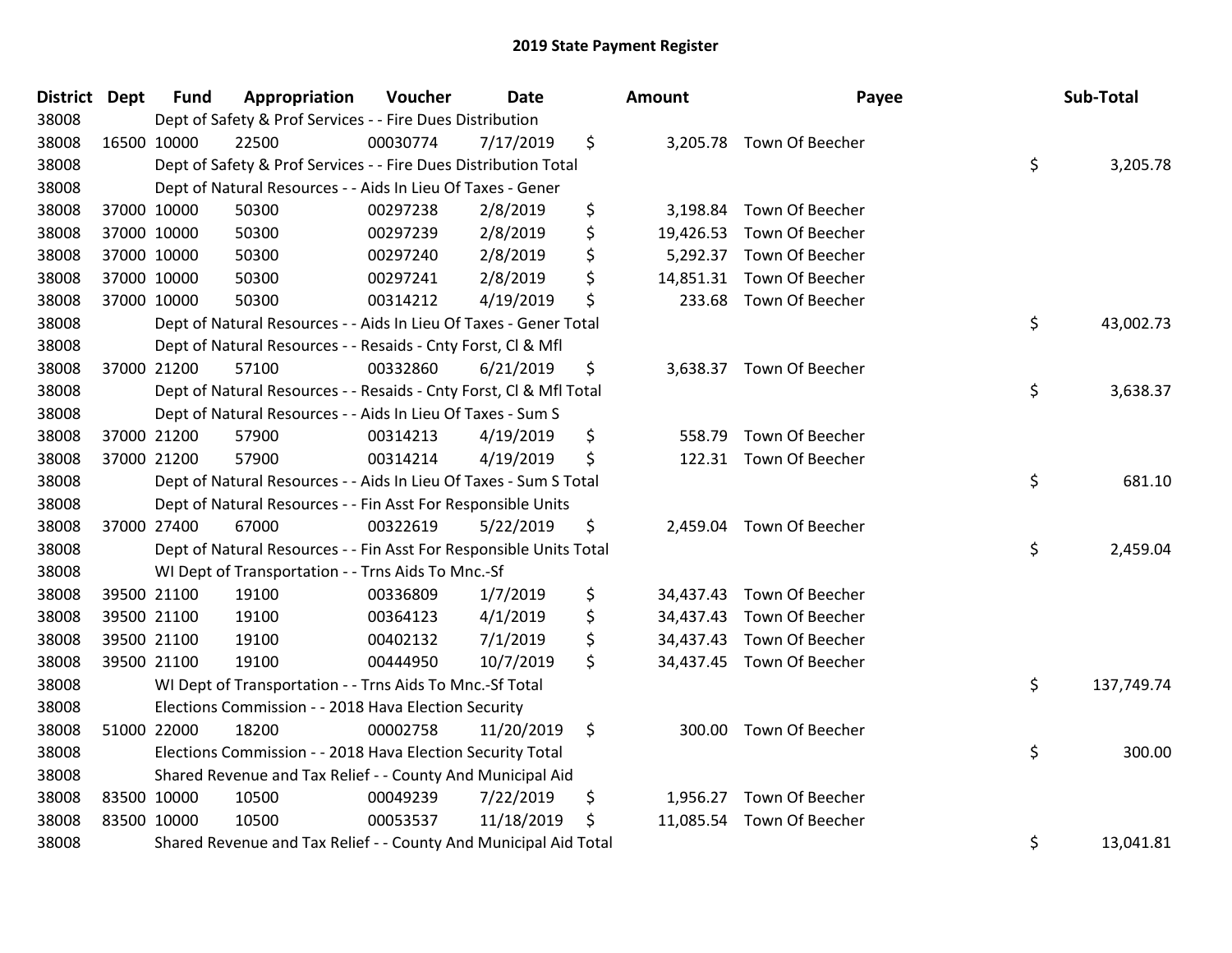# 2019 State Payment Register

| District | Dept | Fund | Appropriation | Voucher | Date | Amount | Payee | Sub-Total |
|---|---|---|---|---|---|---|---|---|
| 38008 | Dept of Safety & Prof Services - - Fire Dues Distribution | | | | | | | |
| 38008 | 16500 | 10000 | 22500 | 00030774 | 7/17/2019 | $ 3,205.78 | Town Of Beecher | |
| 38008 | Dept of Safety & Prof Services - - Fire Dues Distribution Total | | | | | | | $ 3,205.78 |
| 38008 | Dept of Natural Resources - - Aids In Lieu Of Taxes - Gener | | | | | | | |
| 38008 | 37000 | 10000 | 50300 | 00297238 | 2/8/2019 | $ 3,198.84 | Town Of Beecher | |
| 38008 | 37000 | 10000 | 50300 | 00297239 | 2/8/2019 | $ 19,426.53 | Town Of Beecher | |
| 38008 | 37000 | 10000 | 50300 | 00297240 | 2/8/2019 | $ 5,292.37 | Town Of Beecher | |
| 38008 | 37000 | 10000 | 50300 | 00297241 | 2/8/2019 | $ 14,851.31 | Town Of Beecher | |
| 38008 | 37000 | 10000 | 50300 | 00314212 | 4/19/2019 | $ 233.68 | Town Of Beecher | |
| 38008 | Dept of Natural Resources - - Aids In Lieu Of Taxes - Gener Total | | | | | | | $ 43,002.73 |
| 38008 | Dept of Natural Resources - - Resaids - Cnty Forst, Cl & Mfl | | | | | | | |
| 38008 | 37000 | 21200 | 57100 | 00332860 | 6/21/2019 | $ 3,638.37 | Town Of Beecher | |
| 38008 | Dept of Natural Resources - - Resaids - Cnty Forst, Cl & Mfl Total | | | | | | | $ 3,638.37 |
| 38008 | Dept of Natural Resources - - Aids In Lieu Of Taxes - Sum S | | | | | | | |
| 38008 | 37000 | 21200 | 57900 | 00314213 | 4/19/2019 | $ 558.79 | Town Of Beecher | |
| 38008 | 37000 | 21200 | 57900 | 00314214 | 4/19/2019 | $ 122.31 | Town Of Beecher | |
| 38008 | Dept of Natural Resources - - Aids In Lieu Of Taxes - Sum S Total | | | | | | | $ 681.10 |
| 38008 | Dept of Natural Resources - - Fin Asst For Responsible Units | | | | | | | |
| 38008 | 37000 | 27400 | 67000 | 00322619 | 5/22/2019 | $ 2,459.04 | Town Of Beecher | |
| 38008 | Dept of Natural Resources - - Fin Asst For Responsible Units Total | | | | | | | $ 2,459.04 |
| 38008 | WI Dept of Transportation - - Trns Aids To Mnc.-Sf | | | | | | | |
| 38008 | 39500 | 21100 | 19100 | 00336809 | 1/7/2019 | $ 34,437.43 | Town Of Beecher | |
| 38008 | 39500 | 21100 | 19100 | 00364123 | 4/1/2019 | $ 34,437.43 | Town Of Beecher | |
| 38008 | 39500 | 21100 | 19100 | 00402132 | 7/1/2019 | $ 34,437.43 | Town Of Beecher | |
| 38008 | 39500 | 21100 | 19100 | 00444950 | 10/7/2019 | $ 34,437.45 | Town Of Beecher | |
| 38008 | WI Dept of Transportation - - Trns Aids To Mnc.-Sf Total | | | | | | | $ 137,749.74 |
| 38008 | Elections Commission - - 2018 Hava Election Security | | | | | | | |
| 38008 | 51000 | 22000 | 18200 | 00002758 | 11/20/2019 | $ 300.00 | Town Of Beecher | |
| 38008 | Elections Commission - - 2018 Hava Election Security Total | | | | | | | $ 300.00 |
| 38008 | Shared Revenue and Tax Relief - - County And Municipal Aid | | | | | | | |
| 38008 | 83500 | 10000 | 10500 | 00049239 | 7/22/2019 | $ 1,956.27 | Town Of Beecher | |
| 38008 | 83500 | 10000 | 10500 | 00053537 | 11/18/2019 | $ 11,085.54 | Town Of Beecher | |
| 38008 | Shared Revenue and Tax Relief - - County And Municipal Aid Total | | | | | | | $ 13,041.81 |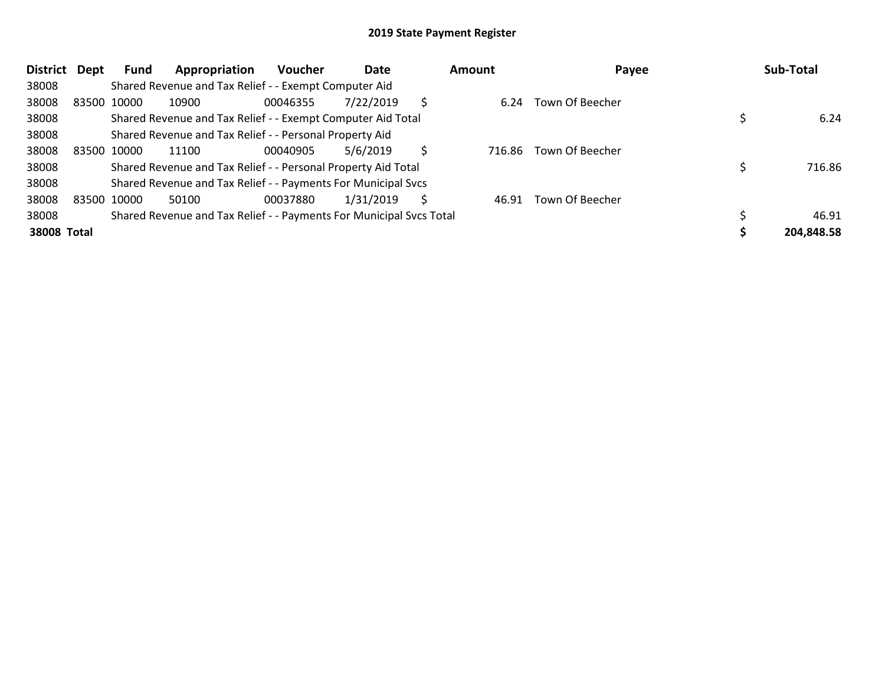## 2019 State Payment Register

| District | Dept | Fund | Appropriation | Voucher | Date | Amount | Payee | Sub-Total |
|---|---|---|---|---|---|---|---|---|
| 38008 | | Shared Revenue and Tax Relief - - Exempt Computer Aid | | | | | | |
| 38008 | 83500 | 10000 | 10900 | 00046355 | 7/22/2019 | $ 6.24 | Town Of Beecher | |
| 38008 | | Shared Revenue and Tax Relief - - Exempt Computer Aid Total | | | | | | $ 6.24 |
| 38008 | | Shared Revenue and Tax Relief - - Personal Property Aid | | | | | | |
| 38008 | 83500 | 10000 | 11100 | 00040905 | 5/6/2019 | $ 716.86 | Town Of Beecher | |
| 38008 | | Shared Revenue and Tax Relief - - Personal Property Aid Total | | | | | | $ 716.86 |
| 38008 | | Shared Revenue and Tax Relief - - Payments For Municipal Svcs | | | | | | |
| 38008 | 83500 | 10000 | 50100 | 00037880 | 1/31/2019 | $ 46.91 | Town Of Beecher | |
| 38008 | | Shared Revenue and Tax Relief - - Payments For Municipal Svcs Total | | | | | | $ 46.91 |
| **38008** | **Total** | | | | | | | **$ 204,848.58** |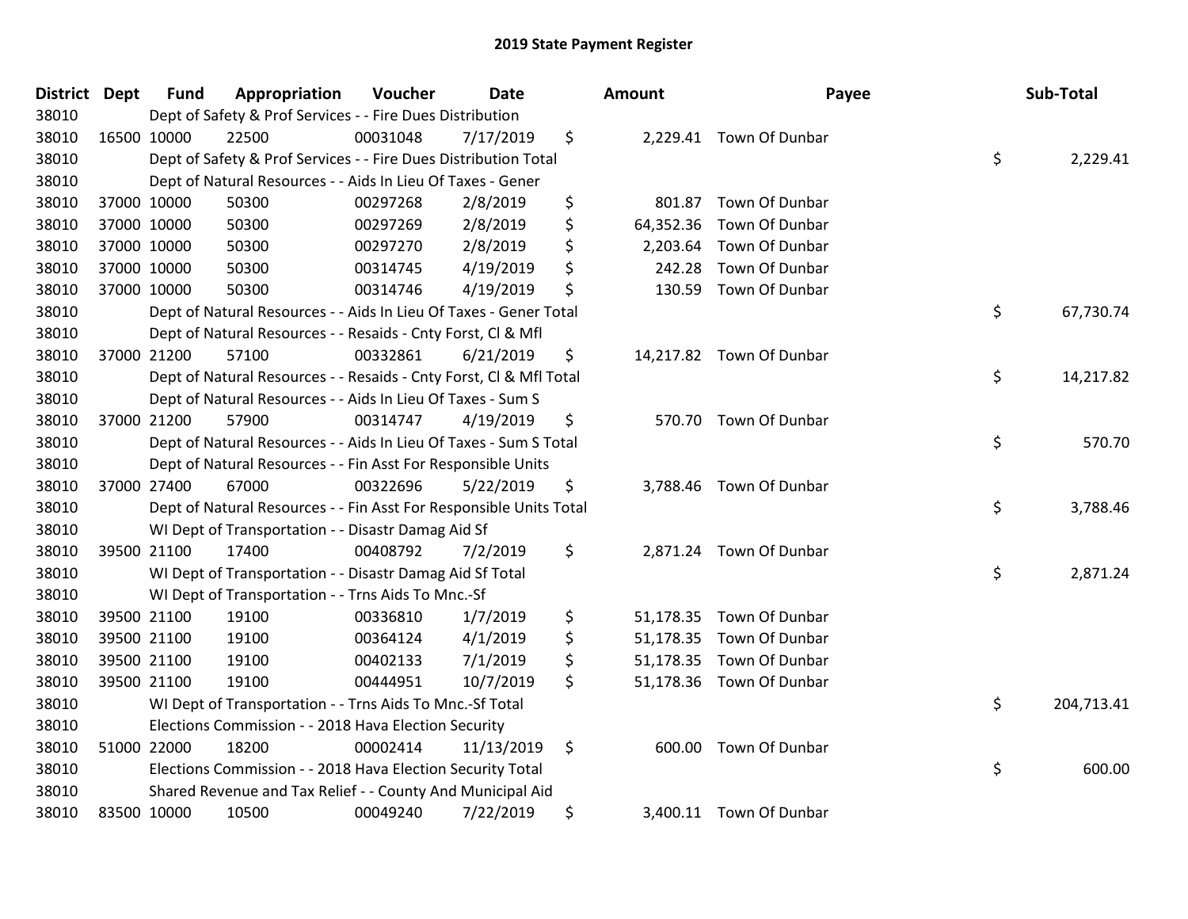# 2019 State Payment Register

| District | Dept | Fund | Appropriation | Voucher | Date | Amount | Payee | Sub-Total |
|---|---|---|---|---|---|---|---|---|
| 38010 | | Dept of Safety & Prof Services - - Fire Dues Distribution | | | | | | |
| 38010 | 16500 | 10000 | 22500 | 00031048 | 7/17/2019 | $ 2,229.41 | Town Of Dunbar | |
| 38010 | | Dept of Safety & Prof Services - - Fire Dues Distribution Total | | | | | | $ 2,229.41 |
| 38010 | | Dept of Natural Resources - - Aids In Lieu Of Taxes - Gener | | | | | | |
| 38010 | 37000 | 10000 | 50300 | 00297268 | 2/8/2019 | $ 801.87 | Town Of Dunbar | |
| 38010 | 37000 | 10000 | 50300 | 00297269 | 2/8/2019 | $ 64,352.36 | Town Of Dunbar | |
| 38010 | 37000 | 10000 | 50300 | 00297270 | 2/8/2019 | $ 2,203.64 | Town Of Dunbar | |
| 38010 | 37000 | 10000 | 50300 | 00314745 | 4/19/2019 | $ 242.28 | Town Of Dunbar | |
| 38010 | 37000 | 10000 | 50300 | 00314746 | 4/19/2019 | $ 130.59 | Town Of Dunbar | |
| 38010 | | Dept of Natural Resources - - Aids In Lieu Of Taxes - Gener Total | | | | | | $ 67,730.74 |
| 38010 | | Dept of Natural Resources - - Resaids - Cnty Forst, Cl & Mfl | | | | | | |
| 38010 | 37000 | 21200 | 57100 | 00332861 | 6/21/2019 | $ 14,217.82 | Town Of Dunbar | |
| 38010 | | Dept of Natural Resources - - Resaids - Cnty Forst, Cl & Mfl Total | | | | | | $ 14,217.82 |
| 38010 | | Dept of Natural Resources - - Aids In Lieu Of Taxes - Sum S | | | | | | |
| 38010 | 37000 | 21200 | 57900 | 00314747 | 4/19/2019 | $ 570.70 | Town Of Dunbar | |
| 38010 | | Dept of Natural Resources - - Aids In Lieu Of Taxes - Sum S Total | | | | | | $ 570.70 |
| 38010 | | Dept of Natural Resources - - Fin Asst For Responsible Units | | | | | | |
| 38010 | 37000 | 27400 | 67000 | 00322696 | 5/22/2019 | $ 3,788.46 | Town Of Dunbar | |
| 38010 | | Dept of Natural Resources - - Fin Asst For Responsible Units Total | | | | | | $ 3,788.46 |
| 38010 | | WI Dept of Transportation - - Disastr Damag Aid Sf | | | | | | |
| 38010 | 39500 | 21100 | 17400 | 00408792 | 7/2/2019 | $ 2,871.24 | Town Of Dunbar | |
| 38010 | | WI Dept of Transportation - - Disastr Damag Aid Sf Total | | | | | | $ 2,871.24 |
| 38010 | | WI Dept of Transportation - - Trns Aids To Mnc.-Sf | | | | | | |
| 38010 | 39500 | 21100 | 19100 | 00336810 | 1/7/2019 | $ 51,178.35 | Town Of Dunbar | |
| 38010 | 39500 | 21100 | 19100 | 00364124 | 4/1/2019 | $ 51,178.35 | Town Of Dunbar | |
| 38010 | 39500 | 21100 | 19100 | 00402133 | 7/1/2019 | $ 51,178.35 | Town Of Dunbar | |
| 38010 | 39500 | 21100 | 19100 | 00444951 | 10/7/2019 | $ 51,178.36 | Town Of Dunbar | |
| 38010 | | WI Dept of Transportation - - Trns Aids To Mnc.-Sf Total | | | | | | $ 204,713.41 |
| 38010 | | Elections Commission - - 2018 Hava Election Security | | | | | | |
| 38010 | 51000 | 22000 | 18200 | 00002414 | 11/13/2019 | $ 600.00 | Town Of Dunbar | |
| 38010 | | Elections Commission - - 2018 Hava Election Security Total | | | | | | $ 600.00 |
| 38010 | | Shared Revenue and Tax Relief - - County And Municipal Aid | | | | | | |
| 38010 | 83500 | 10000 | 10500 | 00049240 | 7/22/2019 | $ 3,400.11 | Town Of Dunbar | |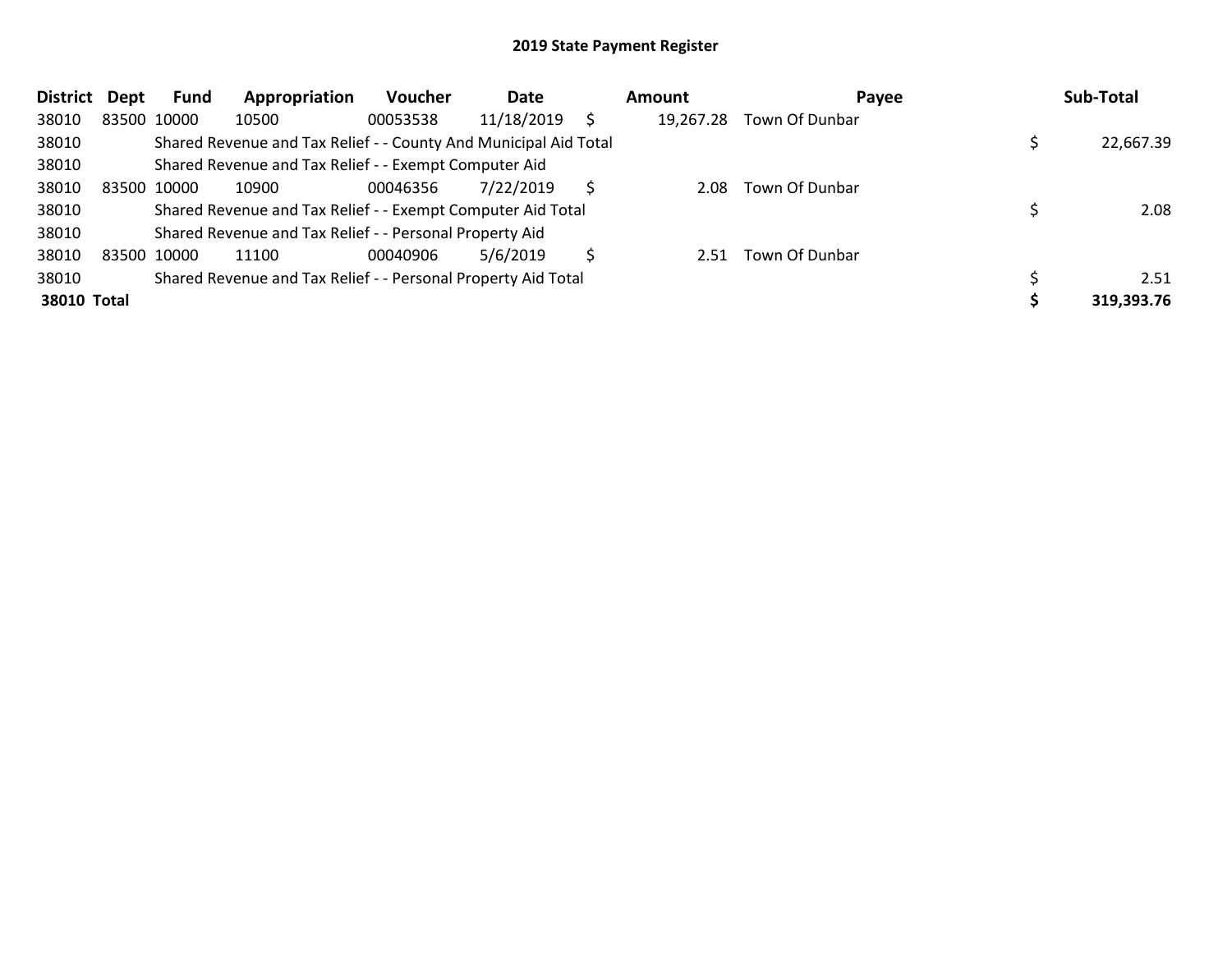# 2019 State Payment Register

| District | Dept | Fund | Appropriation | Voucher | Date | Amount | Payee | Sub-Total |
|---|---|---|---|---|---|---|---|---|
| 38010 | 83500 | 10000 | 10500 | 00053538 | 11/18/2019 | $ 19,267.28 | Town Of Dunbar | |
| 38010 | | Shared Revenue and Tax Relief - - County And Municipal Aid Total | | | | | | $ 22,667.39 |
| 38010 | | Shared Revenue and Tax Relief - - Exempt Computer Aid | | | | | | |
| 38010 | 83500 | 10000 | 10900 | 00046356 | 7/22/2019 | $ 2.08 | Town Of Dunbar | |
| 38010 | | Shared Revenue and Tax Relief - - Exempt Computer Aid Total | | | | | | $ 2.08 |
| 38010 | | Shared Revenue and Tax Relief - - Personal Property Aid | | | | | | |
| 38010 | 83500 | 10000 | 11100 | 00040906 | 5/6/2019 | $ 2.51 | Town Of Dunbar | |
| 38010 | | Shared Revenue and Tax Relief - - Personal Property Aid Total | | | | | | $ 2.51 |
| **38010 Total** | | | | | | | | **$ 319,393.76** |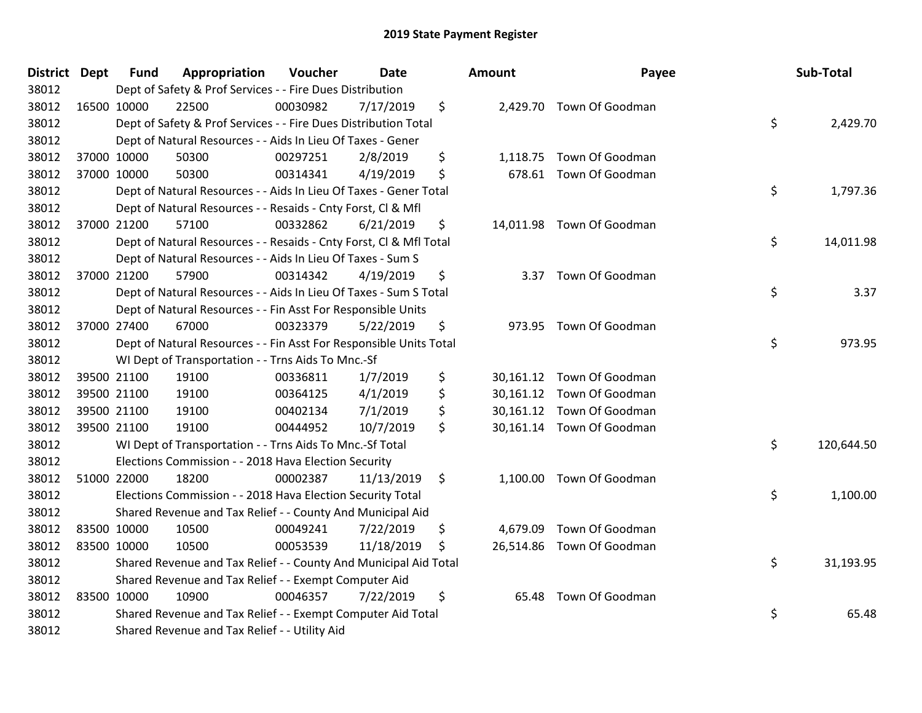# 2019 State Payment Register

| District | Dept | Fund | Appropriation | Voucher | Date | Amount | Payee | Sub-Total |
|---|---|---|---|---|---|---|---|---|
| 38012 | | Dept of Safety & Prof Services - - Fire Dues Distribution | | | | | | |
| 38012 | 16500 | 10000 | 22500 | 00030982 | 7/17/2019 | $ 2,429.70 | Town Of Goodman | |
| 38012 | | Dept of Safety & Prof Services - - Fire Dues Distribution Total | | | | | | $ 2,429.70 |
| 38012 | | Dept of Natural Resources - - Aids In Lieu Of Taxes - Gener | | | | | | |
| 38012 | 37000 | 10000 | 50300 | 00297251 | 2/8/2019 | $ 1,118.75 | Town Of Goodman | |
| 38012 | 37000 | 10000 | 50300 | 00314341 | 4/19/2019 | $ 678.61 | Town Of Goodman | |
| 38012 | | Dept of Natural Resources - - Aids In Lieu Of Taxes - Gener Total | | | | | | $ 1,797.36 |
| 38012 | | Dept of Natural Resources - - Resaids - Cnty Forst, Cl & Mfl | | | | | | |
| 38012 | 37000 | 21200 | 57100 | 00332862 | 6/21/2019 | $ 14,011.98 | Town Of Goodman | |
| 38012 | | Dept of Natural Resources - - Resaids - Cnty Forst, Cl & Mfl Total | | | | | | $ 14,011.98 |
| 38012 | | Dept of Natural Resources - - Aids In Lieu Of Taxes - Sum S | | | | | | |
| 38012 | 37000 | 21200 | 57900 | 00314342 | 4/19/2019 | $ 3.37 | Town Of Goodman | |
| 38012 | | Dept of Natural Resources - - Aids In Lieu Of Taxes - Sum S Total | | | | | | $ 3.37 |
| 38012 | | Dept of Natural Resources - - Fin Asst For Responsible Units | | | | | | |
| 38012 | 37000 | 27400 | 67000 | 00323379 | 5/22/2019 | $ 973.95 | Town Of Goodman | |
| 38012 | | Dept of Natural Resources - - Fin Asst For Responsible Units Total | | | | | | $ 973.95 |
| 38012 | | WI Dept of Transportation - - Trns Aids To Mnc.-Sf | | | | | | |
| 38012 | 39500 | 21100 | 19100 | 00336811 | 1/7/2019 | $ 30,161.12 | Town Of Goodman | |
| 38012 | 39500 | 21100 | 19100 | 00364125 | 4/1/2019 | $ 30,161.12 | Town Of Goodman | |
| 38012 | 39500 | 21100 | 19100 | 00402134 | 7/1/2019 | $ 30,161.12 | Town Of Goodman | |
| 38012 | 39500 | 21100 | 19100 | 00444952 | 10/7/2019 | $ 30,161.14 | Town Of Goodman | |
| 38012 | | WI Dept of Transportation - - Trns Aids To Mnc.-Sf Total | | | | | | $ 120,644.50 |
| 38012 | | Elections Commission - - 2018 Hava Election Security | | | | | | |
| 38012 | 51000 | 22000 | 18200 | 00002387 | 11/13/2019 | $ 1,100.00 | Town Of Goodman | |
| 38012 | | Elections Commission - - 2018 Hava Election Security Total | | | | | | $ 1,100.00 |
| 38012 | | Shared Revenue and Tax Relief - - County And Municipal Aid | | | | | | |
| 38012 | 83500 | 10000 | 10500 | 00049241 | 7/22/2019 | $ 4,679.09 | Town Of Goodman | |
| 38012 | 83500 | 10000 | 10500 | 00053539 | 11/18/2019 | $ 26,514.86 | Town Of Goodman | |
| 38012 | | Shared Revenue and Tax Relief - - County And Municipal Aid Total | | | | | | $ 31,193.95 |
| 38012 | | Shared Revenue and Tax Relief - - Exempt Computer Aid | | | | | | |
| 38012 | 83500 | 10000 | 10900 | 00046357 | 7/22/2019 | $ 65.48 | Town Of Goodman | |
| 38012 | | Shared Revenue and Tax Relief - - Exempt Computer Aid Total | | | | | | $ 65.48 |
| 38012 | | Shared Revenue and Tax Relief - - Utility Aid | | | | | | |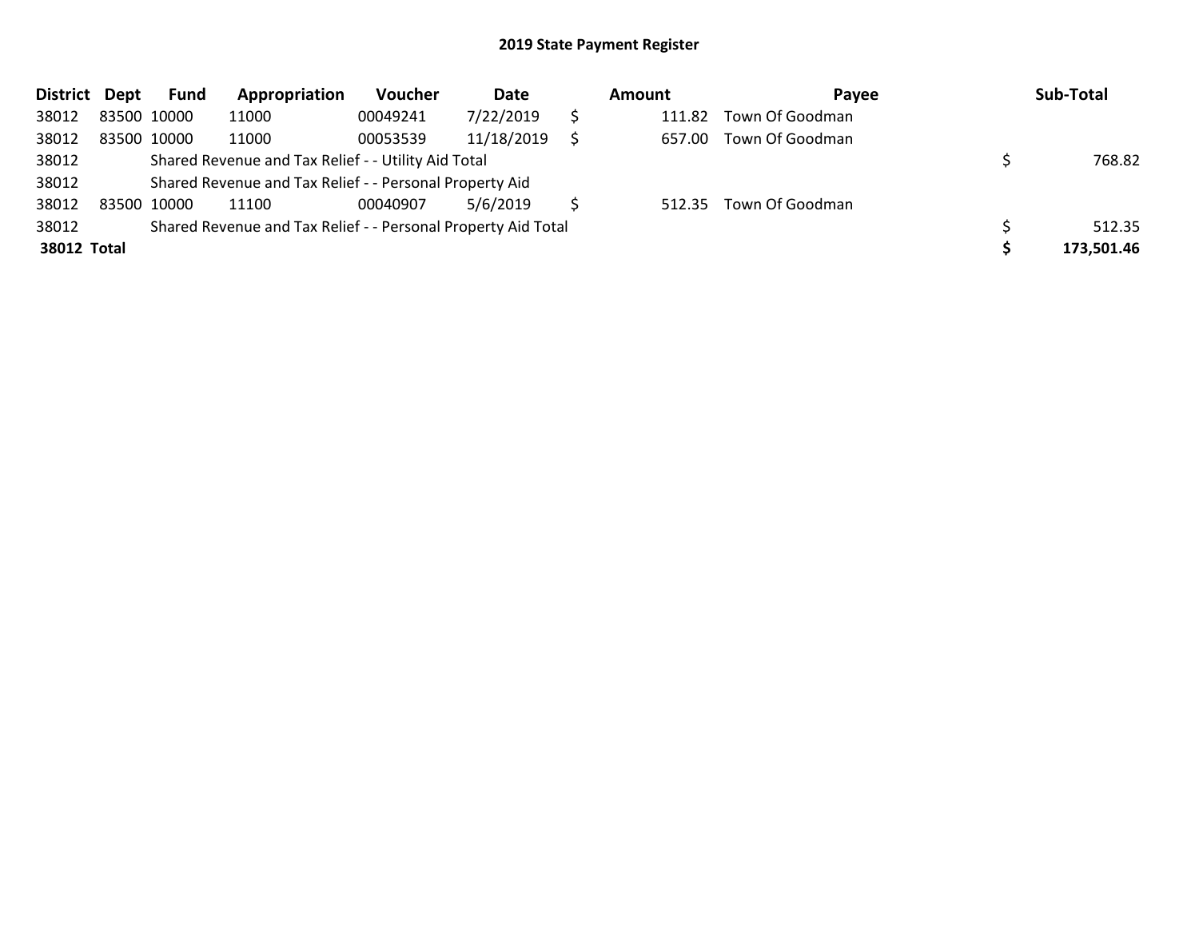## 2019 State Payment Register

| District | Dept | Fund | Appropriation | Voucher | Date | Amount | Payee | Sub-Total |
|---|---|---|---|---|---|---|---|---|
| 38012 | 83500 | 10000 | 11000 | 00049241 | 7/22/2019 | $ 111.82 | Town Of Goodman | |
| 38012 | 83500 | 10000 | 11000 | 00053539 | 11/18/2019 | $ 657.00 | Town Of Goodman | |
| 38012 | | Shared Revenue and Tax Relief - - Utility Aid Total | | | | | | $ 768.82 |
| 38012 | | Shared Revenue and Tax Relief - - Personal Property Aid | | | | | | |
| 38012 | 83500 | 10000 | 11100 | 00040907 | 5/6/2019 | $ 512.35 | Town Of Goodman | |
| 38012 | | Shared Revenue and Tax Relief - - Personal Property Aid Total | | | | | | $ 512.35 |
| **38012 Total** | | | | | | | | **$ 173,501.46** |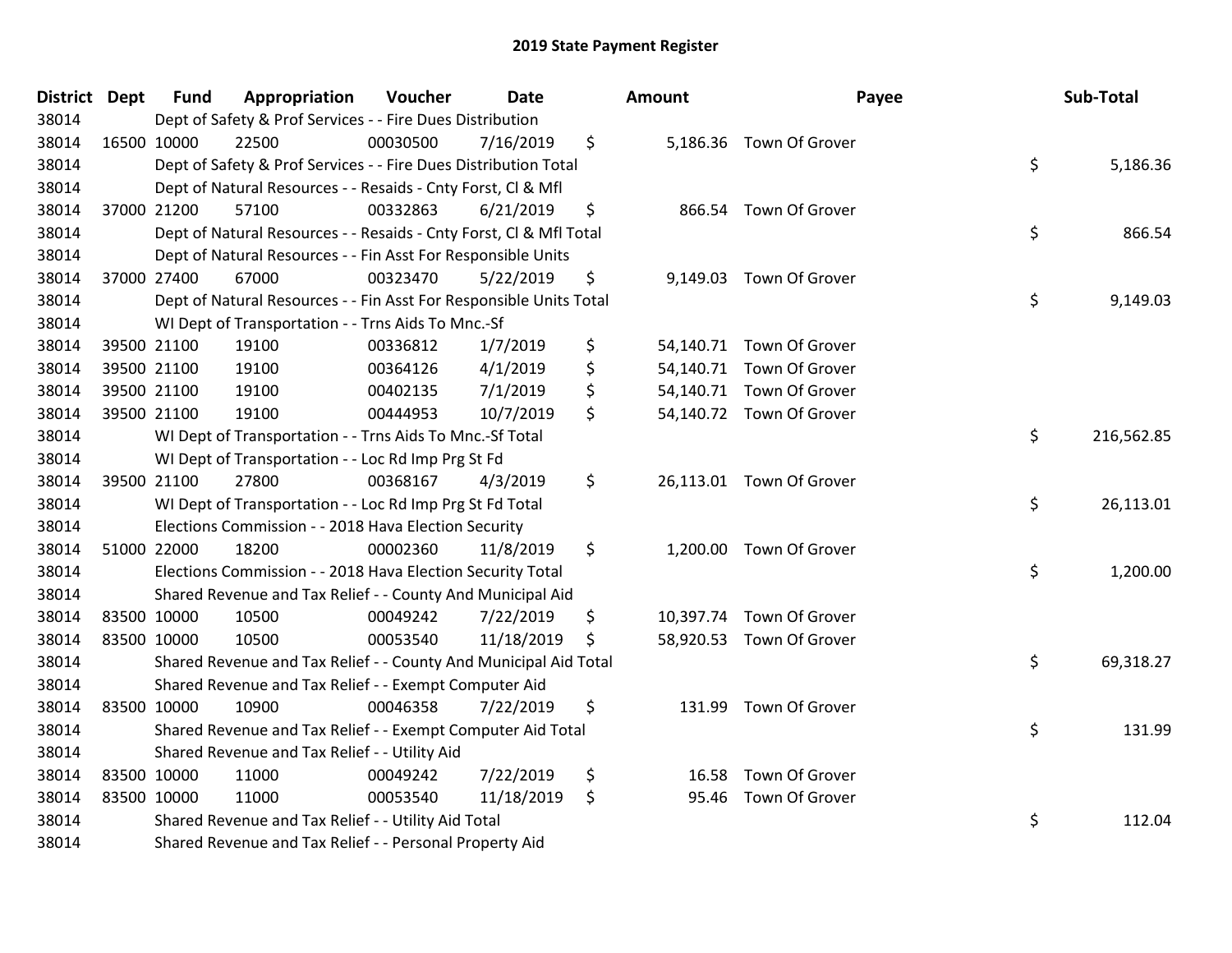# 2019 State Payment Register

| District | Dept | Fund | Appropriation | Voucher | Date | Amount | Payee | Sub-Total |
|---|---|---|---|---|---|---|---|---|
| 38014 | | Dept of Safety & Prof Services - - Fire Dues Distribution | | | | | | |
| 38014 | 16500 | 10000 | 22500 | 00030500 | 7/16/2019 | $ 5,186.36 | Town Of Grover | |
| 38014 | | Dept of Safety & Prof Services - - Fire Dues Distribution Total | | | | | | $ 5,186.36 |
| 38014 | | Dept of Natural Resources - - Resaids - Cnty Forst, Cl & Mfl | | | | | | |
| 38014 | 37000 | 21200 | 57100 | 00332863 | 6/21/2019 | $ 866.54 | Town Of Grover | |
| 38014 | | Dept of Natural Resources - - Resaids - Cnty Forst, Cl & Mfl Total | | | | | | $ 866.54 |
| 38014 | | Dept of Natural Resources - - Fin Asst For Responsible Units | | | | | | |
| 38014 | 37000 | 27400 | 67000 | 00323470 | 5/22/2019 | $ 9,149.03 | Town Of Grover | |
| 38014 | | Dept of Natural Resources - - Fin Asst For Responsible Units Total | | | | | | $ 9,149.03 |
| 38014 | | WI Dept of Transportation - - Trns Aids To Mnc.-Sf | | | | | | |
| 38014 | 39500 | 21100 | 19100 | 00336812 | 1/7/2019 | $ 54,140.71 | Town Of Grover | |
| 38014 | 39500 | 21100 | 19100 | 00364126 | 4/1/2019 | $ 54,140.71 | Town Of Grover | |
| 38014 | 39500 | 21100 | 19100 | 00402135 | 7/1/2019 | $ 54,140.71 | Town Of Grover | |
| 38014 | 39500 | 21100 | 19100 | 00444953 | 10/7/2019 | $ 54,140.72 | Town Of Grover | |
| 38014 | | WI Dept of Transportation - - Trns Aids To Mnc.-Sf Total | | | | | | $ 216,562.85 |
| 38014 | | WI Dept of Transportation - - Loc Rd Imp Prg St Fd | | | | | | |
| 38014 | 39500 | 21100 | 27800 | 00368167 | 4/3/2019 | $ 26,113.01 | Town Of Grover | |
| 38014 | | WI Dept of Transportation - - Loc Rd Imp Prg St Fd Total | | | | | | $ 26,113.01 |
| 38014 | | Elections Commission - - 2018 Hava Election Security | | | | | | |
| 38014 | 51000 | 22000 | 18200 | 00002360 | 11/8/2019 | $ 1,200.00 | Town Of Grover | |
| 38014 | | Elections Commission - - 2018 Hava Election Security Total | | | | | | $ 1,200.00 |
| 38014 | | Shared Revenue and Tax Relief - - County And Municipal Aid | | | | | | |
| 38014 | 83500 | 10000 | 10500 | 00049242 | 7/22/2019 | $ 10,397.74 | Town Of Grover | |
| 38014 | 83500 | 10000 | 10500 | 00053540 | 11/18/2019 | $ 58,920.53 | Town Of Grover | |
| 38014 | | Shared Revenue and Tax Relief - - County And Municipal Aid Total | | | | | | $ 69,318.27 |
| 38014 | | Shared Revenue and Tax Relief - - Exempt Computer Aid | | | | | | |
| 38014 | 83500 | 10000 | 10900 | 00046358 | 7/22/2019 | $ 131.99 | Town Of Grover | |
| 38014 | | Shared Revenue and Tax Relief - - Exempt Computer Aid Total | | | | | | $ 131.99 |
| 38014 | | Shared Revenue and Tax Relief - - Utility Aid | | | | | | |
| 38014 | 83500 | 10000 | 11000 | 00049242 | 7/22/2019 | $ 16.58 | Town Of Grover | |
| 38014 | 83500 | 10000 | 11000 | 00053540 | 11/18/2019 | $ 95.46 | Town Of Grover | |
| 38014 | | Shared Revenue and Tax Relief - - Utility Aid Total | | | | | | $ 112.04 |
| 38014 | | Shared Revenue and Tax Relief - - Personal Property Aid | | | | | | |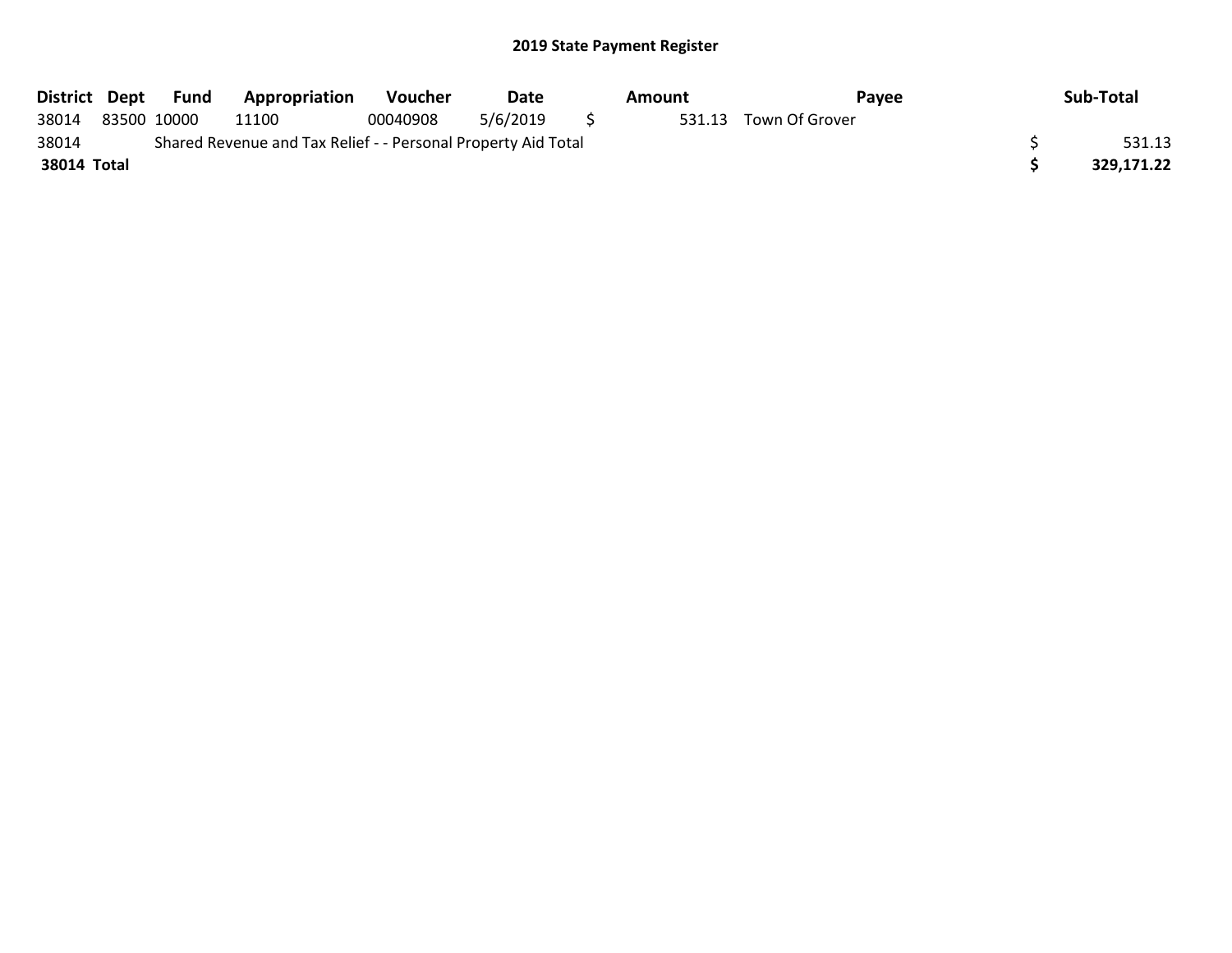## 2019 State Payment Register

| District | Dept | Fund | Appropriation | Voucher | Date | Amount | Payee | Sub-Total |
|---|---|---|---|---|---|---|---|---|
| 38014 | 83500 | 10000 | 11100 | 00040908 | 5/6/2019 | $ 531.13 | Town Of Grover | |
| 38014 | Shared Revenue and Tax Relief - - Personal Property Aid Total | | | | | | | $ 531.13 |
| **38014 Total** | | | | | | | | **$ 329,171.22** |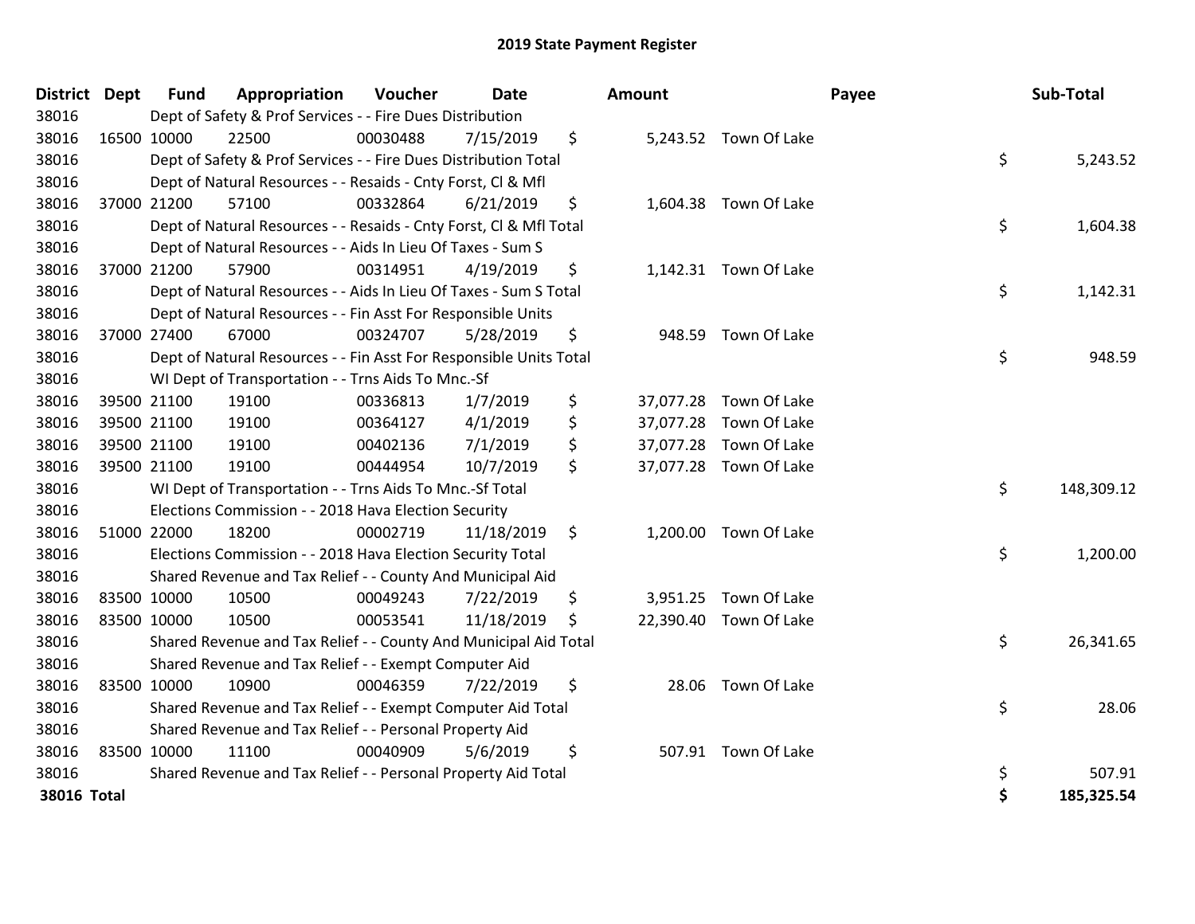# 2019 State Payment Register

| District | Dept | Fund | Appropriation | Voucher | Date | Amount | Payee | Sub-Total |
|---|---|---|---|---|---|---|---|---|
| 38016 | | Dept of Safety & Prof Services - - Fire Dues Distribution | | | | | | |
| 38016 | 16500 | 10000 | 22500 | 00030488 | 7/15/2019 | $ 5,243.52 | Town Of Lake | |
| 38016 | | Dept of Safety & Prof Services - - Fire Dues Distribution Total | | | | | | $ 5,243.52 |
| 38016 | | Dept of Natural Resources - - Resaids - Cnty Forst, Cl & Mfl | | | | | | |
| 38016 | 37000 | 21200 | 57100 | 00332864 | 6/21/2019 | $ 1,604.38 | Town Of Lake | |
| 38016 | | Dept of Natural Resources - - Resaids - Cnty Forst, Cl & Mfl Total | | | | | | $ 1,604.38 |
| 38016 | | Dept of Natural Resources - - Aids In Lieu Of Taxes - Sum S | | | | | | |
| 38016 | 37000 | 21200 | 57900 | 00314951 | 4/19/2019 | $ 1,142.31 | Town Of Lake | |
| 38016 | | Dept of Natural Resources - - Aids In Lieu Of Taxes - Sum S Total | | | | | | $ 1,142.31 |
| 38016 | | Dept of Natural Resources - - Fin Asst For Responsible Units | | | | | | |
| 38016 | 37000 | 27400 | 67000 | 00324707 | 5/28/2019 | $ 948.59 | Town Of Lake | |
| 38016 | | Dept of Natural Resources - - Fin Asst For Responsible Units Total | | | | | | $ 948.59 |
| 38016 | | WI Dept of Transportation - - Trns Aids To Mnc.-Sf | | | | | | |
| 38016 | 39500 | 21100 | 19100 | 00336813 | 1/7/2019 | $ 37,077.28 | Town Of Lake | |
| 38016 | 39500 | 21100 | 19100 | 00364127 | 4/1/2019 | $ 37,077.28 | Town Of Lake | |
| 38016 | 39500 | 21100 | 19100 | 00402136 | 7/1/2019 | $ 37,077.28 | Town Of Lake | |
| 38016 | 39500 | 21100 | 19100 | 00444954 | 10/7/2019 | $ 37,077.28 | Town Of Lake | |
| 38016 | | WI Dept of Transportation - - Trns Aids To Mnc.-Sf Total | | | | | | $ 148,309.12 |
| 38016 | | Elections Commission - - 2018 Hava Election Security | | | | | | |
| 38016 | 51000 | 22000 | 18200 | 00002719 | 11/18/2019 | $ 1,200.00 | Town Of Lake | |
| 38016 | | Elections Commission - - 2018 Hava Election Security Total | | | | | | $ 1,200.00 |
| 38016 | | Shared Revenue and Tax Relief - - County And Municipal Aid | | | | | | |
| 38016 | 83500 | 10000 | 10500 | 00049243 | 7/22/2019 | $ 3,951.25 | Town Of Lake | |
| 38016 | 83500 | 10000 | 10500 | 00053541 | 11/18/2019 | $ 22,390.40 | Town Of Lake | |
| 38016 | | Shared Revenue and Tax Relief - - County And Municipal Aid Total | | | | | | $ 26,341.65 |
| 38016 | | Shared Revenue and Tax Relief - - Exempt Computer Aid | | | | | | |
| 38016 | 83500 | 10000 | 10900 | 00046359 | 7/22/2019 | $ 28.06 | Town Of Lake | |
| 38016 | | Shared Revenue and Tax Relief - - Exempt Computer Aid Total | | | | | | $ 28.06 |
| 38016 | | Shared Revenue and Tax Relief - - Personal Property Aid | | | | | | |
| 38016 | 83500 | 10000 | 11100 | 00040909 | 5/6/2019 | $ 507.91 | Town Of Lake | |
| 38016 | | Shared Revenue and Tax Relief - - Personal Property Aid Total | | | | | | $ 507.91 |
| **38016 Total** | | | | | | | | **$ 185,325.54** |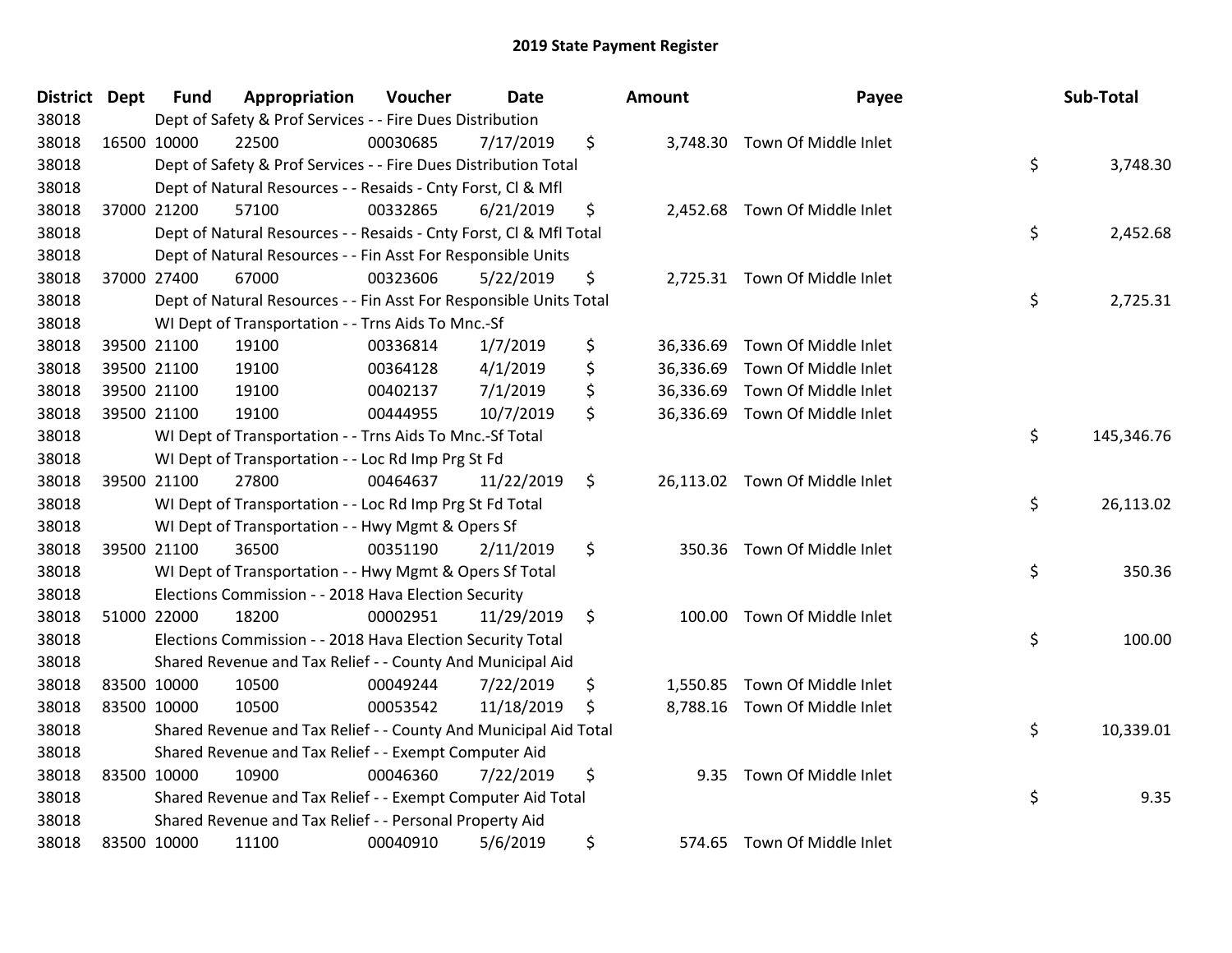# 2019 State Payment Register

| District | Dept | Fund | Appropriation | Voucher | Date | Amount | Payee | Sub-Total |
|---|---|---|---|---|---|---|---|---|
| 38018 | | Dept of Safety & Prof Services - - Fire Dues Distribution | | | | | | |
| 38018 | 16500 | 10000 | 22500 | 00030685 | 7/17/2019 | $ 3,748.30 | Town Of Middle Inlet | |
| 38018 | | Dept of Safety & Prof Services - - Fire Dues Distribution Total | | | | | | $ 3,748.30 |
| 38018 | | Dept of Natural Resources - - Resaids - Cnty Forst, Cl & Mfl | | | | | | |
| 38018 | 37000 | 21200 | 57100 | 00332865 | 6/21/2019 | $ 2,452.68 | Town Of Middle Inlet | |
| 38018 | | Dept of Natural Resources - - Resaids - Cnty Forst, Cl & Mfl Total | | | | | | $ 2,452.68 |
| 38018 | | Dept of Natural Resources - - Fin Asst For Responsible Units | | | | | | |
| 38018 | 37000 | 27400 | 67000 | 00323606 | 5/22/2019 | $ 2,725.31 | Town Of Middle Inlet | |
| 38018 | | Dept of Natural Resources - - Fin Asst For Responsible Units Total | | | | | | $ 2,725.31 |
| 38018 | | WI Dept of Transportation - - Trns Aids To Mnc.-Sf | | | | | | |
| 38018 | 39500 | 21100 | 19100 | 00336814 | 1/7/2019 | $ 36,336.69 | Town Of Middle Inlet | |
| 38018 | 39500 | 21100 | 19100 | 00364128 | 4/1/2019 | $ 36,336.69 | Town Of Middle Inlet | |
| 38018 | 39500 | 21100 | 19100 | 00402137 | 7/1/2019 | $ 36,336.69 | Town Of Middle Inlet | |
| 38018 | 39500 | 21100 | 19100 | 00444955 | 10/7/2019 | $ 36,336.69 | Town Of Middle Inlet | |
| 38018 | | WI Dept of Transportation - - Trns Aids To Mnc.-Sf Total | | | | | | $ 145,346.76 |
| 38018 | | WI Dept of Transportation - - Loc Rd Imp Prg St Fd | | | | | | |
| 38018 | 39500 | 21100 | 27800 | 00464637 | 11/22/2019 | $ 26,113.02 | Town Of Middle Inlet | |
| 38018 | | WI Dept of Transportation - - Loc Rd Imp Prg St Fd Total | | | | | | $ 26,113.02 |
| 38018 | | WI Dept of Transportation - - Hwy Mgmt & Opers Sf | | | | | | |
| 38018 | 39500 | 21100 | 36500 | 00351190 | 2/11/2019 | $ 350.36 | Town Of Middle Inlet | |
| 38018 | | WI Dept of Transportation - - Hwy Mgmt & Opers Sf Total | | | | | | $ 350.36 |
| 38018 | | Elections Commission - - 2018 Hava Election Security | | | | | | |
| 38018 | 51000 | 22000 | 18200 | 00002951 | 11/29/2019 | $ 100.00 | Town Of Middle Inlet | |
| 38018 | | Elections Commission - - 2018 Hava Election Security Total | | | | | | $ 100.00 |
| 38018 | | Shared Revenue and Tax Relief - - County And Municipal Aid | | | | | | |
| 38018 | 83500 | 10000 | 10500 | 00049244 | 7/22/2019 | $ 1,550.85 | Town Of Middle Inlet | |
| 38018 | 83500 | 10000 | 10500 | 00053542 | 11/18/2019 | $ 8,788.16 | Town Of Middle Inlet | |
| 38018 | | Shared Revenue and Tax Relief - - County And Municipal Aid Total | | | | | | $ 10,339.01 |
| 38018 | | Shared Revenue and Tax Relief - - Exempt Computer Aid | | | | | | |
| 38018 | 83500 | 10000 | 10900 | 00046360 | 7/22/2019 | $ 9.35 | Town Of Middle Inlet | |
| 38018 | | Shared Revenue and Tax Relief - - Exempt Computer Aid Total | | | | | | $ 9.35 |
| 38018 | | Shared Revenue and Tax Relief - - Personal Property Aid | | | | | | |
| 38018 | 83500 | 10000 | 11100 | 00040910 | 5/6/2019 | $ 574.65 | Town Of Middle Inlet | |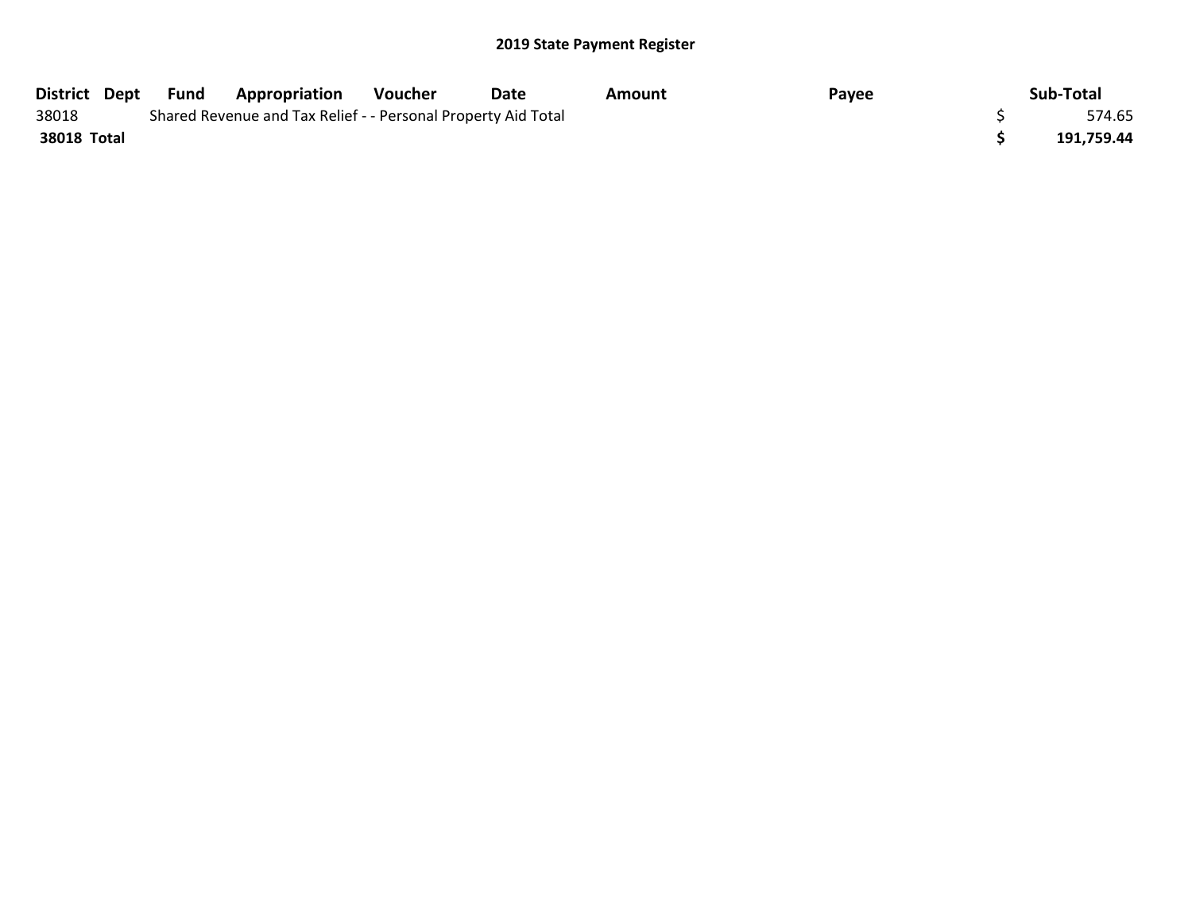## 2019 State Payment Register

| District | Dept | Fund | Appropriation | Voucher | Date | Amount | Payee | Sub-Total |
|---|---|---|---|---|---|---|---|---|
| 38018 | | Shared Revenue and Tax Relief - - Personal Property Aid Total | | | | | | $ 574.65 |
| **38018 Total** | | | | | | | | **$ 191,759.44** |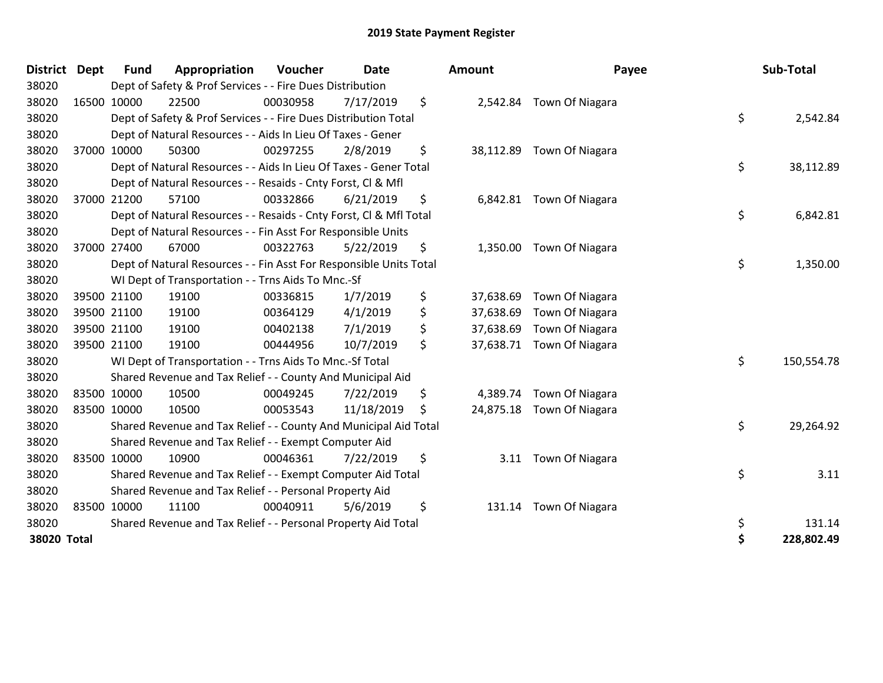# 2019 State Payment Register

| District | Dept | Fund | Appropriation | Voucher | Date | Amount | Payee | Sub-Total |
|---|---|---|---|---|---|---|---|---|
| 38020 | | Dept of Safety & Prof Services - - Fire Dues Distribution | | | | | | |
| 38020 | 16500 | 10000 | 22500 | 00030958 | 7/17/2019 | $ 2,542.84 | Town Of Niagara | |
| 38020 | | Dept of Safety & Prof Services - - Fire Dues Distribution Total | | | | | | $ 2,542.84 |
| 38020 | | Dept of Natural Resources - - Aids In Lieu Of Taxes - Gener | | | | | | |
| 38020 | 37000 | 10000 | 50300 | 00297255 | 2/8/2019 | $ 38,112.89 | Town Of Niagara | |
| 38020 | | Dept of Natural Resources - - Aids In Lieu Of Taxes - Gener Total | | | | | | $ 38,112.89 |
| 38020 | | Dept of Natural Resources - - Resaids - Cnty Forst, Cl & Mfl | | | | | | |
| 38020 | 37000 | 21200 | 57100 | 00332866 | 6/21/2019 | $ 6,842.81 | Town Of Niagara | |
| 38020 | | Dept of Natural Resources - - Resaids - Cnty Forst, Cl & Mfl Total | | | | | | $ 6,842.81 |
| 38020 | | Dept of Natural Resources - - Fin Asst For Responsible Units | | | | | | |
| 38020 | 37000 | 27400 | 67000 | 00322763 | 5/22/2019 | $ 1,350.00 | Town Of Niagara | |
| 38020 | | Dept of Natural Resources - - Fin Asst For Responsible Units Total | | | | | | $ 1,350.00 |
| 38020 | | WI Dept of Transportation - - Trns Aids To Mnc.-Sf | | | | | | |
| 38020 | 39500 | 21100 | 19100 | 00336815 | 1/7/2019 | $ 37,638.69 | Town Of Niagara | |
| 38020 | 39500 | 21100 | 19100 | 00364129 | 4/1/2019 | $ 37,638.69 | Town Of Niagara | |
| 38020 | 39500 | 21100 | 19100 | 00402138 | 7/1/2019 | $ 37,638.69 | Town Of Niagara | |
| 38020 | 39500 | 21100 | 19100 | 00444956 | 10/7/2019 | $ 37,638.71 | Town Of Niagara | |
| 38020 | | WI Dept of Transportation - - Trns Aids To Mnc.-Sf Total | | | | | | $ 150,554.78 |
| 38020 | | Shared Revenue and Tax Relief - - County And Municipal Aid | | | | | | |
| 38020 | 83500 | 10000 | 10500 | 00049245 | 7/22/2019 | $ 4,389.74 | Town Of Niagara | |
| 38020 | 83500 | 10000 | 10500 | 00053543 | 11/18/2019 | $ 24,875.18 | Town Of Niagara | |
| 38020 | | Shared Revenue and Tax Relief - - County And Municipal Aid Total | | | | | | $ 29,264.92 |
| 38020 | | Shared Revenue and Tax Relief - - Exempt Computer Aid | | | | | | |
| 38020 | 83500 | 10000 | 10900 | 00046361 | 7/22/2019 | $ 3.11 | Town Of Niagara | |
| 38020 | | Shared Revenue and Tax Relief - - Exempt Computer Aid Total | | | | | | $ 3.11 |
| 38020 | | Shared Revenue and Tax Relief - - Personal Property Aid | | | | | | |
| 38020 | 83500 | 10000 | 11100 | 00040911 | 5/6/2019 | $ 131.14 | Town Of Niagara | |
| 38020 | | Shared Revenue and Tax Relief - - Personal Property Aid Total | | | | | | $ 131.14 |
| **38020 Total** | | | | | | | | **$ 228,802.49** |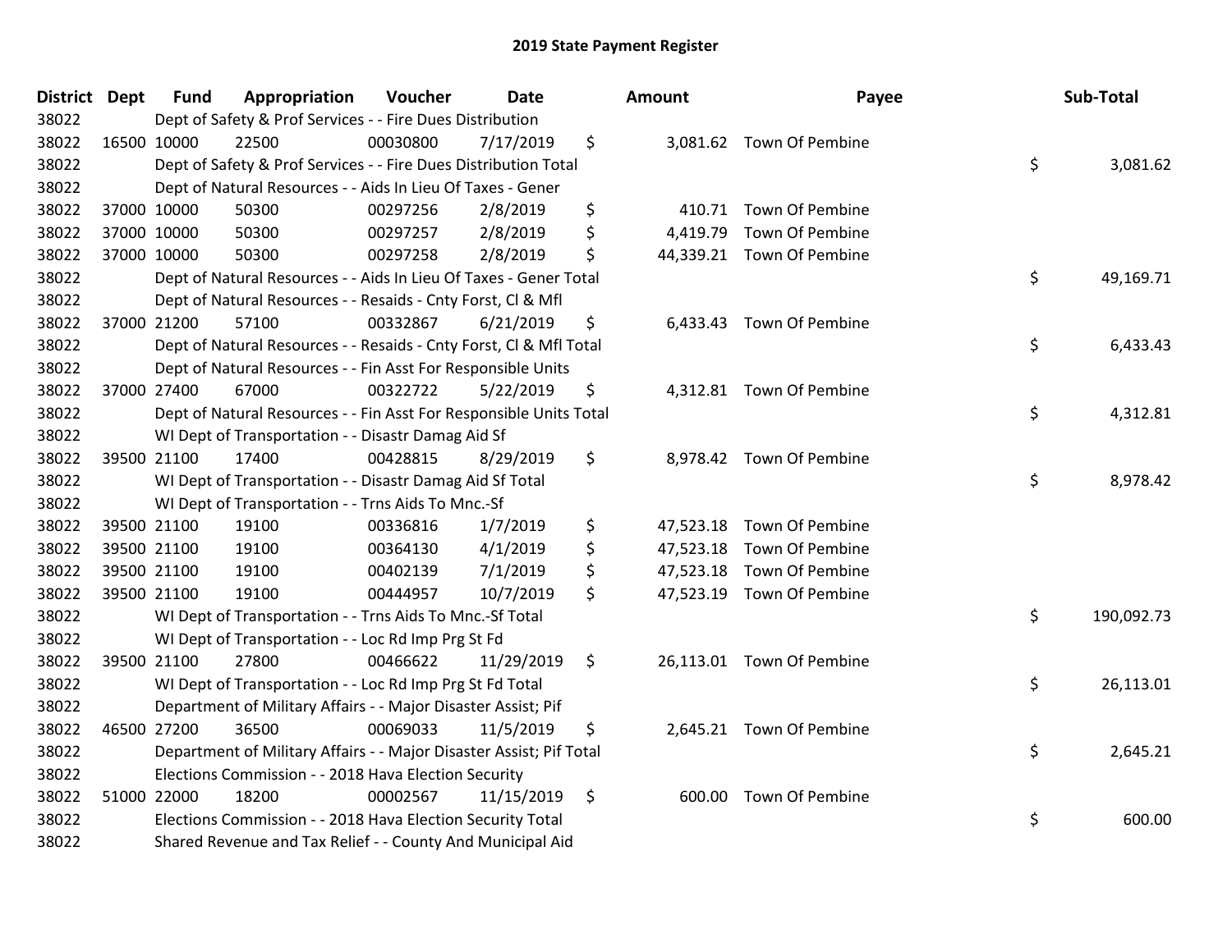# 2019 State Payment Register

| District | Dept | Fund | Appropriation | Voucher | Date | Amount | Payee | Sub-Total |
|---|---|---|---|---|---|---|---|---|
| 38022 | | Dept of Safety & Prof Services - - Fire Dues Distribution | | | | | | |
| 38022 | 16500 | 10000 | 22500 | 00030800 | 7/17/2019 | $ 3,081.62 | Town Of Pembine | |
| 38022 | | Dept of Safety & Prof Services - - Fire Dues Distribution Total | | | | | | $ 3,081.62 |
| 38022 | | Dept of Natural Resources - - Aids In Lieu Of Taxes - Gener | | | | | | |
| 38022 | 37000 | 10000 | 50300 | 00297256 | 2/8/2019 | $ 410.71 | Town Of Pembine | |
| 38022 | 37000 | 10000 | 50300 | 00297257 | 2/8/2019 | $ 4,419.79 | Town Of Pembine | |
| 38022 | 37000 | 10000 | 50300 | 00297258 | 2/8/2019 | $ 44,339.21 | Town Of Pembine | |
| 38022 | | Dept of Natural Resources - - Aids In Lieu Of Taxes - Gener Total | | | | | | $ 49,169.71 |
| 38022 | | Dept of Natural Resources - - Resaids - Cnty Forst, Cl & Mfl | | | | | | |
| 38022 | 37000 | 21200 | 57100 | 00332867 | 6/21/2019 | $ 6,433.43 | Town Of Pembine | |
| 38022 | | Dept of Natural Resources - - Resaids - Cnty Forst, Cl & Mfl Total | | | | | | $ 6,433.43 |
| 38022 | | Dept of Natural Resources - - Fin Asst For Responsible Units | | | | | | |
| 38022 | 37000 | 27400 | 67000 | 00322722 | 5/22/2019 | $ 4,312.81 | Town Of Pembine | |
| 38022 | | Dept of Natural Resources - - Fin Asst For Responsible Units Total | | | | | | $ 4,312.81 |
| 38022 | | WI Dept of Transportation - - Disastr Damag Aid Sf | | | | | | |
| 38022 | 39500 | 21100 | 17400 | 00428815 | 8/29/2019 | $ 8,978.42 | Town Of Pembine | |
| 38022 | | WI Dept of Transportation - - Disastr Damag Aid Sf Total | | | | | | $ 8,978.42 |
| 38022 | | WI Dept of Transportation - - Trns Aids To Mnc.-Sf | | | | | | |
| 38022 | 39500 | 21100 | 19100 | 00336816 | 1/7/2019 | $ 47,523.18 | Town Of Pembine | |
| 38022 | 39500 | 21100 | 19100 | 00364130 | 4/1/2019 | $ 47,523.18 | Town Of Pembine | |
| 38022 | 39500 | 21100 | 19100 | 00402139 | 7/1/2019 | $ 47,523.18 | Town Of Pembine | |
| 38022 | 39500 | 21100 | 19100 | 00444957 | 10/7/2019 | $ 47,523.19 | Town Of Pembine | |
| 38022 | | WI Dept of Transportation - - Trns Aids To Mnc.-Sf Total | | | | | | $ 190,092.73 |
| 38022 | | WI Dept of Transportation - - Loc Rd Imp Prg St Fd | | | | | | |
| 38022 | 39500 | 21100 | 27800 | 00466622 | 11/29/2019 | $ 26,113.01 | Town Of Pembine | |
| 38022 | | WI Dept of Transportation - - Loc Rd Imp Prg St Fd Total | | | | | | $ 26,113.01 |
| 38022 | | Department of Military Affairs - - Major Disaster Assist; Pif | | | | | | |
| 38022 | 46500 | 27200 | 36500 | 00069033 | 11/5/2019 | $ 2,645.21 | Town Of Pembine | |
| 38022 | | Department of Military Affairs - - Major Disaster Assist; Pif Total | | | | | | $ 2,645.21 |
| 38022 | | Elections Commission - - 2018 Hava Election Security | | | | | | |
| 38022 | 51000 | 22000 | 18200 | 00002567 | 11/15/2019 | $ 600.00 | Town Of Pembine | |
| 38022 | | Elections Commission - - 2018 Hava Election Security Total | | | | | | $ 600.00 |
| 38022 | | Shared Revenue and Tax Relief - - County And Municipal Aid | | | | | | |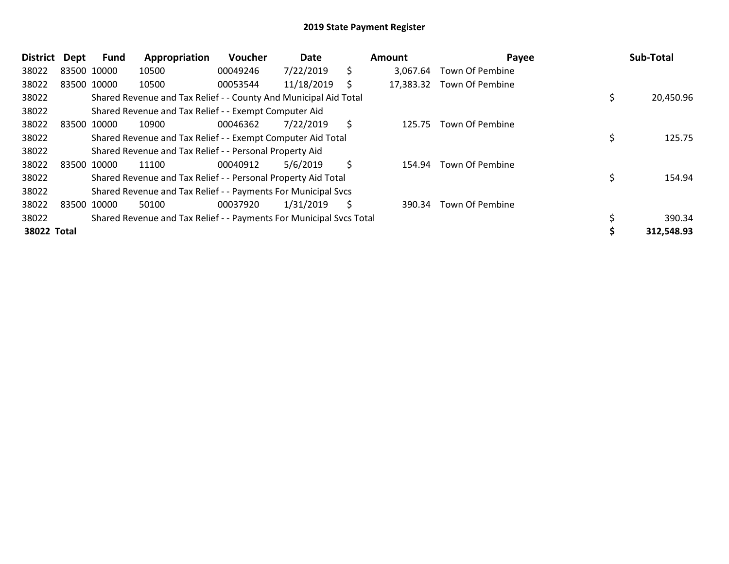# 2019 State Payment Register

| District | Dept | Fund | Appropriation | Voucher | Date | Amount | Payee | Sub-Total |
|---|---|---|---|---|---|---|---|---|
| 38022 | 83500 | 10000 | 10500 | 00049246 | 7/22/2019 | $ 3,067.64 | Town Of Pembine | |
| 38022 | 83500 | 10000 | 10500 | 00053544 | 11/18/2019 | $ 17,383.32 | Town Of Pembine | |
| 38022 | | Shared Revenue and Tax Relief - - County And Municipal Aid Total | | | | | | $ 20,450.96 |
| 38022 | | Shared Revenue and Tax Relief - - Exempt Computer Aid | | | | | | |
| 38022 | 83500 | 10000 | 10900 | 00046362 | 7/22/2019 | $ 125.75 | Town Of Pembine | |
| 38022 | | Shared Revenue and Tax Relief - - Exempt Computer Aid Total | | | | | | $ 125.75 |
| 38022 | | Shared Revenue and Tax Relief - - Personal Property Aid | | | | | | |
| 38022 | 83500 | 10000 | 11100 | 00040912 | 5/6/2019 | $ 154.94 | Town Of Pembine | |
| 38022 | | Shared Revenue and Tax Relief - - Personal Property Aid Total | | | | | | $ 154.94 |
| 38022 | | Shared Revenue and Tax Relief - - Payments For Municipal Svcs | | | | | | |
| 38022 | 83500 | 10000 | 50100 | 00037920 | 1/31/2019 | $ 390.34 | Town Of Pembine | |
| 38022 | | Shared Revenue and Tax Relief - - Payments For Municipal Svcs Total | | | | | | $ 390.34 |
| **38022 Total** | | | | | | | | **$ 312,548.93** |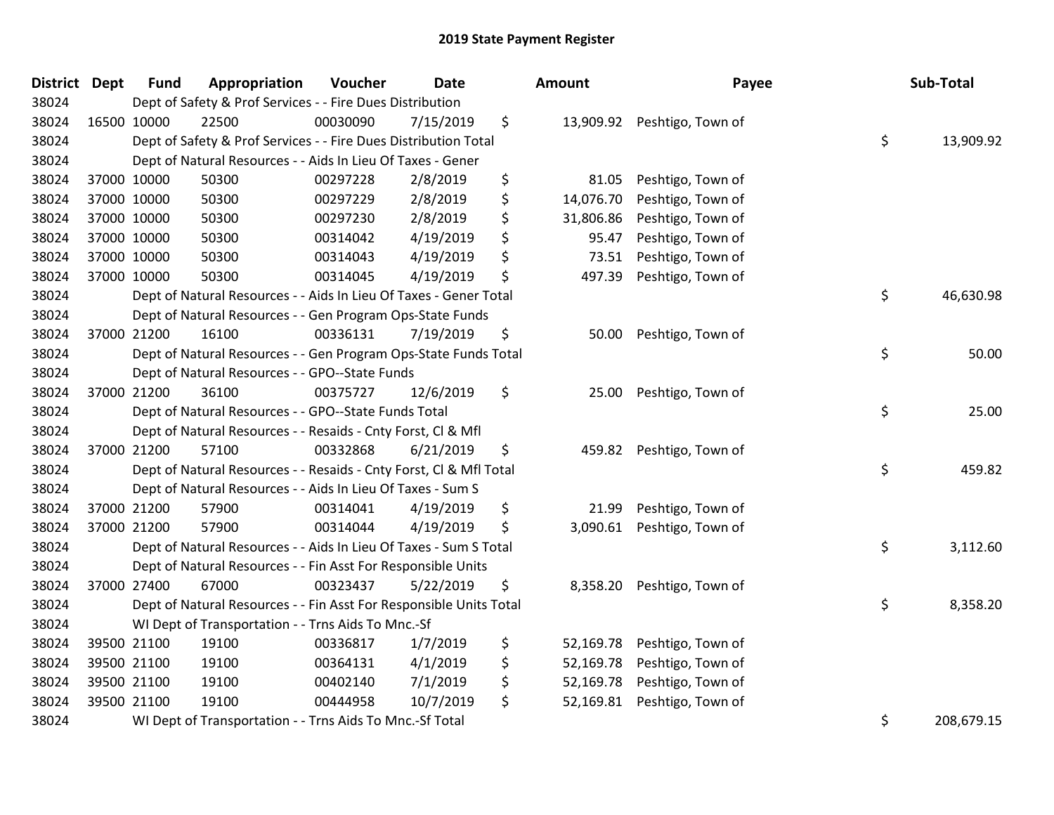# 2019 State Payment Register

| District | Dept | Fund | Appropriation | Voucher | Date | Amount | Payee | Sub-Total |
|---|---|---|---|---|---|---|---|---|
| 38024 | | Dept of Safety & Prof Services - - Fire Dues Distribution | | | | | | |
| 38024 | 16500 | 10000 | 22500 | 00030090 | 7/15/2019 | $ 13,909.92 | Peshtigo, Town of | |
| 38024 | | Dept of Safety & Prof Services - - Fire Dues Distribution Total | | | | | | $ 13,909.92 |
| 38024 | | Dept of Natural Resources - - Aids In Lieu Of Taxes - Gener | | | | | | |
| 38024 | 37000 | 10000 | 50300 | 00297228 | 2/8/2019 | $ 81.05 | Peshtigo, Town of | |
| 38024 | 37000 | 10000 | 50300 | 00297229 | 2/8/2019 | $ 14,076.70 | Peshtigo, Town of | |
| 38024 | 37000 | 10000 | 50300 | 00297230 | 2/8/2019 | $ 31,806.86 | Peshtigo, Town of | |
| 38024 | 37000 | 10000 | 50300 | 00314042 | 4/19/2019 | $ 95.47 | Peshtigo, Town of | |
| 38024 | 37000 | 10000 | 50300 | 00314043 | 4/19/2019 | $ 73.51 | Peshtigo, Town of | |
| 38024 | 37000 | 10000 | 50300 | 00314045 | 4/19/2019 | $ 497.39 | Peshtigo, Town of | |
| 38024 | | Dept of Natural Resources - - Aids In Lieu Of Taxes - Gener Total | | | | | | $ 46,630.98 |
| 38024 | | Dept of Natural Resources - - Gen Program Ops-State Funds | | | | | | |
| 38024 | 37000 | 21200 | 16100 | 00336131 | 7/19/2019 | $ 50.00 | Peshtigo, Town of | |
| 38024 | | Dept of Natural Resources - - Gen Program Ops-State Funds Total | | | | | | $ 50.00 |
| 38024 | | Dept of Natural Resources - - GPO--State Funds | | | | | | |
| 38024 | 37000 | 21200 | 36100 | 00375727 | 12/6/2019 | $ 25.00 | Peshtigo, Town of | |
| 38024 | | Dept of Natural Resources - - GPO--State Funds Total | | | | | | $ 25.00 |
| 38024 | | Dept of Natural Resources - - Resaids - Cnty Forst, Cl & Mfl | | | | | | |
| 38024 | 37000 | 21200 | 57100 | 00332868 | 6/21/2019 | $ 459.82 | Peshtigo, Town of | |
| 38024 | | Dept of Natural Resources - - Resaids - Cnty Forst, Cl & Mfl Total | | | | | | $ 459.82 |
| 38024 | | Dept of Natural Resources - - Aids In Lieu Of Taxes - Sum S | | | | | | |
| 38024 | 37000 | 21200 | 57900 | 00314041 | 4/19/2019 | $ 21.99 | Peshtigo, Town of | |
| 38024 | 37000 | 21200 | 57900 | 00314044 | 4/19/2019 | $ 3,090.61 | Peshtigo, Town of | |
| 38024 | | Dept of Natural Resources - - Aids In Lieu Of Taxes - Sum S Total | | | | | | $ 3,112.60 |
| 38024 | | Dept of Natural Resources - - Fin Asst For Responsible Units | | | | | | |
| 38024 | 37000 | 27400 | 67000 | 00323437 | 5/22/2019 | $ 8,358.20 | Peshtigo, Town of | |
| 38024 | | Dept of Natural Resources - - Fin Asst For Responsible Units Total | | | | | | $ 8,358.20 |
| 38024 | | WI Dept of Transportation - - Trns Aids To Mnc.-Sf | | | | | | |
| 38024 | 39500 | 21100 | 19100 | 00336817 | 1/7/2019 | $ 52,169.78 | Peshtigo, Town of | |
| 38024 | 39500 | 21100 | 19100 | 00364131 | 4/1/2019 | $ 52,169.78 | Peshtigo, Town of | |
| 38024 | 39500 | 21100 | 19100 | 00402140 | 7/1/2019 | $ 52,169.78 | Peshtigo, Town of | |
| 38024 | 39500 | 21100 | 19100 | 00444958 | 10/7/2019 | $ 52,169.81 | Peshtigo, Town of | |
| 38024 | | WI Dept of Transportation - - Trns Aids To Mnc.-Sf Total | | | | | | $ 208,679.15 |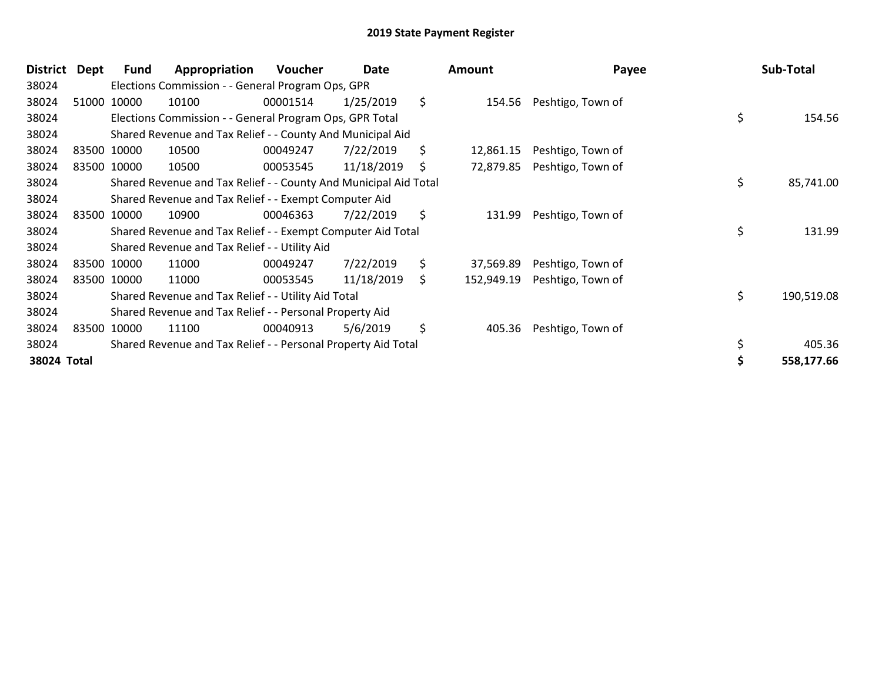# 2019 State Payment Register

| District | Dept | Fund | Appropriation | Voucher | Date | Amount | Payee | Sub-Total |
|---|---|---|---|---|---|---|---|---|
| 38024 | | Elections Commission - - General Program Ops, GPR | | | | | | |
| 38024 | 51000 | 10000 | 10100 | 00001514 | 1/25/2019 | $ 154.56 | Peshtigo, Town of | |
| 38024 | | Elections Commission - - General Program Ops, GPR Total | | | | | | $ 154.56 |
| 38024 | | Shared Revenue and Tax Relief - - County And Municipal Aid | | | | | | |
| 38024 | 83500 | 10000 | 10500 | 00049247 | 7/22/2019 | $ 12,861.15 | Peshtigo, Town of | |
| 38024 | 83500 | 10000 | 10500 | 00053545 | 11/18/2019 | $ 72,879.85 | Peshtigo, Town of | |
| 38024 | | Shared Revenue and Tax Relief - - County And Municipal Aid Total | | | | | | $ 85,741.00 |
| 38024 | | Shared Revenue and Tax Relief - - Exempt Computer Aid | | | | | | |
| 38024 | 83500 | 10000 | 10900 | 00046363 | 7/22/2019 | $ 131.99 | Peshtigo, Town of | |
| 38024 | | Shared Revenue and Tax Relief - - Exempt Computer Aid Total | | | | | | $ 131.99 |
| 38024 | | Shared Revenue and Tax Relief - - Utility Aid | | | | | | |
| 38024 | 83500 | 10000 | 11000 | 00049247 | 7/22/2019 | $ 37,569.89 | Peshtigo, Town of | |
| 38024 | 83500 | 10000 | 11000 | 00053545 | 11/18/2019 | $ 152,949.19 | Peshtigo, Town of | |
| 38024 | | Shared Revenue and Tax Relief - - Utility Aid Total | | | | | | $ 190,519.08 |
| 38024 | | Shared Revenue and Tax Relief - - Personal Property Aid | | | | | | |
| 38024 | 83500 | 10000 | 11100 | 00040913 | 5/6/2019 | $ 405.36 | Peshtigo, Town of | |
| 38024 | | Shared Revenue and Tax Relief - - Personal Property Aid Total | | | | | | $ 405.36 |
| **38024 Total** | | | | | | | | **$ 558,177.66** |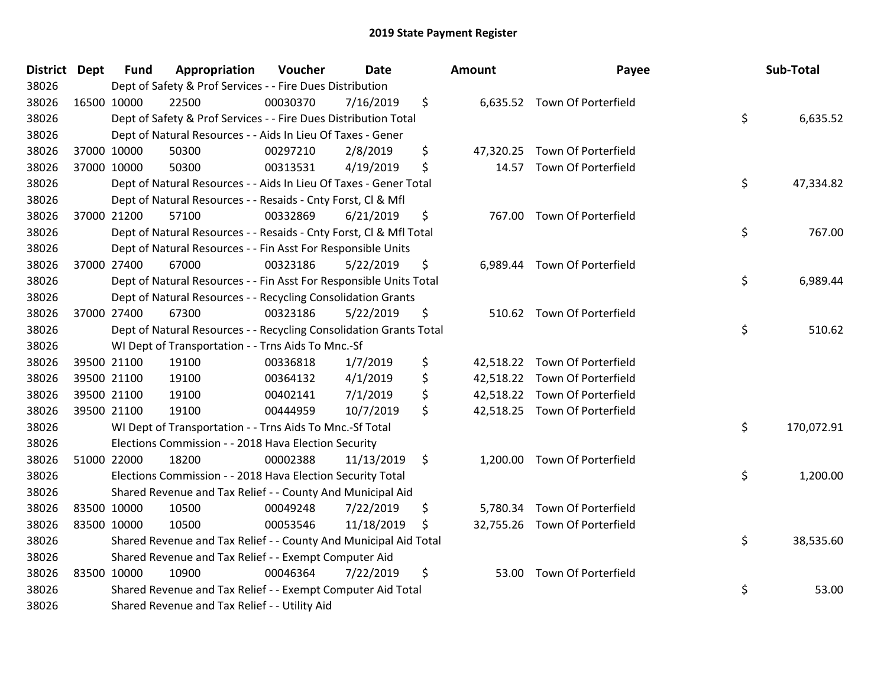# 2019 State Payment Register

| District | Dept | Fund | Appropriation | Voucher | Date | Amount | Payee | Sub-Total |
|---|---|---|---|---|---|---|---|---|
| 38026 | | Dept of Safety & Prof Services - - Fire Dues Distribution | | | | | | |
| 38026 | 16500 | 10000 | 22500 | 00030370 | 7/16/2019 | $ 6,635.52 | Town Of Porterfield | |
| 38026 | | Dept of Safety & Prof Services - - Fire Dues Distribution Total | | | | | | $ 6,635.52 |
| 38026 | | Dept of Natural Resources - - Aids In Lieu Of Taxes - Gener | | | | | | |
| 38026 | 37000 | 10000 | 50300 | 00297210 | 2/8/2019 | $ 47,320.25 | Town Of Porterfield | |
| 38026 | 37000 | 10000 | 50300 | 00313531 | 4/19/2019 | $ 14.57 | Town Of Porterfield | |
| 38026 | | Dept of Natural Resources - - Aids In Lieu Of Taxes - Gener Total | | | | | | $ 47,334.82 |
| 38026 | | Dept of Natural Resources - - Resaids - Cnty Forst, Cl & Mfl | | | | | | |
| 38026 | 37000 | 21200 | 57100 | 00332869 | 6/21/2019 | $ 767.00 | Town Of Porterfield | |
| 38026 | | Dept of Natural Resources - - Resaids - Cnty Forst, Cl & Mfl Total | | | | | | $ 767.00 |
| 38026 | | Dept of Natural Resources - - Fin Asst For Responsible Units | | | | | | |
| 38026 | 37000 | 27400 | 67000 | 00323186 | 5/22/2019 | $ 6,989.44 | Town Of Porterfield | |
| 38026 | | Dept of Natural Resources - - Fin Asst For Responsible Units Total | | | | | | $ 6,989.44 |
| 38026 | | Dept of Natural Resources - - Recycling Consolidation Grants | | | | | | |
| 38026 | 37000 | 27400 | 67300 | 00323186 | 5/22/2019 | $ 510.62 | Town Of Porterfield | |
| 38026 | | Dept of Natural Resources - - Recycling Consolidation Grants Total | | | | | | $ 510.62 |
| 38026 | | WI Dept of Transportation - - Trns Aids To Mnc.-Sf | | | | | | |
| 38026 | 39500 | 21100 | 19100 | 00336818 | 1/7/2019 | $ 42,518.22 | Town Of Porterfield | |
| 38026 | 39500 | 21100 | 19100 | 00364132 | 4/1/2019 | $ 42,518.22 | Town Of Porterfield | |
| 38026 | 39500 | 21100 | 19100 | 00402141 | 7/1/2019 | $ 42,518.22 | Town Of Porterfield | |
| 38026 | 39500 | 21100 | 19100 | 00444959 | 10/7/2019 | $ 42,518.25 | Town Of Porterfield | |
| 38026 | | WI Dept of Transportation - - Trns Aids To Mnc.-Sf Total | | | | | | $ 170,072.91 |
| 38026 | | Elections Commission - - 2018 Hava Election Security | | | | | | |
| 38026 | 51000 | 22000 | 18200 | 00002388 | 11/13/2019 | $ 1,200.00 | Town Of Porterfield | |
| 38026 | | Elections Commission - - 2018 Hava Election Security Total | | | | | | $ 1,200.00 |
| 38026 | | Shared Revenue and Tax Relief - - County And Municipal Aid | | | | | | |
| 38026 | 83500 | 10000 | 10500 | 00049248 | 7/22/2019 | $ 5,780.34 | Town Of Porterfield | |
| 38026 | 83500 | 10000 | 10500 | 00053546 | 11/18/2019 | $ 32,755.26 | Town Of Porterfield | |
| 38026 | | Shared Revenue and Tax Relief - - County And Municipal Aid Total | | | | | | $ 38,535.60 |
| 38026 | | Shared Revenue and Tax Relief - - Exempt Computer Aid | | | | | | |
| 38026 | 83500 | 10000 | 10900 | 00046364 | 7/22/2019 | $ 53.00 | Town Of Porterfield | |
| 38026 | | Shared Revenue and Tax Relief - - Exempt Computer Aid Total | | | | | | $ 53.00 |
| 38026 | | Shared Revenue and Tax Relief - - Utility Aid | | | | | | |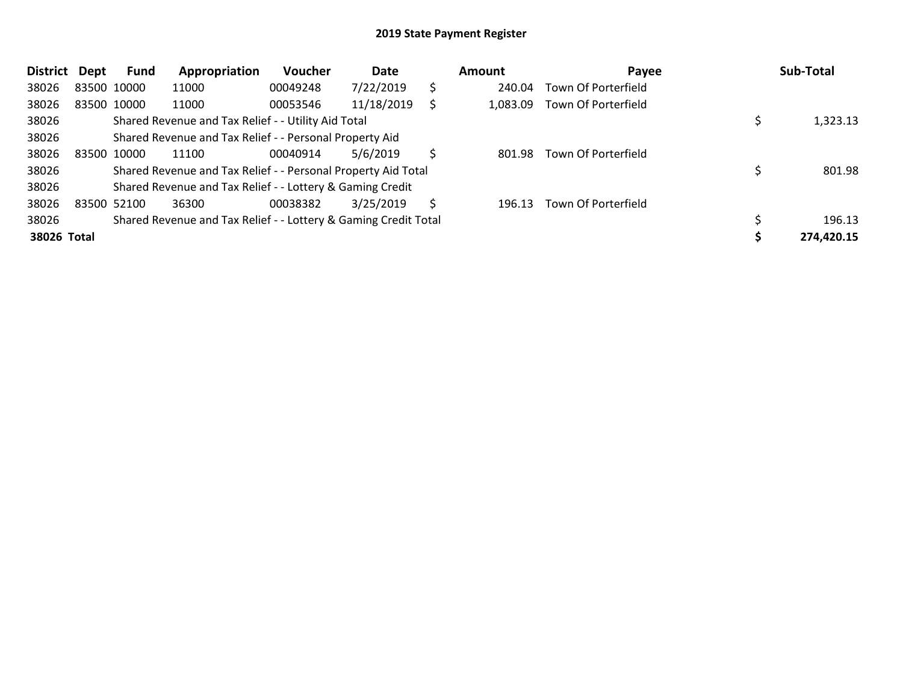## 2019 State Payment Register

| District | Dept | Fund | Appropriation | Voucher | Date | | Amount | Payee | | Sub-Total |
|---|---|---|---|---|---|---|---|---|---|---|
| 38026 | 83500 | 10000 | 11000 | 00049248 | 7/22/2019 | $ | 240.04 | Town Of Porterfield | | |
| 38026 | 83500 | 10000 | 11000 | 00053546 | 11/18/2019 | $ | 1,083.09 | Town Of Porterfield | | |
| 38026 | | Shared Revenue and Tax Relief - - Utility Aid Total | | | | | | | $ | 1,323.13 |
| 38026 | | Shared Revenue and Tax Relief - - Personal Property Aid | | | | | | | | |
| 38026 | 83500 | 10000 | 11100 | 00040914 | 5/6/2019 | $ | 801.98 | Town Of Porterfield | | |
| 38026 | | Shared Revenue and Tax Relief - - Personal Property Aid Total | | | | | | | $ | 801.98 |
| 38026 | | Shared Revenue and Tax Relief - - Lottery & Gaming Credit | | | | | | | | |
| 38026 | 83500 | 52100 | 36300 | 00038382 | 3/25/2019 | $ | 196.13 | Town Of Porterfield | | |
| 38026 | | Shared Revenue and Tax Relief - - Lottery & Gaming Credit Total | | | | | | | $ | 196.13 |
| **38026** | **Total** | | | | | | | | **$** | **274,420.15** |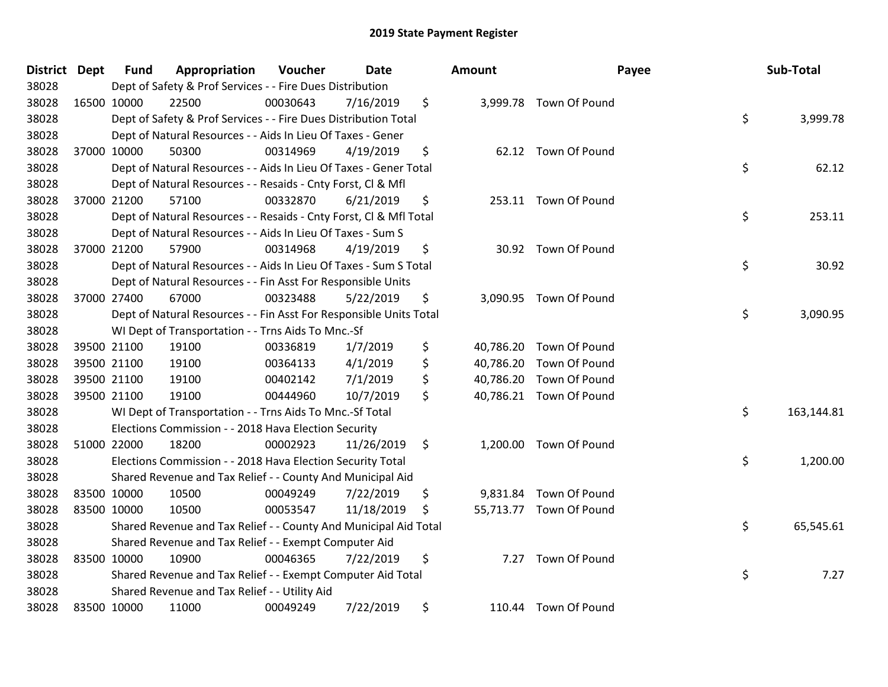# 2019 State Payment Register

| District | Dept | Fund | Appropriation | Voucher | Date | Amount | Payee | Sub-Total |
|---|---|---|---|---|---|---|---|---|
| 38028 | Dept of Safety & Prof Services - - Fire Dues Distribution | | | | | | | |
| 38028 | 16500 | 10000 | 22500 | 00030643 | 7/16/2019 | $ 3,999.78 | Town Of Pound | |
| 38028 | Dept of Safety & Prof Services - - Fire Dues Distribution Total | | | | | | | $ 3,999.78 |
| 38028 | Dept of Natural Resources - - Aids In Lieu Of Taxes - Gener | | | | | | | |
| 38028 | 37000 | 10000 | 50300 | 00314969 | 4/19/2019 | $ 62.12 | Town Of Pound | |
| 38028 | Dept of Natural Resources - - Aids In Lieu Of Taxes - Gener Total | | | | | | | $ 62.12 |
| 38028 | Dept of Natural Resources - - Resaids - Cnty Forst, Cl & Mfl | | | | | | | |
| 38028 | 37000 | 21200 | 57100 | 00332870 | 6/21/2019 | $ 253.11 | Town Of Pound | |
| 38028 | Dept of Natural Resources - - Resaids - Cnty Forst, Cl & Mfl Total | | | | | | | $ 253.11 |
| 38028 | Dept of Natural Resources - - Aids In Lieu Of Taxes - Sum S | | | | | | | |
| 38028 | 37000 | 21200 | 57900 | 00314968 | 4/19/2019 | $ 30.92 | Town Of Pound | |
| 38028 | Dept of Natural Resources - - Aids In Lieu Of Taxes - Sum S Total | | | | | | | $ 30.92 |
| 38028 | Dept of Natural Resources - - Fin Asst For Responsible Units | | | | | | | |
| 38028 | 37000 | 27400 | 67000 | 00323488 | 5/22/2019 | $ 3,090.95 | Town Of Pound | |
| 38028 | Dept of Natural Resources - - Fin Asst For Responsible Units Total | | | | | | | $ 3,090.95 |
| 38028 | WI Dept of Transportation - - Trns Aids To Mnc.-Sf | | | | | | | |
| 38028 | 39500 | 21100 | 19100 | 00336819 | 1/7/2019 | $ 40,786.20 | Town Of Pound | |
| 38028 | 39500 | 21100 | 19100 | 00364133 | 4/1/2019 | $ 40,786.20 | Town Of Pound | |
| 38028 | 39500 | 21100 | 19100 | 00402142 | 7/1/2019 | $ 40,786.20 | Town Of Pound | |
| 38028 | 39500 | 21100 | 19100 | 00444960 | 10/7/2019 | $ 40,786.21 | Town Of Pound | |
| 38028 | WI Dept of Transportation - - Trns Aids To Mnc.-Sf Total | | | | | | | $ 163,144.81 |
| 38028 | Elections Commission - - 2018 Hava Election Security | | | | | | | |
| 38028 | 51000 | 22000 | 18200 | 00002923 | 11/26/2019 | $ 1,200.00 | Town Of Pound | |
| 38028 | Elections Commission - - 2018 Hava Election Security Total | | | | | | | $ 1,200.00 |
| 38028 | Shared Revenue and Tax Relief - - County And Municipal Aid | | | | | | | |
| 38028 | 83500 | 10000 | 10500 | 00049249 | 7/22/2019 | $ 9,831.84 | Town Of Pound | |
| 38028 | 83500 | 10000 | 10500 | 00053547 | 11/18/2019 | $ 55,713.77 | Town Of Pound | |
| 38028 | Shared Revenue and Tax Relief - - County And Municipal Aid Total | | | | | | | $ 65,545.61 |
| 38028 | Shared Revenue and Tax Relief - - Exempt Computer Aid | | | | | | | |
| 38028 | 83500 | 10000 | 10900 | 00046365 | 7/22/2019 | $ 7.27 | Town Of Pound | |
| 38028 | Shared Revenue and Tax Relief - - Exempt Computer Aid Total | | | | | | | $ 7.27 |
| 38028 | Shared Revenue and Tax Relief - - Utility Aid | | | | | | | |
| 38028 | 83500 | 10000 | 11000 | 00049249 | 7/22/2019 | $ 110.44 | Town Of Pound | |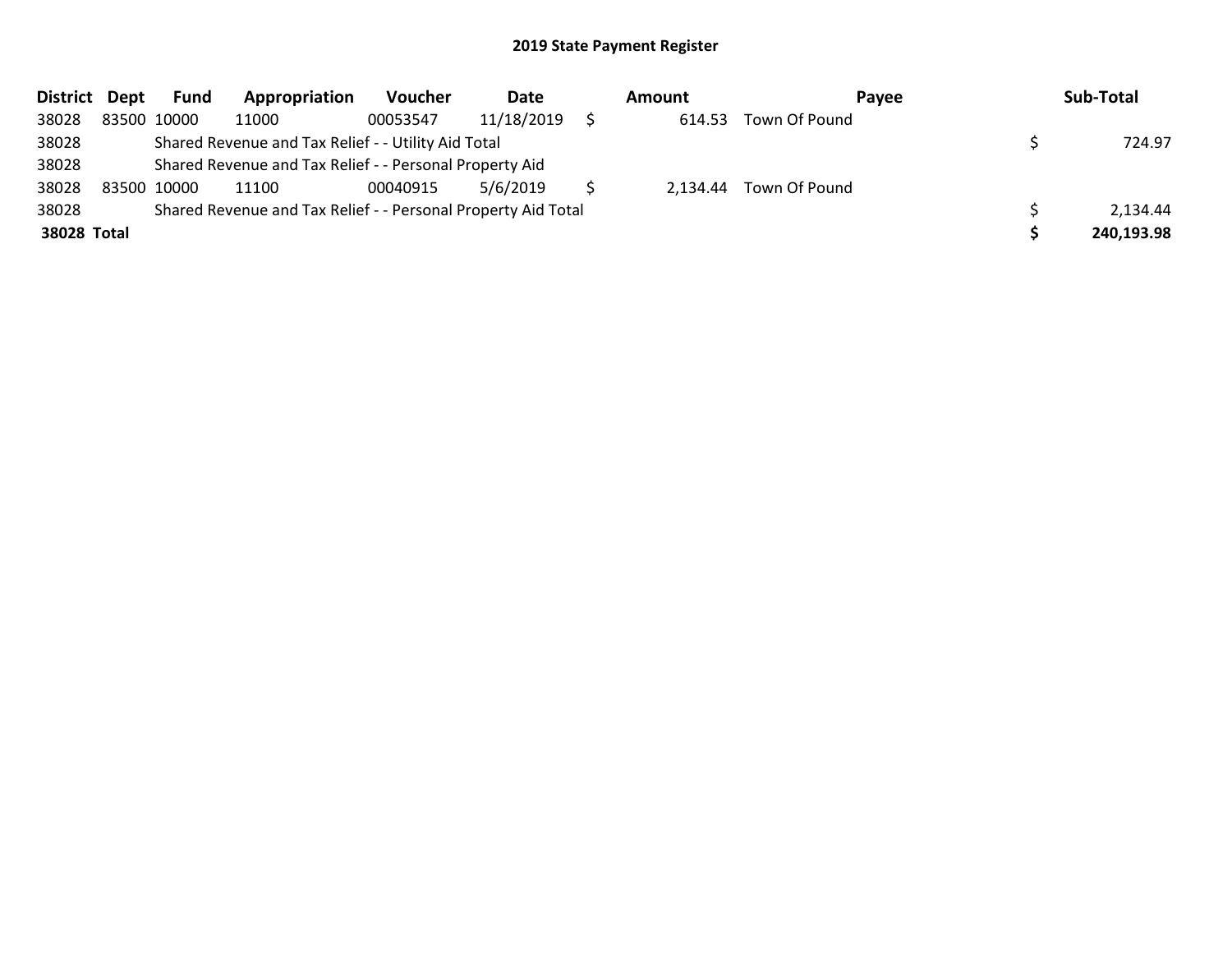## 2019 State Payment Register

| District | Dept | Fund | Appropriation | Voucher | Date | Amount | Payee | Sub-Total |
|---|---|---|---|---|---|---|---|---|
| 38028 | 83500 | 10000 | 11000 | 00053547 | 11/18/2019 | $ 614.53 | Town Of Pound | |
| 38028 | | Shared Revenue and Tax Relief - - Utility Aid Total | | | | | | $ 724.97 |
| 38028 | | Shared Revenue and Tax Relief - - Personal Property Aid | | | | | | |
| 38028 | 83500 | 10000 | 11100 | 00040915 | 5/6/2019 | $ 2,134.44 | Town Of Pound | |
| 38028 | | Shared Revenue and Tax Relief - - Personal Property Aid Total | | | | | | $ 2,134.44 |
| **38028** | **Total** | | | | | | | **$ 240,193.98** |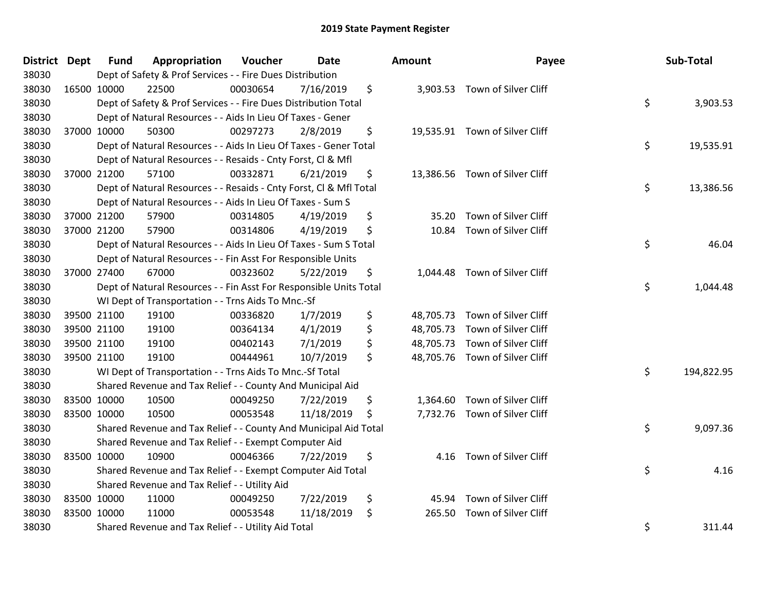# 2019 State Payment Register

| District | Dept | Fund | Appropriation | Voucher | Date | Amount | Payee | Sub-Total |
|---|---|---|---|---|---|---|---|---|
| 38030 | Dept of Safety & Prof Services - - Fire Dues Distribution | | | | | | | |
| 38030 | 16500 | 10000 | 22500 | 00030654 | 7/16/2019 | $ 3,903.53 | Town of Silver Cliff | |
| 38030 | Dept of Safety & Prof Services - - Fire Dues Distribution Total | | | | | | | $ 3,903.53 |
| 38030 | Dept of Natural Resources - - Aids In Lieu Of Taxes - Gener | | | | | | | |
| 38030 | 37000 | 10000 | 50300 | 00297273 | 2/8/2019 | $ 19,535.91 | Town of Silver Cliff | |
| 38030 | Dept of Natural Resources - - Aids In Lieu Of Taxes - Gener Total | | | | | | | $ 19,535.91 |
| 38030 | Dept of Natural Resources - - Resaids - Cnty Forst, Cl & Mfl | | | | | | | |
| 38030 | 37000 | 21200 | 57100 | 00332871 | 6/21/2019 | $ 13,386.56 | Town of Silver Cliff | |
| 38030 | Dept of Natural Resources - - Resaids - Cnty Forst, Cl & Mfl Total | | | | | | | $ 13,386.56 |
| 38030 | Dept of Natural Resources - - Aids In Lieu Of Taxes - Sum S | | | | | | | |
| 38030 | 37000 | 21200 | 57900 | 00314805 | 4/19/2019 | $ 35.20 | Town of Silver Cliff | |
| 38030 | 37000 | 21200 | 57900 | 00314806 | 4/19/2019 | $ 10.84 | Town of Silver Cliff | |
| 38030 | Dept of Natural Resources - - Aids In Lieu Of Taxes - Sum S Total | | | | | | | $ 46.04 |
| 38030 | Dept of Natural Resources - - Fin Asst For Responsible Units | | | | | | | |
| 38030 | 37000 | 27400 | 67000 | 00323602 | 5/22/2019 | $ 1,044.48 | Town of Silver Cliff | |
| 38030 | Dept of Natural Resources - - Fin Asst For Responsible Units Total | | | | | | | $ 1,044.48 |
| 38030 | WI Dept of Transportation - - Trns Aids To Mnc.-Sf | | | | | | | |
| 38030 | 39500 | 21100 | 19100 | 00336820 | 1/7/2019 | $ 48,705.73 | Town of Silver Cliff | |
| 38030 | 39500 | 21100 | 19100 | 00364134 | 4/1/2019 | $ 48,705.73 | Town of Silver Cliff | |
| 38030 | 39500 | 21100 | 19100 | 00402143 | 7/1/2019 | $ 48,705.73 | Town of Silver Cliff | |
| 38030 | 39500 | 21100 | 19100 | 00444961 | 10/7/2019 | $ 48,705.76 | Town of Silver Cliff | |
| 38030 | WI Dept of Transportation - - Trns Aids To Mnc.-Sf Total | | | | | | | $ 194,822.95 |
| 38030 | Shared Revenue and Tax Relief - - County And Municipal Aid | | | | | | | |
| 38030 | 83500 | 10000 | 10500 | 00049250 | 7/22/2019 | $ 1,364.60 | Town of Silver Cliff | |
| 38030 | 83500 | 10000 | 10500 | 00053548 | 11/18/2019 | $ 7,732.76 | Town of Silver Cliff | |
| 38030 | Shared Revenue and Tax Relief - - County And Municipal Aid Total | | | | | | | $ 9,097.36 |
| 38030 | Shared Revenue and Tax Relief - - Exempt Computer Aid | | | | | | | |
| 38030 | 83500 | 10000 | 10900 | 00046366 | 7/22/2019 | $ 4.16 | Town of Silver Cliff | |
| 38030 | Shared Revenue and Tax Relief - - Exempt Computer Aid Total | | | | | | | $ 4.16 |
| 38030 | Shared Revenue and Tax Relief - - Utility Aid | | | | | | | |
| 38030 | 83500 | 10000 | 11000 | 00049250 | 7/22/2019 | $ 45.94 | Town of Silver Cliff | |
| 38030 | 83500 | 10000 | 11000 | 00053548 | 11/18/2019 | $ 265.50 | Town of Silver Cliff | |
| 38030 | Shared Revenue and Tax Relief - - Utility Aid Total | | | | | | | $ 311.44 |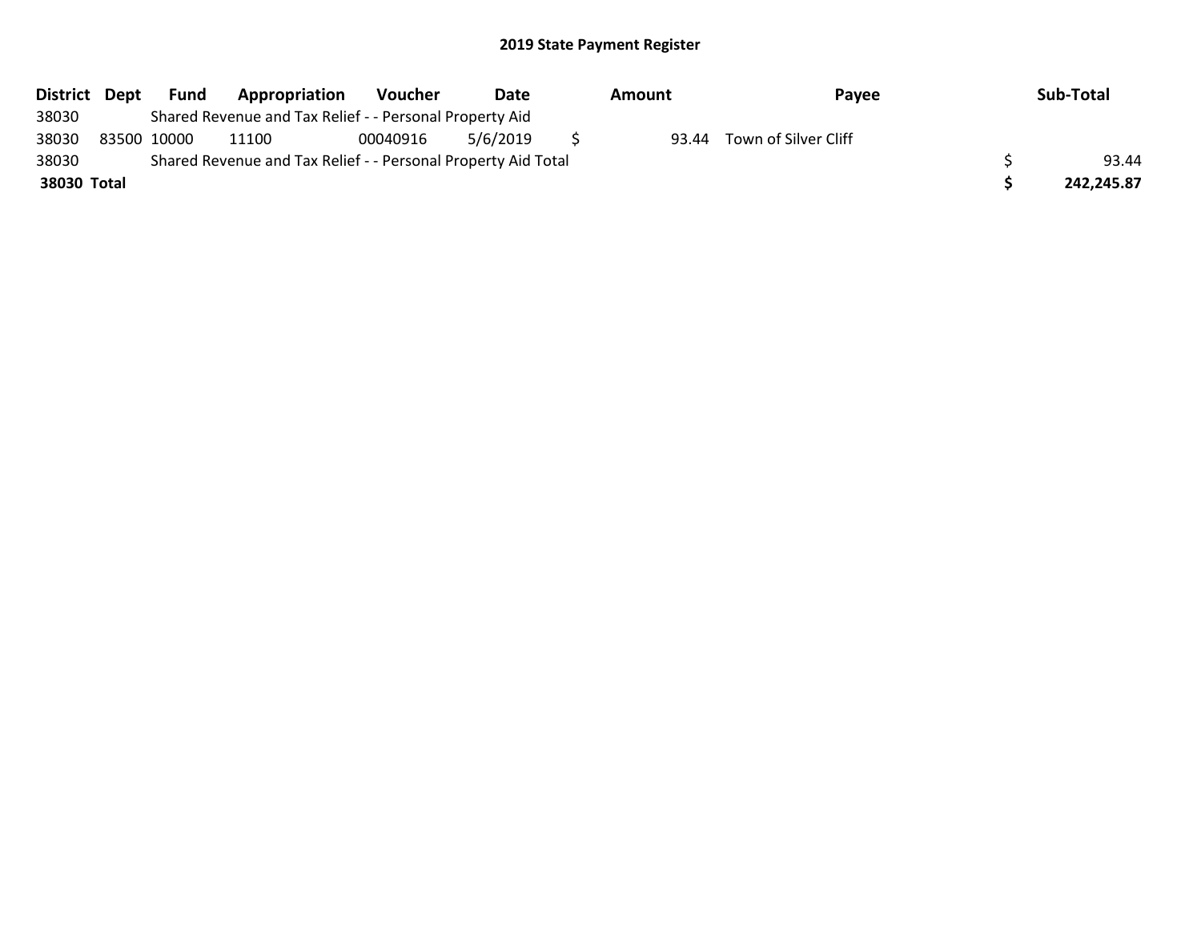# 2019 State Payment Register

| District | Dept | Fund | Appropriation | Voucher | Date | Amount | Payee | Sub-Total |
|---|---|---|---|---|---|---|---|---|
| 38030 | | Shared Revenue and Tax Relief - - Personal Property Aid | | | | | | |
| 38030 | 83500 | 10000 | 11100 | 00040916 | 5/6/2019 | $ 93.44 | Town of Silver Cliff | |
| 38030 | | Shared Revenue and Tax Relief - - Personal Property Aid Total | | | | | | $ 93.44 |
| **38030** | **Total** | | | | | | | **$ 242,245.87** |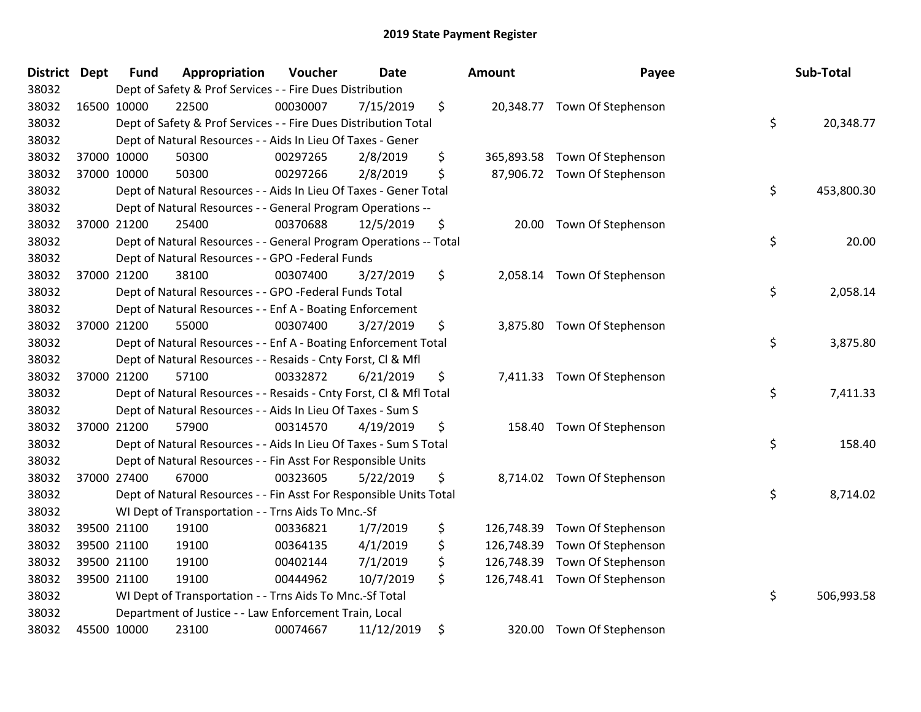# 2019 State Payment Register

| District | Dept | Fund | Appropriation | Voucher | Date | Amount | Payee | Sub-Total |
|---|---|---|---|---|---|---|---|---|
| 38032 | | Dept of Safety & Prof Services - - Fire Dues Distribution | | | | | | |
| 38032 | 16500 | 10000 | 22500 | 00030007 | 7/15/2019 | $ 20,348.77 | Town Of Stephenson | |
| 38032 | | Dept of Safety & Prof Services - - Fire Dues Distribution Total | | | | | | $ 20,348.77 |
| 38032 | | Dept of Natural Resources - - Aids In Lieu Of Taxes - Gener | | | | | | |
| 38032 | 37000 | 10000 | 50300 | 00297265 | 2/8/2019 | $ 365,893.58 | Town Of Stephenson | |
| 38032 | 37000 | 10000 | 50300 | 00297266 | 2/8/2019 | $ 87,906.72 | Town Of Stephenson | |
| 38032 | | Dept of Natural Resources - - Aids In Lieu Of Taxes - Gener Total | | | | | | $ 453,800.30 |
| 38032 | | Dept of Natural Resources - - General Program Operations -- | | | | | | |
| 38032 | 37000 | 21200 | 25400 | 00370688 | 12/5/2019 | $ 20.00 | Town Of Stephenson | |
| 38032 | | Dept of Natural Resources - - General Program Operations -- Total | | | | | | $ 20.00 |
| 38032 | | Dept of Natural Resources - - GPO -Federal Funds | | | | | | |
| 38032 | 37000 | 21200 | 38100 | 00307400 | 3/27/2019 | $ 2,058.14 | Town Of Stephenson | |
| 38032 | | Dept of Natural Resources - - GPO -Federal Funds Total | | | | | | $ 2,058.14 |
| 38032 | | Dept of Natural Resources - - Enf A - Boating Enforcement | | | | | | |
| 38032 | 37000 | 21200 | 55000 | 00307400 | 3/27/2019 | $ 3,875.80 | Town Of Stephenson | |
| 38032 | | Dept of Natural Resources - - Enf A - Boating Enforcement Total | | | | | | $ 3,875.80 |
| 38032 | | Dept of Natural Resources - - Resaids - Cnty Forst, Cl & Mfl | | | | | | |
| 38032 | 37000 | 21200 | 57100 | 00332872 | 6/21/2019 | $ 7,411.33 | Town Of Stephenson | |
| 38032 | | Dept of Natural Resources - - Resaids - Cnty Forst, Cl & Mfl Total | | | | | | $ 7,411.33 |
| 38032 | | Dept of Natural Resources - - Aids In Lieu Of Taxes - Sum S | | | | | | |
| 38032 | 37000 | 21200 | 57900 | 00314570 | 4/19/2019 | $ 158.40 | Town Of Stephenson | |
| 38032 | | Dept of Natural Resources - - Aids In Lieu Of Taxes - Sum S Total | | | | | | $ 158.40 |
| 38032 | | Dept of Natural Resources - - Fin Asst For Responsible Units | | | | | | |
| 38032 | 37000 | 27400 | 67000 | 00323605 | 5/22/2019 | $ 8,714.02 | Town Of Stephenson | |
| 38032 | | Dept of Natural Resources - - Fin Asst For Responsible Units Total | | | | | | $ 8,714.02 |
| 38032 | | WI Dept of Transportation - - Trns Aids To Mnc.-Sf | | | | | | |
| 38032 | 39500 | 21100 | 19100 | 00336821 | 1/7/2019 | $ 126,748.39 | Town Of Stephenson | |
| 38032 | 39500 | 21100 | 19100 | 00364135 | 4/1/2019 | $ 126,748.39 | Town Of Stephenson | |
| 38032 | 39500 | 21100 | 19100 | 00402144 | 7/1/2019 | $ 126,748.39 | Town Of Stephenson | |
| 38032 | 39500 | 21100 | 19100 | 00444962 | 10/7/2019 | $ 126,748.41 | Town Of Stephenson | |
| 38032 | | WI Dept of Transportation - - Trns Aids To Mnc.-Sf Total | | | | | | $ 506,993.58 |
| 38032 | | Department of Justice - - Law Enforcement Train, Local | | | | | | |
| 38032 | 45500 | 10000 | 23100 | 00074667 | 11/12/2019 | $ 320.00 | Town Of Stephenson | |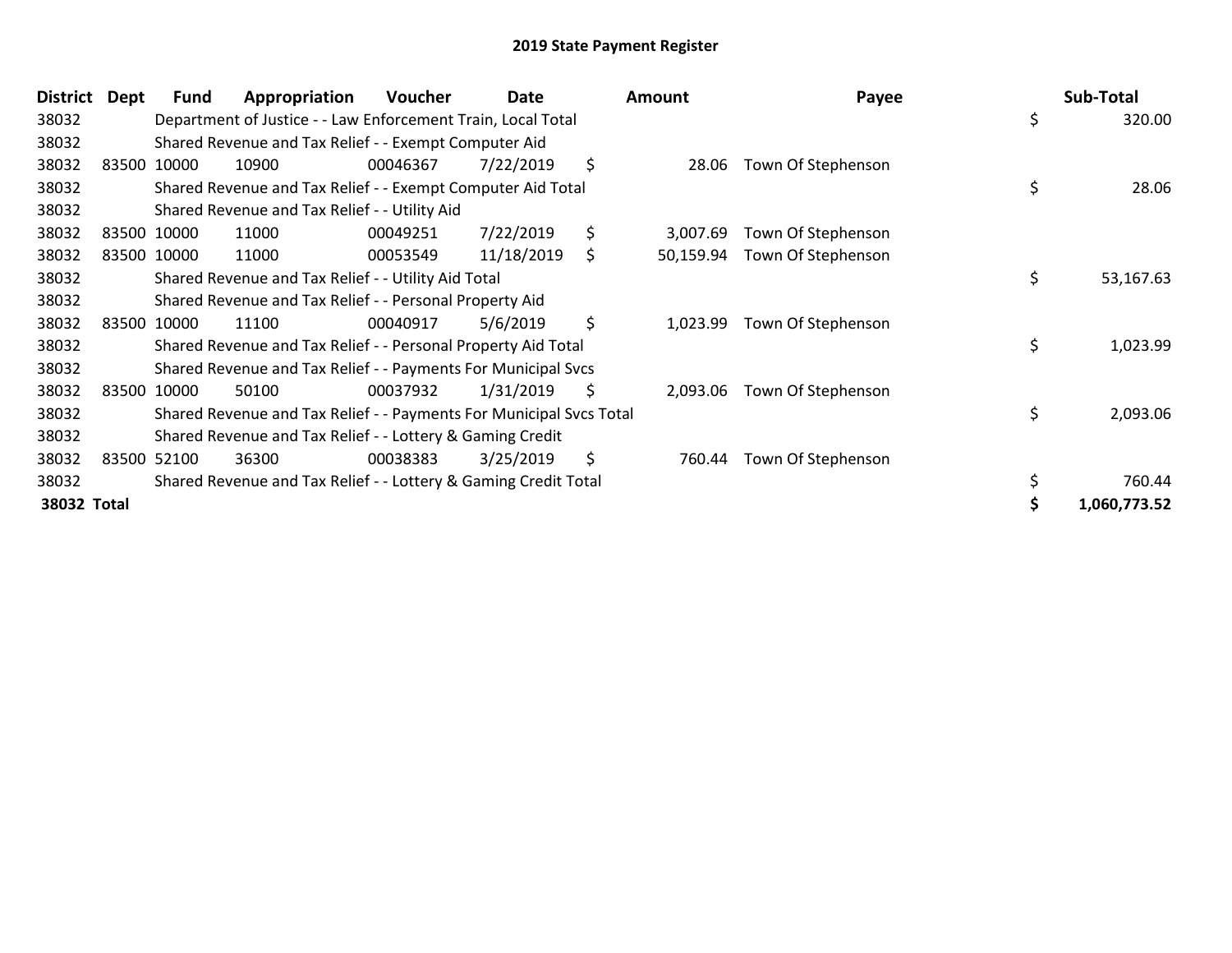# 2019 State Payment Register

| District | Dept | Fund | Appropriation | Voucher | Date | Amount | Payee | Sub-Total |
|---|---|---|---|---|---|---|---|---|
| 38032 | | Department of Justice - - Law Enforcement Train, Local Total | | | | | | $ 320.00 |
| 38032 | | Shared Revenue and Tax Relief - - Exempt Computer Aid | | | | | | |
| 38032 | 83500 | 10000 | 10900 | 00046367 | 7/22/2019 | $ 28.06 | Town Of Stephenson | |
| 38032 | | Shared Revenue and Tax Relief - - Exempt Computer Aid Total | | | | | | $ 28.06 |
| 38032 | | Shared Revenue and Tax Relief - - Utility Aid | | | | | | |
| 38032 | 83500 | 10000 | 11000 | 00049251 | 7/22/2019 | $ 3,007.69 | Town Of Stephenson | |
| 38032 | 83500 | 10000 | 11000 | 00053549 | 11/18/2019 | $ 50,159.94 | Town Of Stephenson | |
| 38032 | | Shared Revenue and Tax Relief - - Utility Aid Total | | | | | | $ 53,167.63 |
| 38032 | | Shared Revenue and Tax Relief - - Personal Property Aid | | | | | | |
| 38032 | 83500 | 10000 | 11100 | 00040917 | 5/6/2019 | $ 1,023.99 | Town Of Stephenson | |
| 38032 | | Shared Revenue and Tax Relief - - Personal Property Aid Total | | | | | | $ 1,023.99 |
| 38032 | | Shared Revenue and Tax Relief - - Payments For Municipal Svcs | | | | | | |
| 38032 | 83500 | 10000 | 50100 | 00037932 | 1/31/2019 | $ 2,093.06 | Town Of Stephenson | |
| 38032 | | Shared Revenue and Tax Relief - - Payments For Municipal Svcs Total | | | | | | $ 2,093.06 |
| 38032 | | Shared Revenue and Tax Relief - - Lottery & Gaming Credit | | | | | | |
| 38032 | 83500 | 52100 | 36300 | 00038383 | 3/25/2019 | $ 760.44 | Town Of Stephenson | |
| 38032 | | Shared Revenue and Tax Relief - - Lottery & Gaming Credit Total | | | | | | $ 760.44 |
| **38032 Total** | | | | | | | | **$ 1,060,773.52** |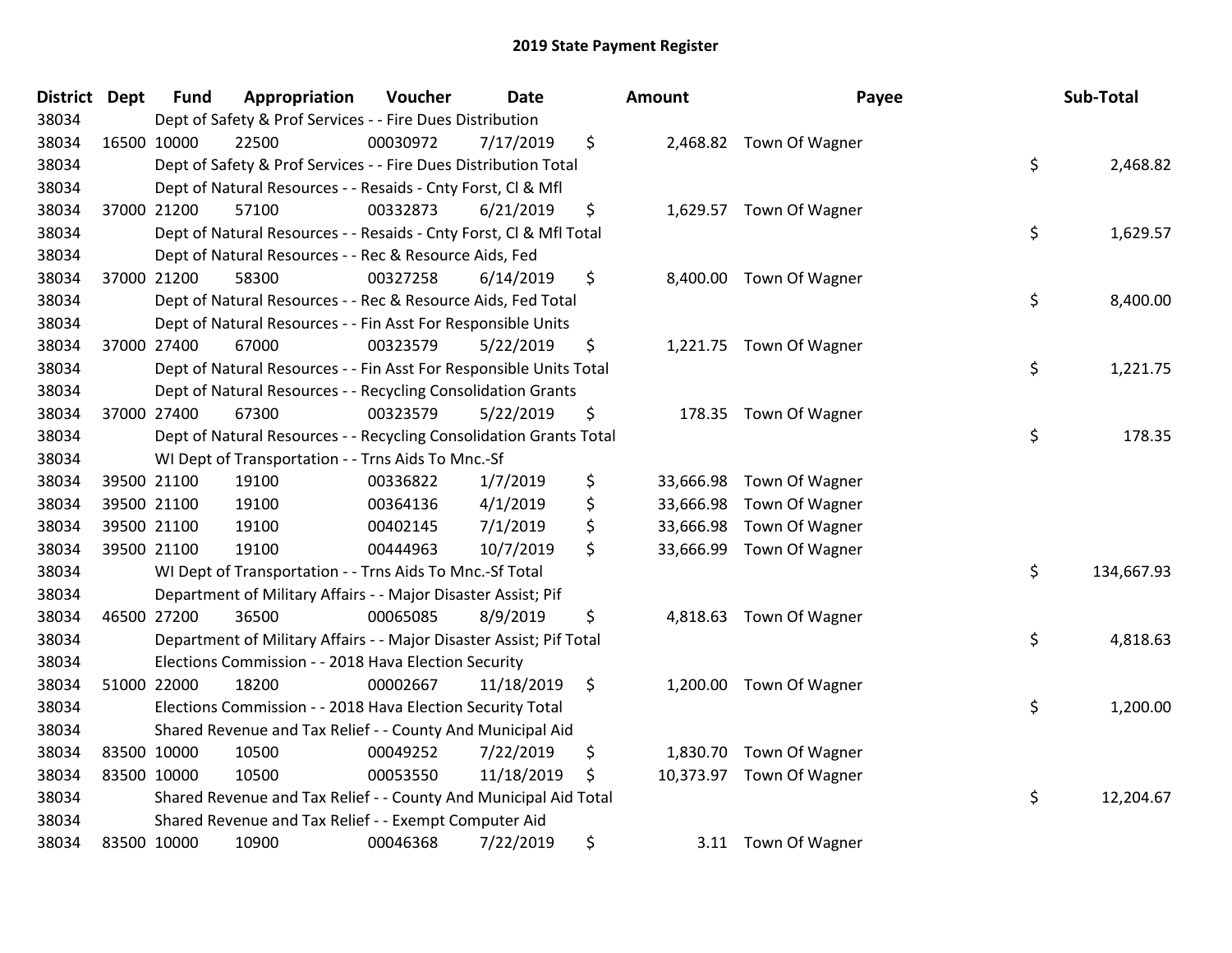# 2019 State Payment Register

| District | Dept | Fund | Appropriation | Voucher | Date | Amount | Payee | Sub-Total |
|---|---|---|---|---|---|---|---|---|
| 38034 | | Dept of Safety & Prof Services - - Fire Dues Distribution | | | | | | |
| 38034 | 16500 | 10000 | 22500 | 00030972 | 7/17/2019 | $ 2,468.82 | Town Of Wagner | |
| 38034 | | Dept of Safety & Prof Services - - Fire Dues Distribution Total | | | | | | $ 2,468.82 |
| 38034 | | Dept of Natural Resources - - Resaids - Cnty Forst, Cl & Mfl | | | | | | |
| 38034 | 37000 | 21200 | 57100 | 00332873 | 6/21/2019 | $ 1,629.57 | Town Of Wagner | |
| 38034 | | Dept of Natural Resources - - Resaids - Cnty Forst, Cl & Mfl Total | | | | | | $ 1,629.57 |
| 38034 | | Dept of Natural Resources - - Rec & Resource Aids, Fed | | | | | | |
| 38034 | 37000 | 21200 | 58300 | 00327258 | 6/14/2019 | $ 8,400.00 | Town Of Wagner | |
| 38034 | | Dept of Natural Resources - - Rec & Resource Aids, Fed Total | | | | | | $ 8,400.00 |
| 38034 | | Dept of Natural Resources - - Fin Asst For Responsible Units | | | | | | |
| 38034 | 37000 | 27400 | 67000 | 00323579 | 5/22/2019 | $ 1,221.75 | Town Of Wagner | |
| 38034 | | Dept of Natural Resources - - Fin Asst For Responsible Units Total | | | | | | $ 1,221.75 |
| 38034 | | Dept of Natural Resources - - Recycling Consolidation Grants | | | | | | |
| 38034 | 37000 | 27400 | 67300 | 00323579 | 5/22/2019 | $ 178.35 | Town Of Wagner | |
| 38034 | | Dept of Natural Resources - - Recycling Consolidation Grants Total | | | | | | $ 178.35 |
| 38034 | | WI Dept of Transportation - - Trns Aids To Mnc.-Sf | | | | | | |
| 38034 | 39500 | 21100 | 19100 | 00336822 | 1/7/2019 | $ 33,666.98 | Town Of Wagner | |
| 38034 | 39500 | 21100 | 19100 | 00364136 | 4/1/2019 | $ 33,666.98 | Town Of Wagner | |
| 38034 | 39500 | 21100 | 19100 | 00402145 | 7/1/2019 | $ 33,666.98 | Town Of Wagner | |
| 38034 | 39500 | 21100 | 19100 | 00444963 | 10/7/2019 | $ 33,666.99 | Town Of Wagner | |
| 38034 | | WI Dept of Transportation - - Trns Aids To Mnc.-Sf Total | | | | | | $ 134,667.93 |
| 38034 | | Department of Military Affairs - - Major Disaster Assist; Pif | | | | | | |
| 38034 | 46500 | 27200 | 36500 | 00065085 | 8/9/2019 | $ 4,818.63 | Town Of Wagner | |
| 38034 | | Department of Military Affairs - - Major Disaster Assist; Pif Total | | | | | | $ 4,818.63 |
| 38034 | | Elections Commission - - 2018 Hava Election Security | | | | | | |
| 38034 | 51000 | 22000 | 18200 | 00002667 | 11/18/2019 | $ 1,200.00 | Town Of Wagner | |
| 38034 | | Elections Commission - - 2018 Hava Election Security Total | | | | | | $ 1,200.00 |
| 38034 | | Shared Revenue and Tax Relief - - County And Municipal Aid | | | | | | |
| 38034 | 83500 | 10000 | 10500 | 00049252 | 7/22/2019 | $ 1,830.70 | Town Of Wagner | |
| 38034 | 83500 | 10000 | 10500 | 00053550 | 11/18/2019 | $ 10,373.97 | Town Of Wagner | |
| 38034 | | Shared Revenue and Tax Relief - - County And Municipal Aid Total | | | | | | $ 12,204.67 |
| 38034 | | Shared Revenue and Tax Relief - - Exempt Computer Aid | | | | | | |
| 38034 | 83500 | 10000 | 10900 | 00046368 | 7/22/2019 | $ 3.11 | Town Of Wagner | |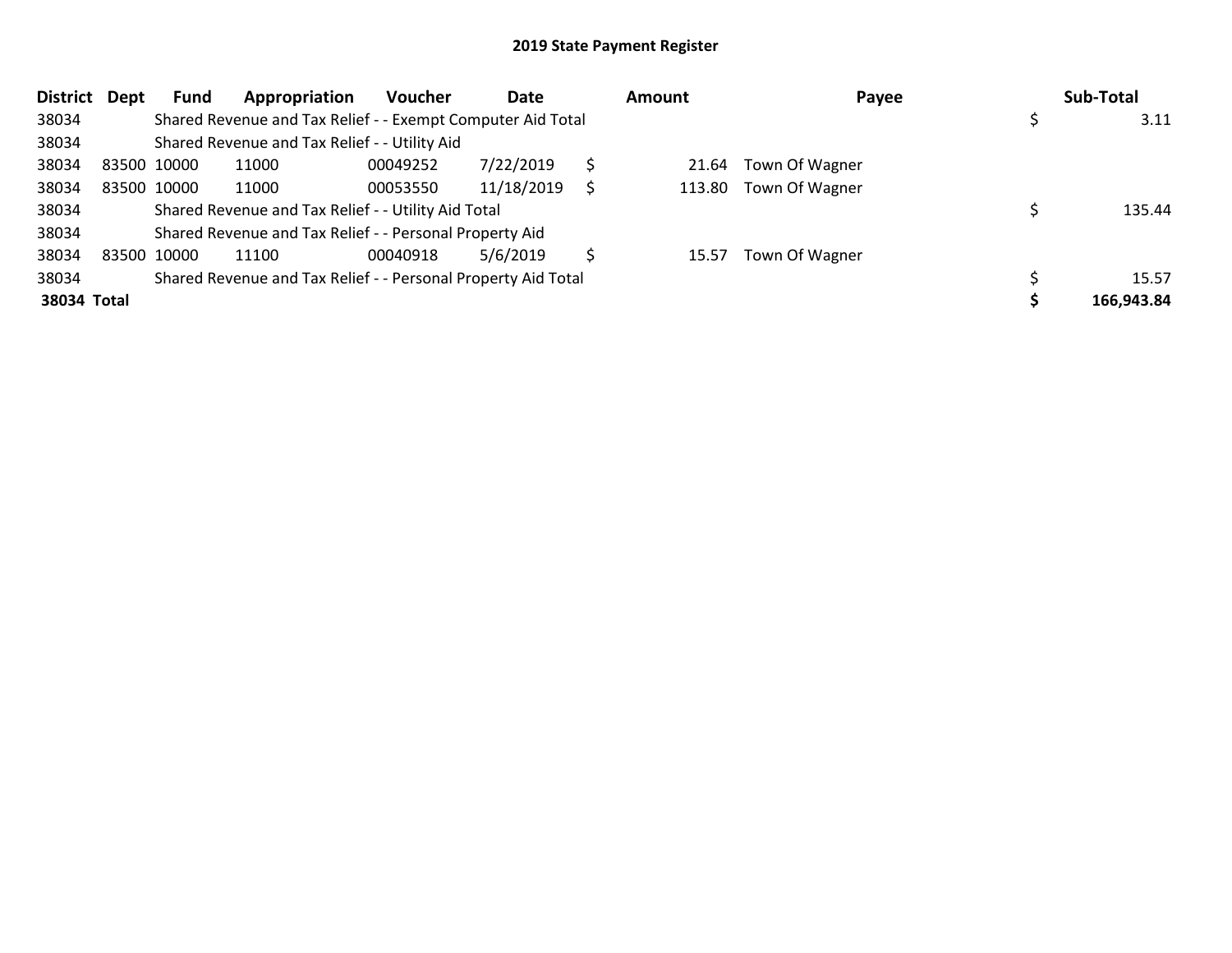# 2019 State Payment Register

| District | Dept | Fund | Appropriation | Voucher | Date | Amount | Payee | Sub-Total |
|---|---|---|---|---|---|---|---|---|
| 38034 | | Shared Revenue and Tax Relief - - Exempt Computer Aid Total | | | | | | $ 3.11 |
| 38034 | | Shared Revenue and Tax Relief - - Utility Aid | | | | | | |
| 38034 | 83500 | 10000 | 11000 | 00049252 | 7/22/2019 | $ 21.64 | Town Of Wagner | |
| 38034 | 83500 | 10000 | 11000 | 00053550 | 11/18/2019 | $ 113.80 | Town Of Wagner | |
| 38034 | | Shared Revenue and Tax Relief - - Utility Aid Total | | | | | | $ 135.44 |
| 38034 | | Shared Revenue and Tax Relief - - Personal Property Aid | | | | | | |
| 38034 | 83500 | 10000 | 11100 | 00040918 | 5/6/2019 | $ 15.57 | Town Of Wagner | |
| 38034 | | Shared Revenue and Tax Relief - - Personal Property Aid Total | | | | | | $ 15.57 |
| **38034** | **Total** | | | | | | | **$ 166,943.84** |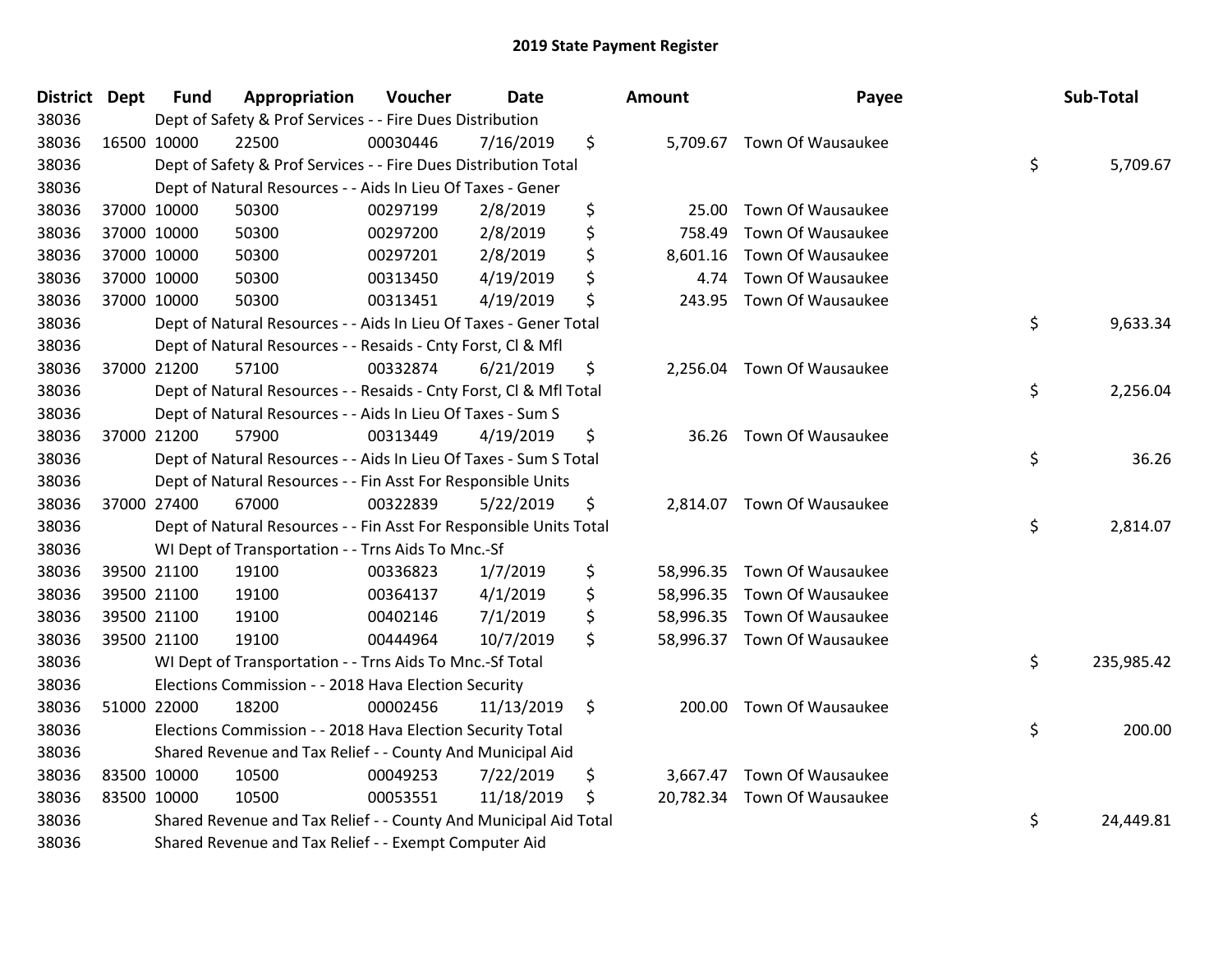# 2019 State Payment Register

| District | Dept | Fund | Appropriation | Voucher | Date | Amount | Payee | Sub-Total |
|---|---|---|---|---|---|---|---|---|
| 38036 | Dept of Safety & Prof Services - - Fire Dues Distribution | | | | | | | |
| 38036 | 16500 | 10000 | 22500 | 00030446 | 7/16/2019 | $ 5,709.67 | Town Of Wausaukee | |
| 38036 | Dept of Safety & Prof Services - - Fire Dues Distribution Total | | | | | | | $ 5,709.67 |
| 38036 | Dept of Natural Resources - - Aids In Lieu Of Taxes - Gener | | | | | | | |
| 38036 | 37000 | 10000 | 50300 | 00297199 | 2/8/2019 | $ 25.00 | Town Of Wausaukee | |
| 38036 | 37000 | 10000 | 50300 | 00297200 | 2/8/2019 | $ 758.49 | Town Of Wausaukee | |
| 38036 | 37000 | 10000 | 50300 | 00297201 | 2/8/2019 | $ 8,601.16 | Town Of Wausaukee | |
| 38036 | 37000 | 10000 | 50300 | 00313450 | 4/19/2019 | $ 4.74 | Town Of Wausaukee | |
| 38036 | 37000 | 10000 | 50300 | 00313451 | 4/19/2019 | $ 243.95 | Town Of Wausaukee | |
| 38036 | Dept of Natural Resources - - Aids In Lieu Of Taxes - Gener Total | | | | | | | $ 9,633.34 |
| 38036 | Dept of Natural Resources - - Resaids - Cnty Forst, Cl & Mfl | | | | | | | |
| 38036 | 37000 | 21200 | 57100 | 00332874 | 6/21/2019 | $ 2,256.04 | Town Of Wausaukee | |
| 38036 | Dept of Natural Resources - - Resaids - Cnty Forst, Cl & Mfl Total | | | | | | | $ 2,256.04 |
| 38036 | Dept of Natural Resources - - Aids In Lieu Of Taxes - Sum S | | | | | | | |
| 38036 | 37000 | 21200 | 57900 | 00313449 | 4/19/2019 | $ 36.26 | Town Of Wausaukee | |
| 38036 | Dept of Natural Resources - - Aids In Lieu Of Taxes - Sum S Total | | | | | | | $ 36.26 |
| 38036 | Dept of Natural Resources - - Fin Asst For Responsible Units | | | | | | | |
| 38036 | 37000 | 27400 | 67000 | 00322839 | 5/22/2019 | $ 2,814.07 | Town Of Wausaukee | |
| 38036 | Dept of Natural Resources - - Fin Asst For Responsible Units Total | | | | | | | $ 2,814.07 |
| 38036 | WI Dept of Transportation - - Trns Aids To Mnc.-Sf | | | | | | | |
| 38036 | 39500 | 21100 | 19100 | 00336823 | 1/7/2019 | $ 58,996.35 | Town Of Wausaukee | |
| 38036 | 39500 | 21100 | 19100 | 00364137 | 4/1/2019 | $ 58,996.35 | Town Of Wausaukee | |
| 38036 | 39500 | 21100 | 19100 | 00402146 | 7/1/2019 | $ 58,996.35 | Town Of Wausaukee | |
| 38036 | 39500 | 21100 | 19100 | 00444964 | 10/7/2019 | $ 58,996.37 | Town Of Wausaukee | |
| 38036 | WI Dept of Transportation - - Trns Aids To Mnc.-Sf Total | | | | | | | $ 235,985.42 |
| 38036 | Elections Commission - - 2018 Hava Election Security | | | | | | | |
| 38036 | 51000 | 22000 | 18200 | 00002456 | 11/13/2019 | $ 200.00 | Town Of Wausaukee | |
| 38036 | Elections Commission - - 2018 Hava Election Security Total | | | | | | | $ 200.00 |
| 38036 | Shared Revenue and Tax Relief - - County And Municipal Aid | | | | | | | |
| 38036 | 83500 | 10000 | 10500 | 00049253 | 7/22/2019 | $ 3,667.47 | Town Of Wausaukee | |
| 38036 | 83500 | 10000 | 10500 | 00053551 | 11/18/2019 | $ 20,782.34 | Town Of Wausaukee | |
| 38036 | Shared Revenue and Tax Relief - - County And Municipal Aid Total | | | | | | | $ 24,449.81 |
| 38036 | Shared Revenue and Tax Relief - - Exempt Computer Aid | | | | | | | |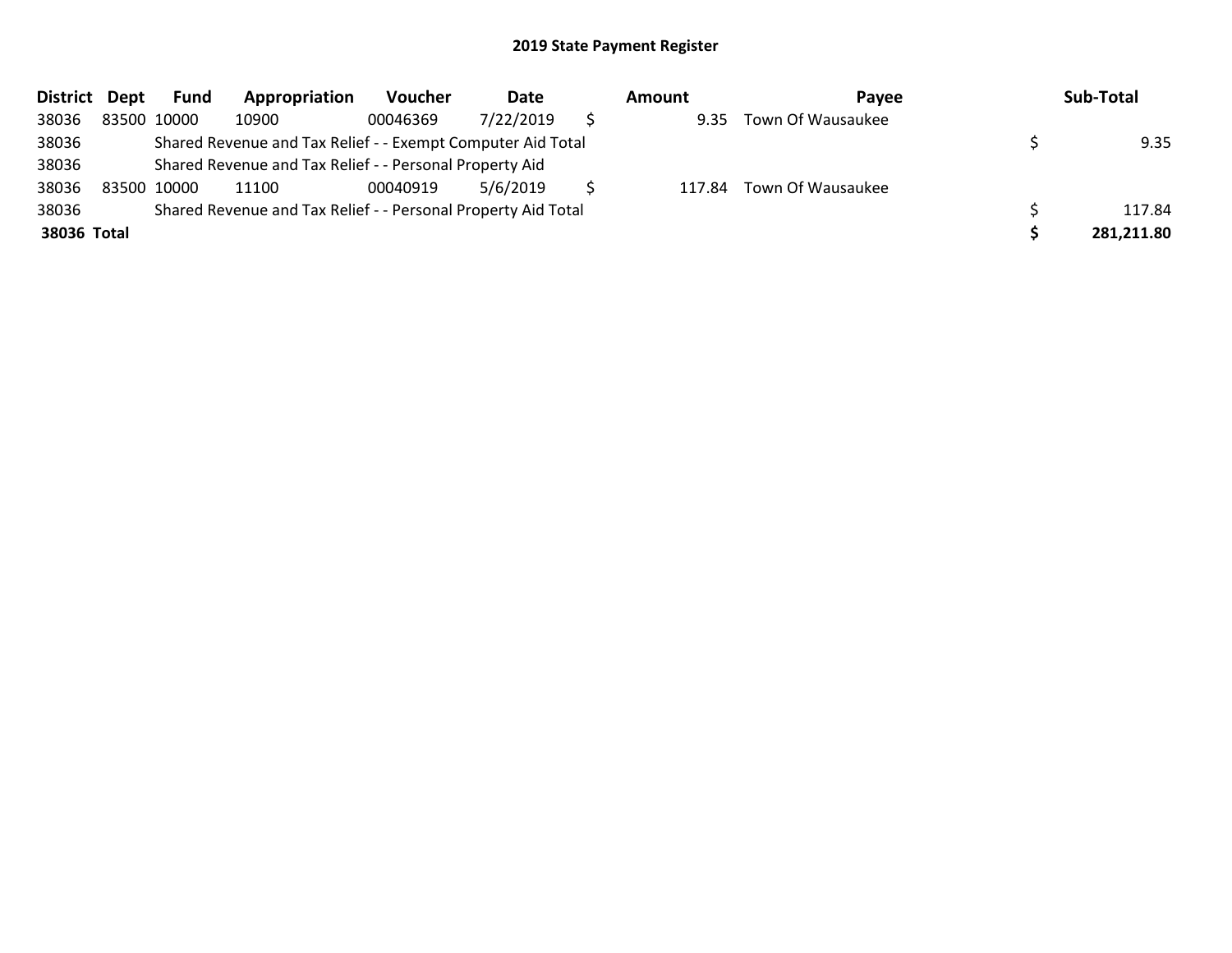## 2019 State Payment Register

| District | Dept | Fund | Appropriation | Voucher | Date | Amount | Payee | Sub-Total |
|---|---|---|---|---|---|---|---|---|
| 38036 | 83500 | 10000 | 10900 | 00046369 | 7/22/2019 | $ 9.35 | Town Of Wausaukee | |
| 38036 | | Shared Revenue and Tax Relief - - Exempt Computer Aid Total | | | | | | $ 9.35 |
| 38036 | | Shared Revenue and Tax Relief - - Personal Property Aid | | | | | | |
| 38036 | 83500 | 10000 | 11100 | 00040919 | 5/6/2019 | $ 117.84 | Town Of Wausaukee | |
| 38036 | | Shared Revenue and Tax Relief - - Personal Property Aid Total | | | | | | $ 117.84 |
| **38036** | **Total** | | | | | | | **$ 281,211.80** |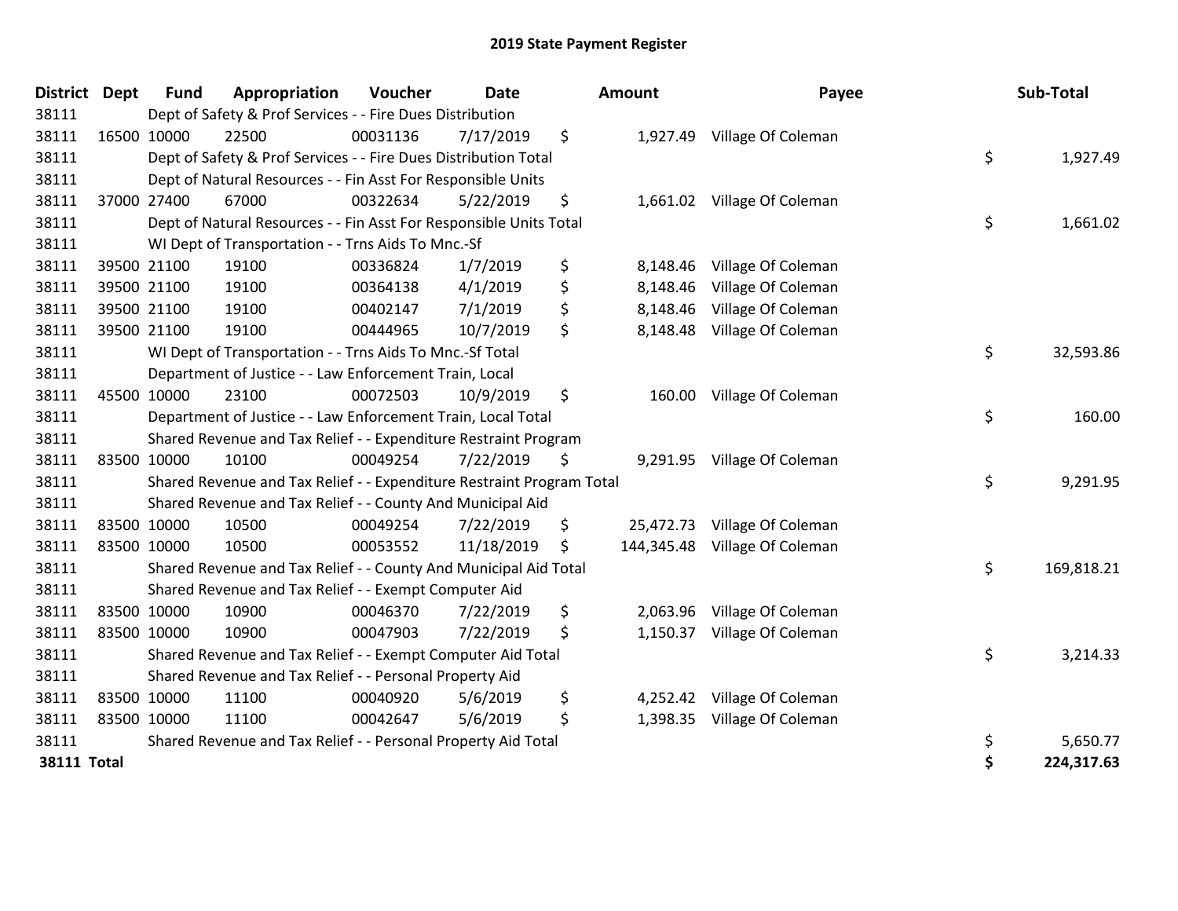# 2019 State Payment Register

| District | Dept | Fund | Appropriation | Voucher | Date | Amount | Payee | Sub-Total |
|---|---|---|---|---|---|---|---|---|
| 38111 | | Dept of Safety & Prof Services - - Fire Dues Distribution | | | | | | |
| 38111 | 16500 | 10000 | 22500 | 00031136 | 7/17/2019 | $ 1,927.49 | Village Of Coleman | |
| 38111 | | Dept of Safety & Prof Services - - Fire Dues Distribution Total | | | | | | $ 1,927.49 |
| 38111 | | Dept of Natural Resources - - Fin Asst For Responsible Units | | | | | | |
| 38111 | 37000 | 27400 | 67000 | 00322634 | 5/22/2019 | $ 1,661.02 | Village Of Coleman | |
| 38111 | | Dept of Natural Resources - - Fin Asst For Responsible Units Total | | | | | | $ 1,661.02 |
| 38111 | | WI Dept of Transportation - - Trns Aids To Mnc.-Sf | | | | | | |
| 38111 | 39500 | 21100 | 19100 | 00336824 | 1/7/2019 | $ 8,148.46 | Village Of Coleman | |
| 38111 | 39500 | 21100 | 19100 | 00364138 | 4/1/2019 | $ 8,148.46 | Village Of Coleman | |
| 38111 | 39500 | 21100 | 19100 | 00402147 | 7/1/2019 | $ 8,148.46 | Village Of Coleman | |
| 38111 | 39500 | 21100 | 19100 | 00444965 | 10/7/2019 | $ 8,148.48 | Village Of Coleman | |
| 38111 | | WI Dept of Transportation - - Trns Aids To Mnc.-Sf Total | | | | | | $ 32,593.86 |
| 38111 | | Department of Justice - - Law Enforcement Train, Local | | | | | | |
| 38111 | 45500 | 10000 | 23100 | 00072503 | 10/9/2019 | $ 160.00 | Village Of Coleman | |
| 38111 | | Department of Justice - - Law Enforcement Train, Local Total | | | | | | $ 160.00 |
| 38111 | | Shared Revenue and Tax Relief - - Expenditure Restraint Program | | | | | | |
| 38111 | 83500 | 10000 | 10100 | 00049254 | 7/22/2019 | $ 9,291.95 | Village Of Coleman | |
| 38111 | | Shared Revenue and Tax Relief - - Expenditure Restraint Program Total | | | | | | $ 9,291.95 |
| 38111 | | Shared Revenue and Tax Relief - - County And Municipal Aid | | | | | | |
| 38111 | 83500 | 10000 | 10500 | 00049254 | 7/22/2019 | $ 25,472.73 | Village Of Coleman | |
| 38111 | 83500 | 10000 | 10500 | 00053552 | 11/18/2019 | $ 144,345.48 | Village Of Coleman | |
| 38111 | | Shared Revenue and Tax Relief - - County And Municipal Aid Total | | | | | | $ 169,818.21 |
| 38111 | | Shared Revenue and Tax Relief - - Exempt Computer Aid | | | | | | |
| 38111 | 83500 | 10000 | 10900 | 00046370 | 7/22/2019 | $ 2,063.96 | Village Of Coleman | |
| 38111 | 83500 | 10000 | 10900 | 00047903 | 7/22/2019 | $ 1,150.37 | Village Of Coleman | |
| 38111 | | Shared Revenue and Tax Relief - - Exempt Computer Aid Total | | | | | | $ 3,214.33 |
| 38111 | | Shared Revenue and Tax Relief - - Personal Property Aid | | | | | | |
| 38111 | 83500 | 10000 | 11100 | 00040920 | 5/6/2019 | $ 4,252.42 | Village Of Coleman | |
| 38111 | 83500 | 10000 | 11100 | 00042647 | 5/6/2019 | $ 1,398.35 | Village Of Coleman | |
| 38111 | | Shared Revenue and Tax Relief - - Personal Property Aid Total | | | | | | $ 5,650.77 |
| **38111 Total** | | | | | | | | **$ 224,317.63** |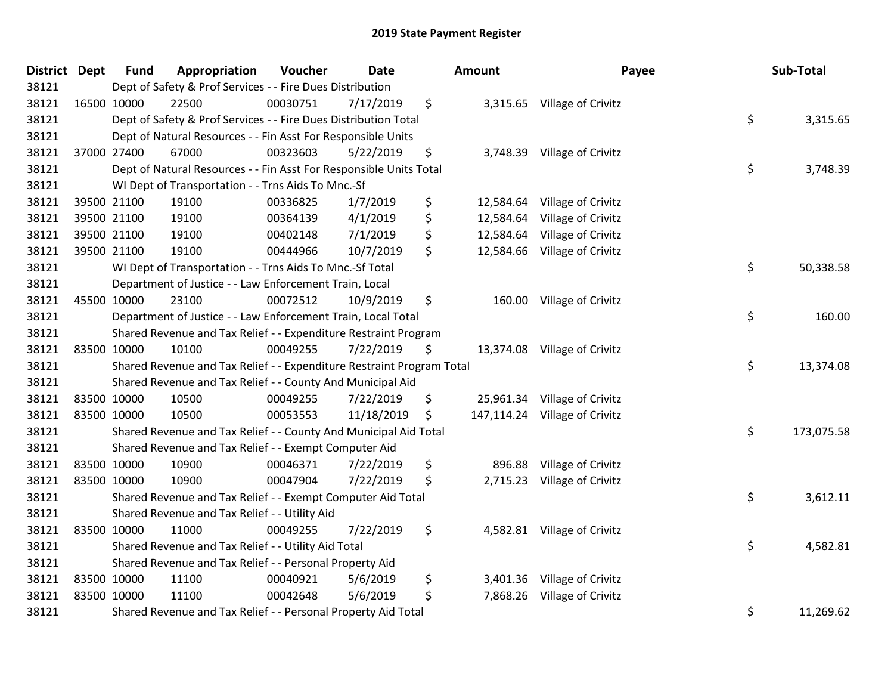# 2019 State Payment Register

| District | Dept | Fund | Appropriation | Voucher | Date | Amount | Payee | Sub-Total |
|---|---|---|---|---|---|---|---|---|
| 38121 | | Dept of Safety & Prof Services - - Fire Dues Distribution | | | | | | |
| 38121 | 16500 | 10000 | 22500 | 00030751 | 7/17/2019 | $ 3,315.65 | Village of Crivitz | |
| 38121 | | Dept of Safety & Prof Services - - Fire Dues Distribution Total | | | | | | $ 3,315.65 |
| 38121 | | Dept of Natural Resources - - Fin Asst For Responsible Units | | | | | | |
| 38121 | 37000 | 27400 | 67000 | 00323603 | 5/22/2019 | $ 3,748.39 | Village of Crivitz | |
| 38121 | | Dept of Natural Resources - - Fin Asst For Responsible Units Total | | | | | | $ 3,748.39 |
| 38121 | | WI Dept of Transportation - - Trns Aids To Mnc.-Sf | | | | | | |
| 38121 | 39500 | 21100 | 19100 | 00336825 | 1/7/2019 | $ 12,584.64 | Village of Crivitz | |
| 38121 | 39500 | 21100 | 19100 | 00364139 | 4/1/2019 | $ 12,584.64 | Village of Crivitz | |
| 38121 | 39500 | 21100 | 19100 | 00402148 | 7/1/2019 | $ 12,584.64 | Village of Crivitz | |
| 38121 | 39500 | 21100 | 19100 | 00444966 | 10/7/2019 | $ 12,584.66 | Village of Crivitz | |
| 38121 | | WI Dept of Transportation - - Trns Aids To Mnc.-Sf Total | | | | | | $ 50,338.58 |
| 38121 | | Department of Justice - - Law Enforcement Train, Local | | | | | | |
| 38121 | 45500 | 10000 | 23100 | 00072512 | 10/9/2019 | $ 160.00 | Village of Crivitz | |
| 38121 | | Department of Justice - - Law Enforcement Train, Local Total | | | | | | $ 160.00 |
| 38121 | | Shared Revenue and Tax Relief - - Expenditure Restraint Program | | | | | | |
| 38121 | 83500 | 10000 | 10100 | 00049255 | 7/22/2019 | $ 13,374.08 | Village of Crivitz | |
| 38121 | | Shared Revenue and Tax Relief - - Expenditure Restraint Program Total | | | | | | $ 13,374.08 |
| 38121 | | Shared Revenue and Tax Relief - - County And Municipal Aid | | | | | | |
| 38121 | 83500 | 10000 | 10500 | 00049255 | 7/22/2019 | $ 25,961.34 | Village of Crivitz | |
| 38121 | 83500 | 10000 | 10500 | 00053553 | 11/18/2019 | $ 147,114.24 | Village of Crivitz | |
| 38121 | | Shared Revenue and Tax Relief - - County And Municipal Aid Total | | | | | | $ 173,075.58 |
| 38121 | | Shared Revenue and Tax Relief - - Exempt Computer Aid | | | | | | |
| 38121 | 83500 | 10000 | 10900 | 00046371 | 7/22/2019 | $ 896.88 | Village of Crivitz | |
| 38121 | 83500 | 10000 | 10900 | 00047904 | 7/22/2019 | $ 2,715.23 | Village of Crivitz | |
| 38121 | | Shared Revenue and Tax Relief - - Exempt Computer Aid Total | | | | | | $ 3,612.11 |
| 38121 | | Shared Revenue and Tax Relief - - Utility Aid | | | | | | |
| 38121 | 83500 | 10000 | 11000 | 00049255 | 7/22/2019 | $ 4,582.81 | Village of Crivitz | |
| 38121 | | Shared Revenue and Tax Relief - - Utility Aid Total | | | | | | $ 4,582.81 |
| 38121 | | Shared Revenue and Tax Relief - - Personal Property Aid | | | | | | |
| 38121 | 83500 | 10000 | 11100 | 00040921 | 5/6/2019 | $ 3,401.36 | Village of Crivitz | |
| 38121 | 83500 | 10000 | 11100 | 00042648 | 5/6/2019 | $ 7,868.26 | Village of Crivitz | |
| 38121 | | Shared Revenue and Tax Relief - - Personal Property Aid Total | | | | | | $ 11,269.62 |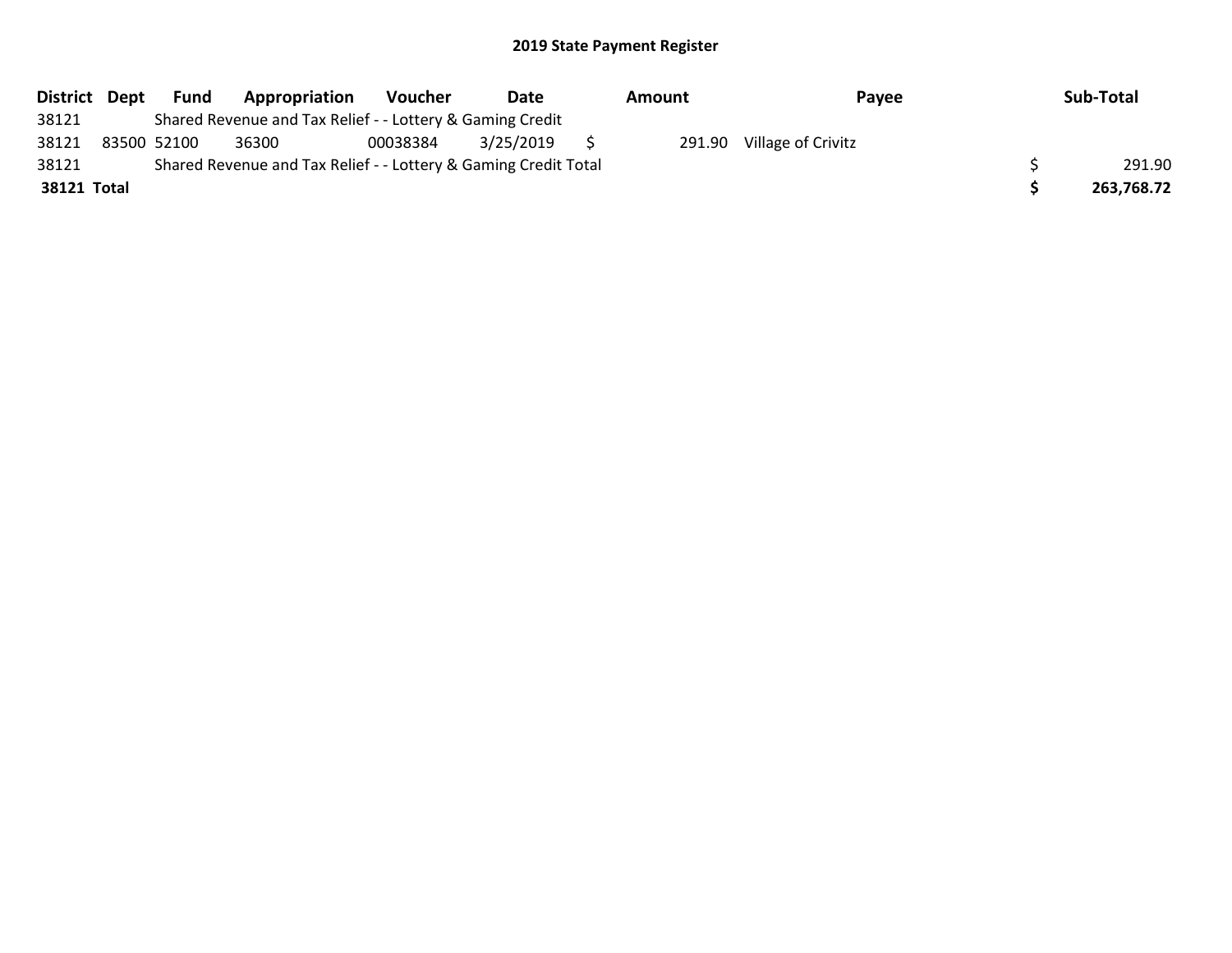## 2019 State Payment Register

| District | Dept | Fund | Appropriation | Voucher | Date | Amount | Payee | Sub-Total |
|---|---|---|---|---|---|---|---|---|
| 38121 | | Shared Revenue and Tax Relief - - Lottery & Gaming Credit | | | | | | |
| 38121 | 83500 | 52100 | 36300 | 00038384 | 3/25/2019 | $ 291.90 | Village of Crivitz | |
| 38121 | | Shared Revenue and Tax Relief - - Lottery & Gaming Credit Total | | | | | | $ 291.90 |
| **38121 Total** | | | | | | | | **$ 263,768.72** |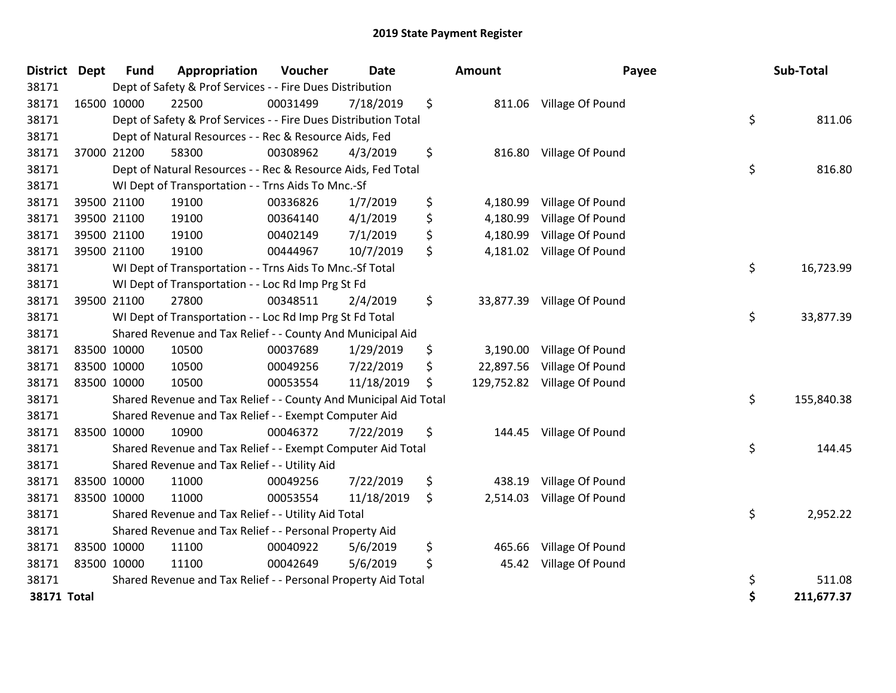# 2019 State Payment Register

| District | Dept | Fund | Appropriation | Voucher | Date | Amount | Payee | Sub-Total |
|---|---|---|---|---|---|---|---|---|
| 38171 | | Dept of Safety & Prof Services - - Fire Dues Distribution | | | | | | |
| 38171 | 16500 | 10000 | 22500 | 00031499 | 7/18/2019 | $ 811.06 | Village Of Pound | |
| 38171 | | Dept of Safety & Prof Services - - Fire Dues Distribution Total | | | | | | $ 811.06 |
| 38171 | | Dept of Natural Resources - - Rec & Resource Aids, Fed | | | | | | |
| 38171 | 37000 | 21200 | 58300 | 00308962 | 4/3/2019 | $ 816.80 | Village Of Pound | |
| 38171 | | Dept of Natural Resources - - Rec & Resource Aids, Fed Total | | | | | | $ 816.80 |
| 38171 | | WI Dept of Transportation - - Trns Aids To Mnc.-Sf | | | | | | |
| 38171 | 39500 | 21100 | 19100 | 00336826 | 1/7/2019 | $ 4,180.99 | Village Of Pound | |
| 38171 | 39500 | 21100 | 19100 | 00364140 | 4/1/2019 | $ 4,180.99 | Village Of Pound | |
| 38171 | 39500 | 21100 | 19100 | 00402149 | 7/1/2019 | $ 4,180.99 | Village Of Pound | |
| 38171 | 39500 | 21100 | 19100 | 00444967 | 10/7/2019 | $ 4,181.02 | Village Of Pound | |
| 38171 | | WI Dept of Transportation - - Trns Aids To Mnc.-Sf Total | | | | | | $ 16,723.99 |
| 38171 | | WI Dept of Transportation - - Loc Rd Imp Prg St Fd | | | | | | |
| 38171 | 39500 | 21100 | 27800 | 00348511 | 2/4/2019 | $ 33,877.39 | Village Of Pound | |
| 38171 | | WI Dept of Transportation - - Loc Rd Imp Prg St Fd Total | | | | | | $ 33,877.39 |
| 38171 | | Shared Revenue and Tax Relief - - County And Municipal Aid | | | | | | |
| 38171 | 83500 | 10000 | 10500 | 00037689 | 1/29/2019 | $ 3,190.00 | Village Of Pound | |
| 38171 | 83500 | 10000 | 10500 | 00049256 | 7/22/2019 | $ 22,897.56 | Village Of Pound | |
| 38171 | 83500 | 10000 | 10500 | 00053554 | 11/18/2019 | $ 129,752.82 | Village Of Pound | |
| 38171 | | Shared Revenue and Tax Relief - - County And Municipal Aid Total | | | | | | $ 155,840.38 |
| 38171 | | Shared Revenue and Tax Relief - - Exempt Computer Aid | | | | | | |
| 38171 | 83500 | 10000 | 10900 | 00046372 | 7/22/2019 | $ 144.45 | Village Of Pound | |
| 38171 | | Shared Revenue and Tax Relief - - Exempt Computer Aid Total | | | | | | $ 144.45 |
| 38171 | | Shared Revenue and Tax Relief - - Utility Aid | | | | | | |
| 38171 | 83500 | 10000 | 11000 | 00049256 | 7/22/2019 | $ 438.19 | Village Of Pound | |
| 38171 | 83500 | 10000 | 11000 | 00053554 | 11/18/2019 | $ 2,514.03 | Village Of Pound | |
| 38171 | | Shared Revenue and Tax Relief - - Utility Aid Total | | | | | | $ 2,952.22 |
| 38171 | | Shared Revenue and Tax Relief - - Personal Property Aid | | | | | | |
| 38171 | 83500 | 10000 | 11100 | 00040922 | 5/6/2019 | $ 465.66 | Village Of Pound | |
| 38171 | 83500 | 10000 | 11100 | 00042649 | 5/6/2019 | $ 45.42 | Village Of Pound | |
| 38171 | | Shared Revenue and Tax Relief - - Personal Property Aid Total | | | | | | $ 511.08 |
| **38171 Total** | | | | | | | | **$ 211,677.37** |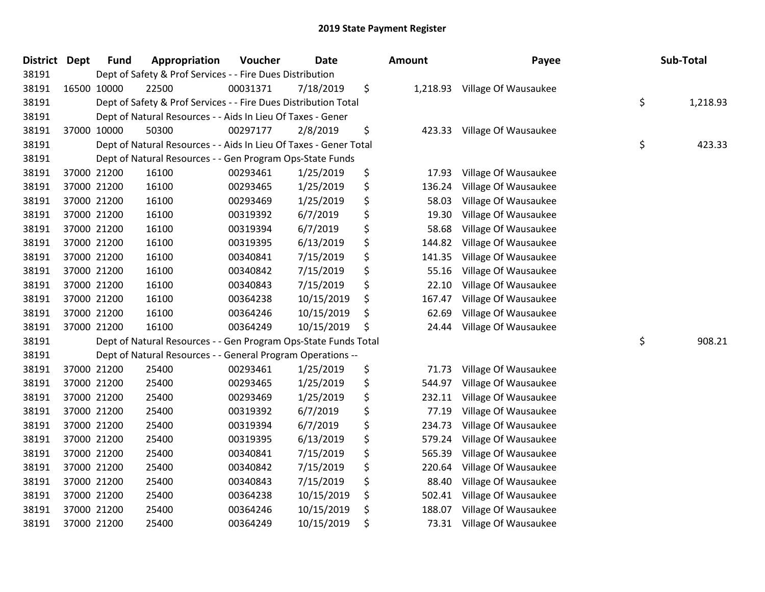# 2019 State Payment Register

| District | Dept | Fund | Appropriation | Voucher | Date | Amount | Payee | Sub-Total |
|---|---|---|---|---|---|---|---|---|
| 38191 | | Dept of Safety & Prof Services - - Fire Dues Distribution | | | | | | |
| 38191 | 16500 | 10000 | 22500 | 00031371 | 7/18/2019 | $ 1,218.93 | Village Of Wausaukee | |
| 38191 | | Dept of Safety & Prof Services - - Fire Dues Distribution Total | | | | | | $ 1,218.93 |
| 38191 | | Dept of Natural Resources - - Aids In Lieu Of Taxes - Gener | | | | | | |
| 38191 | 37000 | 10000 | 50300 | 00297177 | 2/8/2019 | $ 423.33 | Village Of Wausaukee | |
| 38191 | | Dept of Natural Resources - - Aids In Lieu Of Taxes - Gener Total | | | | | | $ 423.33 |
| 38191 | | Dept of Natural Resources - - Gen Program Ops-State Funds | | | | | | |
| 38191 | 37000 | 21200 | 16100 | 00293461 | 1/25/2019 | $ 17.93 | Village Of Wausaukee | |
| 38191 | 37000 | 21200 | 16100 | 00293465 | 1/25/2019 | $ 136.24 | Village Of Wausaukee | |
| 38191 | 37000 | 21200 | 16100 | 00293469 | 1/25/2019 | $ 58.03 | Village Of Wausaukee | |
| 38191 | 37000 | 21200 | 16100 | 00319392 | 6/7/2019 | $ 19.30 | Village Of Wausaukee | |
| 38191 | 37000 | 21200 | 16100 | 00319394 | 6/7/2019 | $ 58.68 | Village Of Wausaukee | |
| 38191 | 37000 | 21200 | 16100 | 00319395 | 6/13/2019 | $ 144.82 | Village Of Wausaukee | |
| 38191 | 37000 | 21200 | 16100 | 00340841 | 7/15/2019 | $ 141.35 | Village Of Wausaukee | |
| 38191 | 37000 | 21200 | 16100 | 00340842 | 7/15/2019 | $ 55.16 | Village Of Wausaukee | |
| 38191 | 37000 | 21200 | 16100 | 00340843 | 7/15/2019 | $ 22.10 | Village Of Wausaukee | |
| 38191 | 37000 | 21200 | 16100 | 00364238 | 10/15/2019 | $ 167.47 | Village Of Wausaukee | |
| 38191 | 37000 | 21200 | 16100 | 00364246 | 10/15/2019 | $ 62.69 | Village Of Wausaukee | |
| 38191 | 37000 | 21200 | 16100 | 00364249 | 10/15/2019 | $ 24.44 | Village Of Wausaukee | |
| 38191 | | Dept of Natural Resources - - Gen Program Ops-State Funds Total | | | | | | $ 908.21 |
| 38191 | | Dept of Natural Resources - - General Program Operations -- | | | | | | |
| 38191 | 37000 | 21200 | 25400 | 00293461 | 1/25/2019 | $ 71.73 | Village Of Wausaukee | |
| 38191 | 37000 | 21200 | 25400 | 00293465 | 1/25/2019 | $ 544.97 | Village Of Wausaukee | |
| 38191 | 37000 | 21200 | 25400 | 00293469 | 1/25/2019 | $ 232.11 | Village Of Wausaukee | |
| 38191 | 37000 | 21200 | 25400 | 00319392 | 6/7/2019 | $ 77.19 | Village Of Wausaukee | |
| 38191 | 37000 | 21200 | 25400 | 00319394 | 6/7/2019 | $ 234.73 | Village Of Wausaukee | |
| 38191 | 37000 | 21200 | 25400 | 00319395 | 6/13/2019 | $ 579.24 | Village Of Wausaukee | |
| 38191 | 37000 | 21200 | 25400 | 00340841 | 7/15/2019 | $ 565.39 | Village Of Wausaukee | |
| 38191 | 37000 | 21200 | 25400 | 00340842 | 7/15/2019 | $ 220.64 | Village Of Wausaukee | |
| 38191 | 37000 | 21200 | 25400 | 00340843 | 7/15/2019 | $ 88.40 | Village Of Wausaukee | |
| 38191 | 37000 | 21200 | 25400 | 00364238 | 10/15/2019 | $ 502.41 | Village Of Wausaukee | |
| 38191 | 37000 | 21200 | 25400 | 00364246 | 10/15/2019 | $ 188.07 | Village Of Wausaukee | |
| 38191 | 37000 | 21200 | 25400 | 00364249 | 10/15/2019 | $ 73.31 | Village Of Wausaukee | |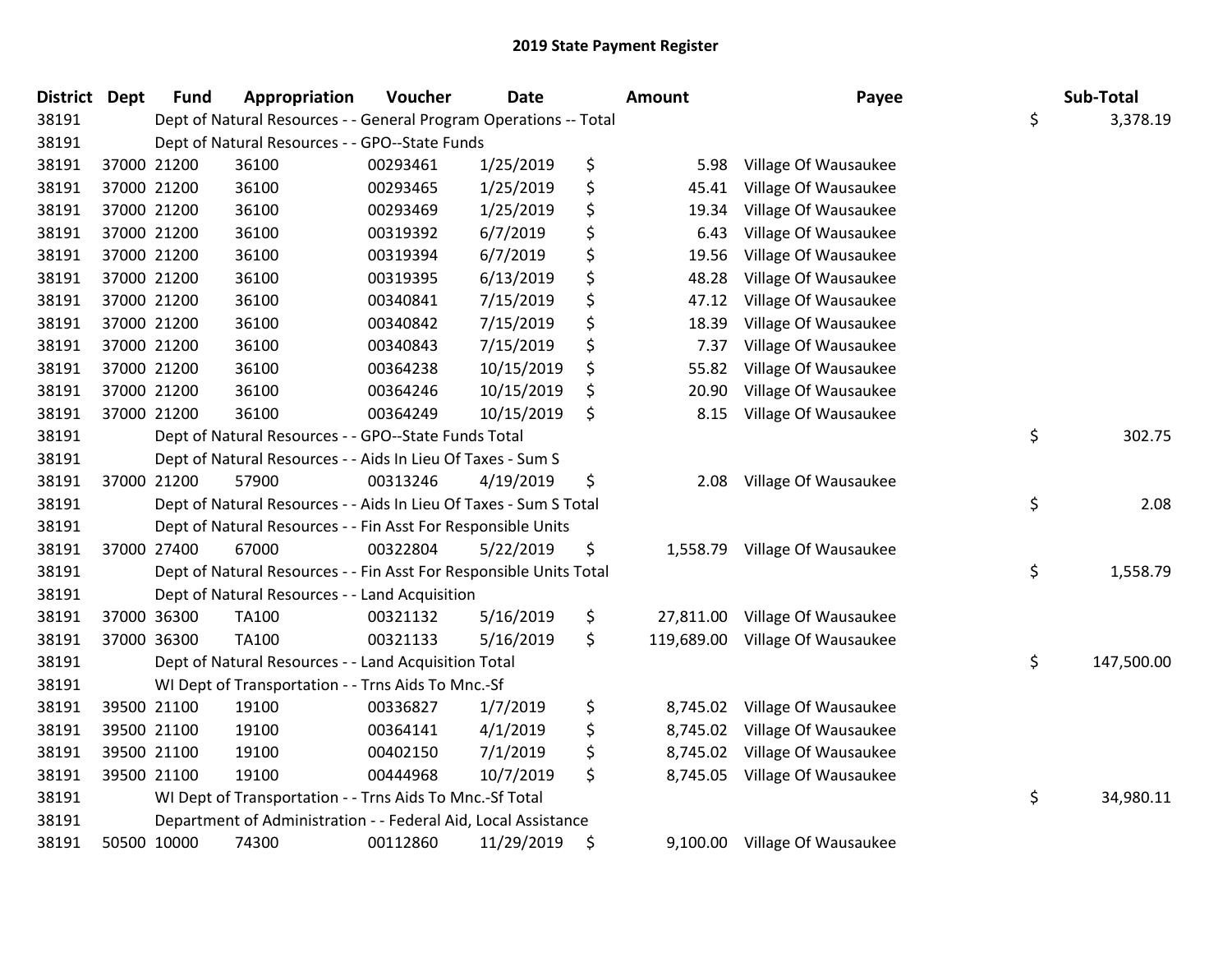# 2019 State Payment Register

| District | Dept | Fund | Appropriation | Voucher | Date | Amount | Payee | Sub-Total |
|---|---|---|---|---|---|---|---|---|
| 38191 | | Dept of Natural Resources - - General Program Operations -- Total | | | | | | $ 3,378.19 |
| 38191 | | Dept of Natural Resources - - GPO--State Funds | | | | | | |
| 38191 | 37000 | 21200 | 36100 | 00293461 | 1/25/2019 | $ 5.98 | Village Of Wausaukee | |
| 38191 | 37000 | 21200 | 36100 | 00293465 | 1/25/2019 | $ 45.41 | Village Of Wausaukee | |
| 38191 | 37000 | 21200 | 36100 | 00293469 | 1/25/2019 | $ 19.34 | Village Of Wausaukee | |
| 38191 | 37000 | 21200 | 36100 | 00319392 | 6/7/2019 | $ 6.43 | Village Of Wausaukee | |
| 38191 | 37000 | 21200 | 36100 | 00319394 | 6/7/2019 | $ 19.56 | Village Of Wausaukee | |
| 38191 | 37000 | 21200 | 36100 | 00319395 | 6/13/2019 | $ 48.28 | Village Of Wausaukee | |
| 38191 | 37000 | 21200 | 36100 | 00340841 | 7/15/2019 | $ 47.12 | Village Of Wausaukee | |
| 38191 | 37000 | 21200 | 36100 | 00340842 | 7/15/2019 | $ 18.39 | Village Of Wausaukee | |
| 38191 | 37000 | 21200 | 36100 | 00340843 | 7/15/2019 | $ 7.37 | Village Of Wausaukee | |
| 38191 | 37000 | 21200 | 36100 | 00364238 | 10/15/2019 | $ 55.82 | Village Of Wausaukee | |
| 38191 | 37000 | 21200 | 36100 | 00364246 | 10/15/2019 | $ 20.90 | Village Of Wausaukee | |
| 38191 | 37000 | 21200 | 36100 | 00364249 | 10/15/2019 | $ 8.15 | Village Of Wausaukee | |
| 38191 | | Dept of Natural Resources - - GPO--State Funds Total | | | | | | $ 302.75 |
| 38191 | | Dept of Natural Resources - - Aids In Lieu Of Taxes - Sum S | | | | | | |
| 38191 | 37000 | 21200 | 57900 | 00313246 | 4/19/2019 | $ 2.08 | Village Of Wausaukee | |
| 38191 | | Dept of Natural Resources - - Aids In Lieu Of Taxes - Sum S Total | | | | | | $ 2.08 |
| 38191 | | Dept of Natural Resources - - Fin Asst For Responsible Units | | | | | | |
| 38191 | 37000 | 27400 | 67000 | 00322804 | 5/22/2019 | $ 1,558.79 | Village Of Wausaukee | |
| 38191 | | Dept of Natural Resources - - Fin Asst For Responsible Units Total | | | | | | $ 1,558.79 |
| 38191 | | Dept of Natural Resources - - Land Acquisition | | | | | | |
| 38191 | 37000 | 36300 | TA100 | 00321132 | 5/16/2019 | $ 27,811.00 | Village Of Wausaukee | |
| 38191 | 37000 | 36300 | TA100 | 00321133 | 5/16/2019 | $ 119,689.00 | Village Of Wausaukee | |
| 38191 | | Dept of Natural Resources - - Land Acquisition Total | | | | | | $ 147,500.00 |
| 38191 | | WI Dept of Transportation - - Trns Aids To Mnc.-Sf | | | | | | |
| 38191 | 39500 | 21100 | 19100 | 00336827 | 1/7/2019 | $ 8,745.02 | Village Of Wausaukee | |
| 38191 | 39500 | 21100 | 19100 | 00364141 | 4/1/2019 | $ 8,745.02 | Village Of Wausaukee | |
| 38191 | 39500 | 21100 | 19100 | 00402150 | 7/1/2019 | $ 8,745.02 | Village Of Wausaukee | |
| 38191 | 39500 | 21100 | 19100 | 00444968 | 10/7/2019 | $ 8,745.05 | Village Of Wausaukee | |
| 38191 | | WI Dept of Transportation - - Trns Aids To Mnc.-Sf Total | | | | | | $ 34,980.11 |
| 38191 | | Department of Administration - - Federal Aid, Local Assistance | | | | | | |
| 38191 | 50500 | 10000 | 74300 | 00112860 | 11/29/2019 | $ 9,100.00 | Village Of Wausaukee | |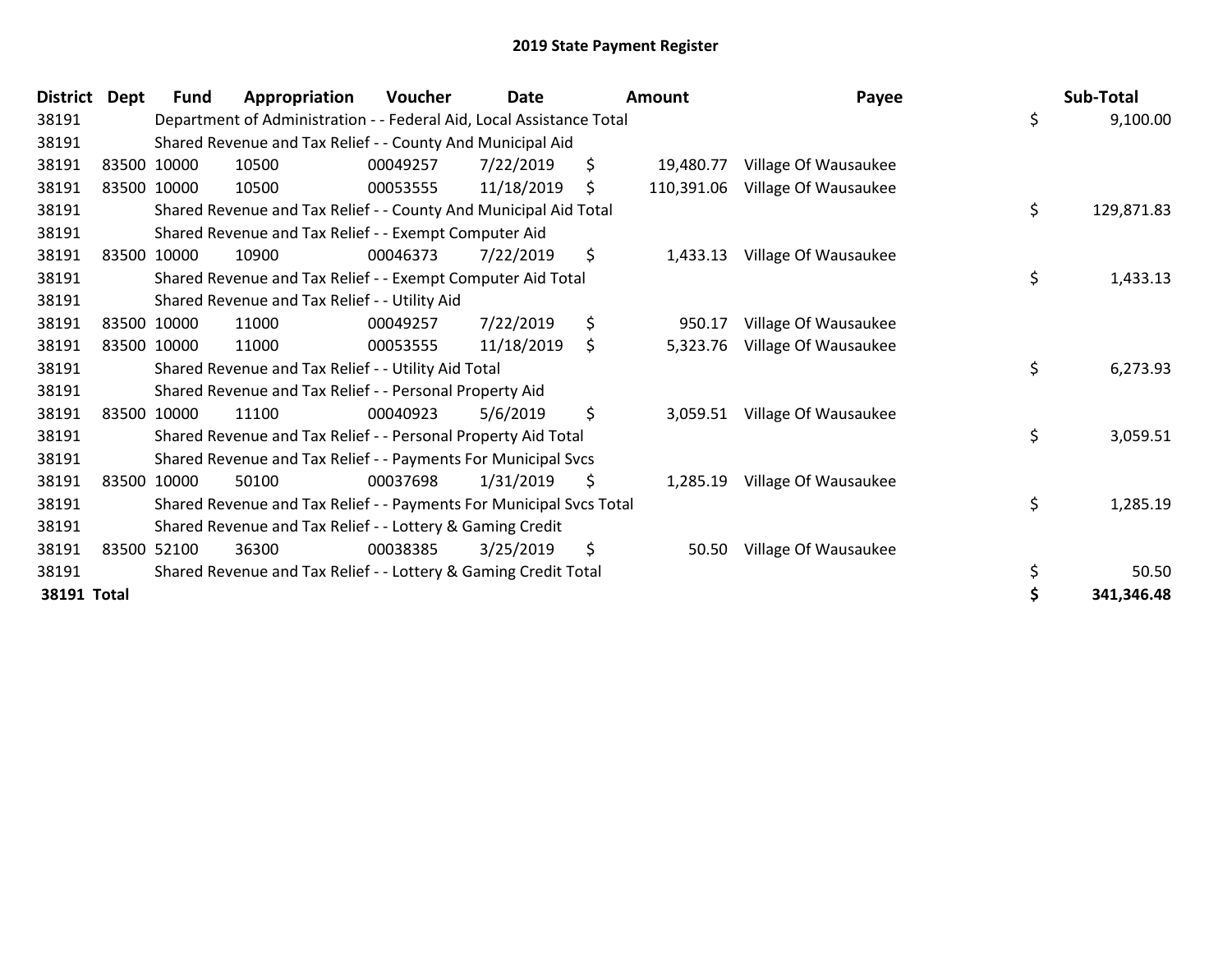# 2019 State Payment Register

| District | Dept | Fund | Appropriation | Voucher | Date | Amount | Payee | Sub-Total |
|---|---|---|---|---|---|---|---|---|
| 38191 | | Department of Administration - - Federal Aid, Local Assistance Total | | | | | | $ 9,100.00 |
| 38191 | | Shared Revenue and Tax Relief - - County And Municipal Aid | | | | | | |
| 38191 | 83500 | 10000 | 10500 | 00049257 | 7/22/2019 | $ 19,480.77 | Village Of Wausaukee | |
| 38191 | 83500 | 10000 | 10500 | 00053555 | 11/18/2019 | $ 110,391.06 | Village Of Wausaukee | |
| 38191 | | Shared Revenue and Tax Relief - - County And Municipal Aid Total | | | | | | $ 129,871.83 |
| 38191 | | Shared Revenue and Tax Relief - - Exempt Computer Aid | | | | | | |
| 38191 | 83500 | 10000 | 10900 | 00046373 | 7/22/2019 | $ 1,433.13 | Village Of Wausaukee | |
| 38191 | | Shared Revenue and Tax Relief - - Exempt Computer Aid Total | | | | | | $ 1,433.13 |
| 38191 | | Shared Revenue and Tax Relief - - Utility Aid | | | | | | |
| 38191 | 83500 | 10000 | 11000 | 00049257 | 7/22/2019 | $ 950.17 | Village Of Wausaukee | |
| 38191 | 83500 | 10000 | 11000 | 00053555 | 11/18/2019 | $ 5,323.76 | Village Of Wausaukee | |
| 38191 | | Shared Revenue and Tax Relief - - Utility Aid Total | | | | | | $ 6,273.93 |
| 38191 | | Shared Revenue and Tax Relief - - Personal Property Aid | | | | | | |
| 38191 | 83500 | 10000 | 11100 | 00040923 | 5/6/2019 | $ 3,059.51 | Village Of Wausaukee | |
| 38191 | | Shared Revenue and Tax Relief - - Personal Property Aid Total | | | | | | $ 3,059.51 |
| 38191 | | Shared Revenue and Tax Relief - - Payments For Municipal Svcs | | | | | | |
| 38191 | 83500 | 10000 | 50100 | 00037698 | 1/31/2019 | $ 1,285.19 | Village Of Wausaukee | |
| 38191 | | Shared Revenue and Tax Relief - - Payments For Municipal Svcs Total | | | | | | $ 1,285.19 |
| 38191 | | Shared Revenue and Tax Relief - - Lottery & Gaming Credit | | | | | | |
| 38191 | 83500 | 52100 | 36300 | 00038385 | 3/25/2019 | $ 50.50 | Village Of Wausaukee | |
| 38191 | | Shared Revenue and Tax Relief - - Lottery & Gaming Credit Total | | | | | | $ 50.50 |
| **38191 Total** | | | | | | | | **$ 341,346.48** |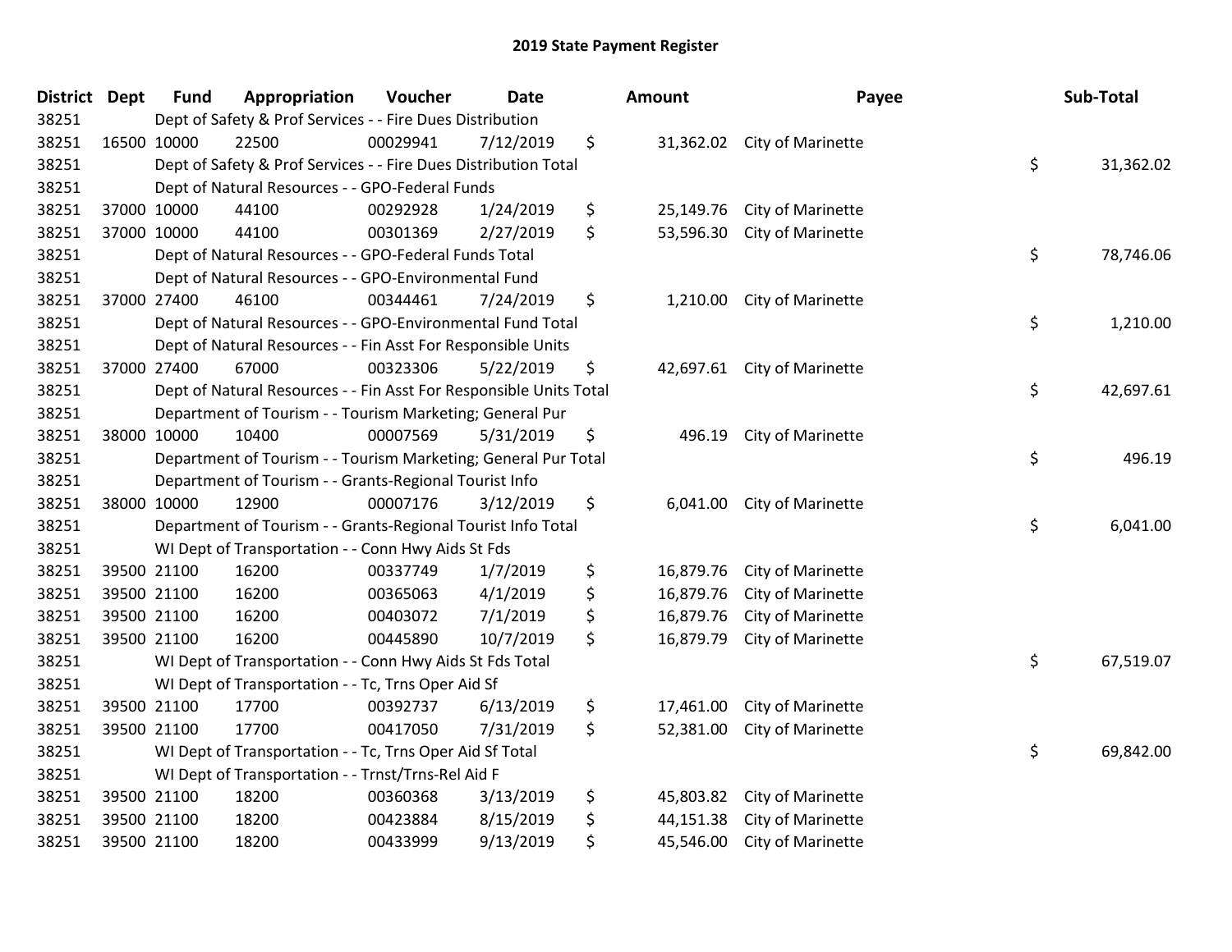# 2019 State Payment Register

| District | Dept | Fund | Appropriation | Voucher | Date | Amount | Payee | Sub-Total |
|---|---|---|---|---|---|---|---|---|
| 38251 | | Dept of Safety & Prof Services - - Fire Dues Distribution | | | | | | |
| 38251 | 16500 | 10000 | 22500 | 00029941 | 7/12/2019 | $ 31,362.02 | City of Marinette | |
| 38251 | | Dept of Safety & Prof Services - - Fire Dues Distribution Total | | | | | | $ 31,362.02 |
| 38251 | | Dept of Natural Resources - - GPO-Federal Funds | | | | | | |
| 38251 | 37000 | 10000 | 44100 | 00292928 | 1/24/2019 | $ 25,149.76 | City of Marinette | |
| 38251 | 37000 | 10000 | 44100 | 00301369 | 2/27/2019 | $ 53,596.30 | City of Marinette | |
| 38251 | | Dept of Natural Resources - - GPO-Federal Funds Total | | | | | | $ 78,746.06 |
| 38251 | | Dept of Natural Resources - - GPO-Environmental Fund | | | | | | |
| 38251 | 37000 | 27400 | 46100 | 00344461 | 7/24/2019 | $ 1,210.00 | City of Marinette | |
| 38251 | | Dept of Natural Resources - - GPO-Environmental Fund Total | | | | | | $ 1,210.00 |
| 38251 | | Dept of Natural Resources - - Fin Asst For Responsible Units | | | | | | |
| 38251 | 37000 | 27400 | 67000 | 00323306 | 5/22/2019 | $ 42,697.61 | City of Marinette | |
| 38251 | | Dept of Natural Resources - - Fin Asst For Responsible Units Total | | | | | | $ 42,697.61 |
| 38251 | | Department of Tourism - - Tourism Marketing; General Pur | | | | | | |
| 38251 | 38000 | 10000 | 10400 | 00007569 | 5/31/2019 | $ 496.19 | City of Marinette | |
| 38251 | | Department of Tourism - - Tourism Marketing; General Pur Total | | | | | | $ 496.19 |
| 38251 | | Department of Tourism - - Grants-Regional Tourist Info | | | | | | |
| 38251 | 38000 | 10000 | 12900 | 00007176 | 3/12/2019 | $ 6,041.00 | City of Marinette | |
| 38251 | | Department of Tourism - - Grants-Regional Tourist Info Total | | | | | | $ 6,041.00 |
| 38251 | | WI Dept of Transportation - - Conn Hwy Aids St Fds | | | | | | |
| 38251 | 39500 | 21100 | 16200 | 00337749 | 1/7/2019 | $ 16,879.76 | City of Marinette | |
| 38251 | 39500 | 21100 | 16200 | 00365063 | 4/1/2019 | $ 16,879.76 | City of Marinette | |
| 38251 | 39500 | 21100 | 16200 | 00403072 | 7/1/2019 | $ 16,879.76 | City of Marinette | |
| 38251 | 39500 | 21100 | 16200 | 00445890 | 10/7/2019 | $ 16,879.79 | City of Marinette | |
| 38251 | | WI Dept of Transportation - - Conn Hwy Aids St Fds Total | | | | | | $ 67,519.07 |
| 38251 | | WI Dept of Transportation - - Tc, Trns Oper Aid Sf | | | | | | |
| 38251 | 39500 | 21100 | 17700 | 00392737 | 6/13/2019 | $ 17,461.00 | City of Marinette | |
| 38251 | 39500 | 21100 | 17700 | 00417050 | 7/31/2019 | $ 52,381.00 | City of Marinette | |
| 38251 | | WI Dept of Transportation - - Tc, Trns Oper Aid Sf Total | | | | | | $ 69,842.00 |
| 38251 | | WI Dept of Transportation - - Trnst/Trns-Rel Aid F | | | | | | |
| 38251 | 39500 | 21100 | 18200 | 00360368 | 3/13/2019 | $ 45,803.82 | City of Marinette | |
| 38251 | 39500 | 21100 | 18200 | 00423884 | 8/15/2019 | $ 44,151.38 | City of Marinette | |
| 38251 | 39500 | 21100 | 18200 | 00433999 | 9/13/2019 | $ 45,546.00 | City of Marinette | |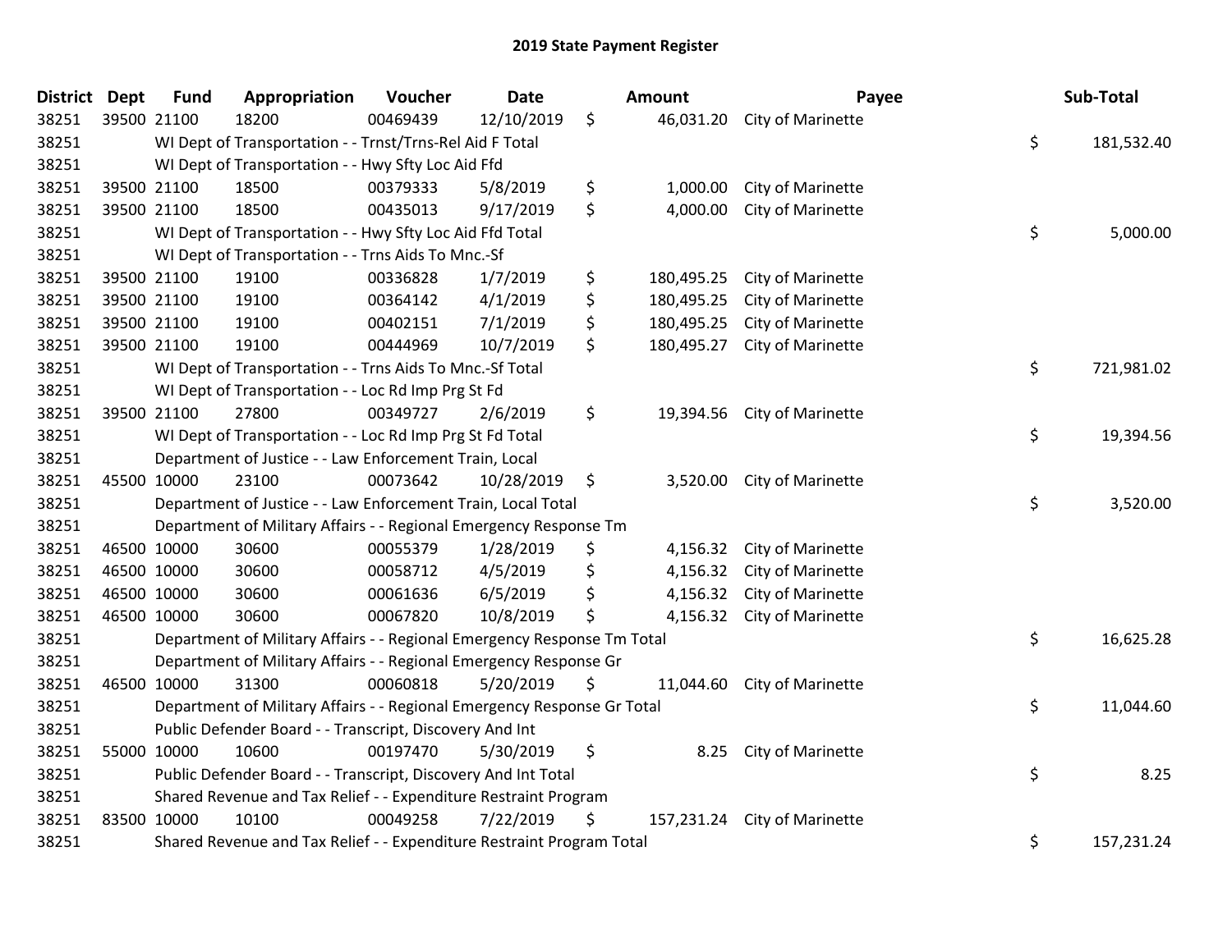# 2019 State Payment Register

| District | Dept | Fund | Appropriation | Voucher | Date | Amount | Payee | Sub-Total |
|---|---|---|---|---|---|---|---|---|
| 38251 | 39500 | 21100 | 18200 | 00469439 | 12/10/2019 | $ 46,031.20 | City of Marinette | |
| 38251 | | WI Dept of Transportation - - Trnst/Trns-Rel Aid F Total | | | | | | $ 181,532.40 |
| 38251 | | WI Dept of Transportation - - Hwy Sfty Loc Aid Ffd | | | | | | |
| 38251 | 39500 | 21100 | 18500 | 00379333 | 5/8/2019 | $ 1,000.00 | City of Marinette | |
| 38251 | 39500 | 21100 | 18500 | 00435013 | 9/17/2019 | $ 4,000.00 | City of Marinette | |
| 38251 | | WI Dept of Transportation - - Hwy Sfty Loc Aid Ffd Total | | | | | | $ 5,000.00 |
| 38251 | | WI Dept of Transportation - - Trns Aids To Mnc.-Sf | | | | | | |
| 38251 | 39500 | 21100 | 19100 | 00336828 | 1/7/2019 | $ 180,495.25 | City of Marinette | |
| 38251 | 39500 | 21100 | 19100 | 00364142 | 4/1/2019 | $ 180,495.25 | City of Marinette | |
| 38251 | 39500 | 21100 | 19100 | 00402151 | 7/1/2019 | $ 180,495.25 | City of Marinette | |
| 38251 | 39500 | 21100 | 19100 | 00444969 | 10/7/2019 | $ 180,495.27 | City of Marinette | |
| 38251 | | WI Dept of Transportation - - Trns Aids To Mnc.-Sf Total | | | | | | $ 721,981.02 |
| 38251 | | WI Dept of Transportation - - Loc Rd Imp Prg St Fd | | | | | | |
| 38251 | 39500 | 21100 | 27800 | 00349727 | 2/6/2019 | $ 19,394.56 | City of Marinette | |
| 38251 | | WI Dept of Transportation - - Loc Rd Imp Prg St Fd Total | | | | | | $ 19,394.56 |
| 38251 | | Department of Justice - - Law Enforcement Train, Local | | | | | | |
| 38251 | 45500 | 10000 | 23100 | 00073642 | 10/28/2019 | $ 3,520.00 | City of Marinette | |
| 38251 | | Department of Justice - - Law Enforcement Train, Local Total | | | | | | $ 3,520.00 |
| 38251 | | Department of Military Affairs - - Regional Emergency Response Tm | | | | | | |
| 38251 | 46500 | 10000 | 30600 | 00055379 | 1/28/2019 | $ 4,156.32 | City of Marinette | |
| 38251 | 46500 | 10000 | 30600 | 00058712 | 4/5/2019 | $ 4,156.32 | City of Marinette | |
| 38251 | 46500 | 10000 | 30600 | 00061636 | 6/5/2019 | $ 4,156.32 | City of Marinette | |
| 38251 | 46500 | 10000 | 30600 | 00067820 | 10/8/2019 | $ 4,156.32 | City of Marinette | |
| 38251 | | Department of Military Affairs - - Regional Emergency Response Tm Total | | | | | | $ 16,625.28 |
| 38251 | | Department of Military Affairs - - Regional Emergency Response Gr | | | | | | |
| 38251 | 46500 | 10000 | 31300 | 00060818 | 5/20/2019 | $ 11,044.60 | City of Marinette | |
| 38251 | | Department of Military Affairs - - Regional Emergency Response Gr Total | | | | | | $ 11,044.60 |
| 38251 | | Public Defender Board - - Transcript, Discovery And Int | | | | | | |
| 38251 | 55000 | 10000 | 10600 | 00197470 | 5/30/2019 | $ 8.25 | City of Marinette | |
| 38251 | | Public Defender Board - - Transcript, Discovery And Int Total | | | | | | $ 8.25 |
| 38251 | | Shared Revenue and Tax Relief - - Expenditure Restraint Program | | | | | | |
| 38251 | 83500 | 10000 | 10100 | 00049258 | 7/22/2019 | $ 157,231.24 | City of Marinette | |
| 38251 | | Shared Revenue and Tax Relief - - Expenditure Restraint Program Total | | | | | | $ 157,231.24 |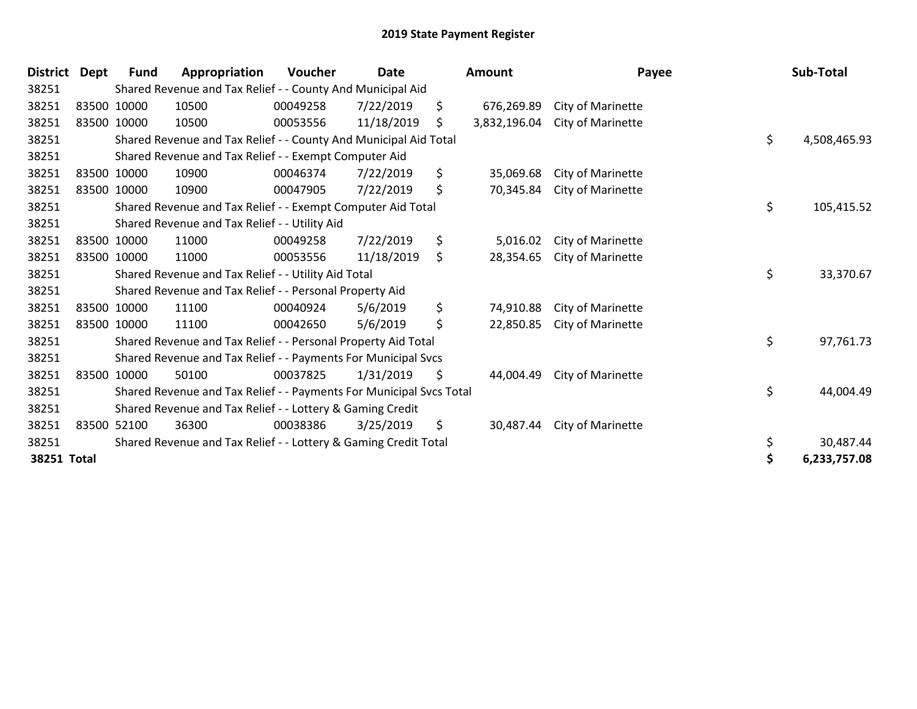# 2019 State Payment Register

| District | Dept | Fund | Appropriation | Voucher | Date | Amount | Payee | Sub-Total |
|---|---|---|---|---|---|---|---|---|
| 38251 | | Shared Revenue and Tax Relief - - County And Municipal Aid | | | | | | |
| 38251 | 83500 | 10000 | 10500 | 00049258 | 7/22/2019 | $ 676,269.89 | City of Marinette | |
| 38251 | 83500 | 10000 | 10500 | 00053556 | 11/18/2019 | $ 3,832,196.04 | City of Marinette | |
| 38251 | | Shared Revenue and Tax Relief - - County And Municipal Aid Total | | | | | | $ 4,508,465.93 |
| 38251 | | Shared Revenue and Tax Relief - - Exempt Computer Aid | | | | | | |
| 38251 | 83500 | 10000 | 10900 | 00046374 | 7/22/2019 | $ 35,069.68 | City of Marinette | |
| 38251 | 83500 | 10000 | 10900 | 00047905 | 7/22/2019 | $ 70,345.84 | City of Marinette | |
| 38251 | | Shared Revenue and Tax Relief - - Exempt Computer Aid Total | | | | | | $ 105,415.52 |
| 38251 | | Shared Revenue and Tax Relief - - Utility Aid | | | | | | |
| 38251 | 83500 | 10000 | 11000 | 00049258 | 7/22/2019 | $ 5,016.02 | City of Marinette | |
| 38251 | 83500 | 10000 | 11000 | 00053556 | 11/18/2019 | $ 28,354.65 | City of Marinette | |
| 38251 | | Shared Revenue and Tax Relief - - Utility Aid Total | | | | | | $ 33,370.67 |
| 38251 | | Shared Revenue and Tax Relief - - Personal Property Aid | | | | | | |
| 38251 | 83500 | 10000 | 11100 | 00040924 | 5/6/2019 | $ 74,910.88 | City of Marinette | |
| 38251 | 83500 | 10000 | 11100 | 00042650 | 5/6/2019 | $ 22,850.85 | City of Marinette | |
| 38251 | | Shared Revenue and Tax Relief - - Personal Property Aid Total | | | | | | $ 97,761.73 |
| 38251 | | Shared Revenue and Tax Relief - - Payments For Municipal Svcs | | | | | | |
| 38251 | 83500 | 10000 | 50100 | 00037825 | 1/31/2019 | $ 44,004.49 | City of Marinette | |
| 38251 | | Shared Revenue and Tax Relief - - Payments For Municipal Svcs Total | | | | | | $ 44,004.49 |
| 38251 | | Shared Revenue and Tax Relief - - Lottery & Gaming Credit | | | | | | |
| 38251 | 83500 | 52100 | 36300 | 00038386 | 3/25/2019 | $ 30,487.44 | City of Marinette | |
| 38251 | | Shared Revenue and Tax Relief - - Lottery & Gaming Credit Total | | | | | | $ 30,487.44 |
| **38251 Total** | | | | | | | | **$ 6,233,757.08** |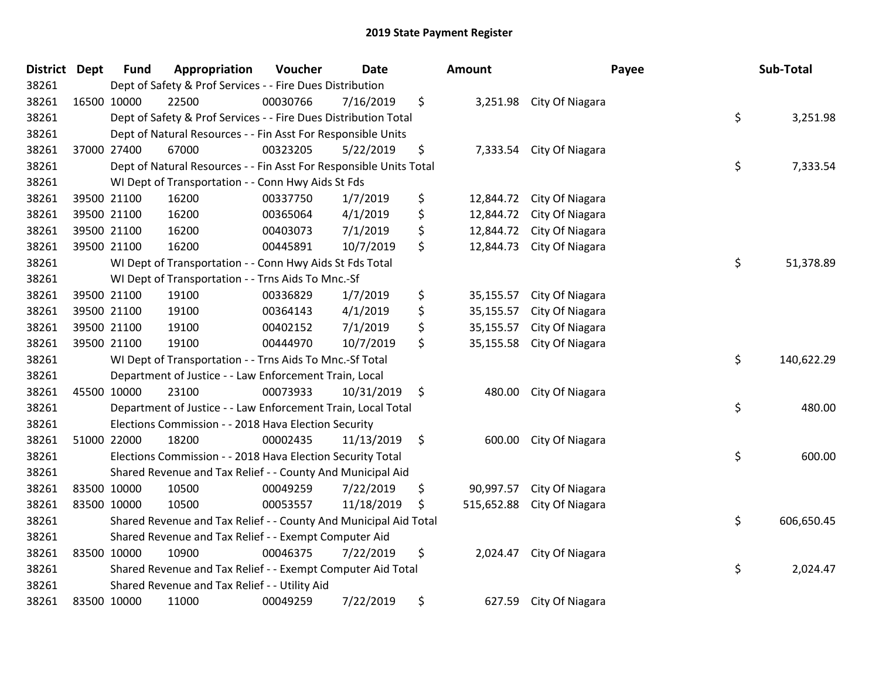# 2019 State Payment Register

| District | Dept | Fund | Appropriation | Voucher | Date | Amount | Payee | Sub-Total |
|---|---|---|---|---|---|---|---|---|
| 38261 | | Dept of Safety & Prof Services - - Fire Dues Distribution | | | | | | |
| 38261 | 16500 | 10000 | 22500 | 00030766 | 7/16/2019 | $ 3,251.98 | City Of Niagara | |
| 38261 | | Dept of Safety & Prof Services - - Fire Dues Distribution Total | | | | | | $ 3,251.98 |
| 38261 | | Dept of Natural Resources - - Fin Asst For Responsible Units | | | | | | |
| 38261 | 37000 | 27400 | 67000 | 00323205 | 5/22/2019 | $ 7,333.54 | City Of Niagara | |
| 38261 | | Dept of Natural Resources - - Fin Asst For Responsible Units Total | | | | | | $ 7,333.54 |
| 38261 | | WI Dept of Transportation - - Conn Hwy Aids St Fds | | | | | | |
| 38261 | 39500 | 21100 | 16200 | 00337750 | 1/7/2019 | $ 12,844.72 | City Of Niagara | |
| 38261 | 39500 | 21100 | 16200 | 00365064 | 4/1/2019 | $ 12,844.72 | City Of Niagara | |
| 38261 | 39500 | 21100 | 16200 | 00403073 | 7/1/2019 | $ 12,844.72 | City Of Niagara | |
| 38261 | 39500 | 21100 | 16200 | 00445891 | 10/7/2019 | $ 12,844.73 | City Of Niagara | |
| 38261 | | WI Dept of Transportation - - Conn Hwy Aids St Fds Total | | | | | | $ 51,378.89 |
| 38261 | | WI Dept of Transportation - - Trns Aids To Mnc.-Sf | | | | | | |
| 38261 | 39500 | 21100 | 19100 | 00336829 | 1/7/2019 | $ 35,155.57 | City Of Niagara | |
| 38261 | 39500 | 21100 | 19100 | 00364143 | 4/1/2019 | $ 35,155.57 | City Of Niagara | |
| 38261 | 39500 | 21100 | 19100 | 00402152 | 7/1/2019 | $ 35,155.57 | City Of Niagara | |
| 38261 | 39500 | 21100 | 19100 | 00444970 | 10/7/2019 | $ 35,155.58 | City Of Niagara | |
| 38261 | | WI Dept of Transportation - - Trns Aids To Mnc.-Sf Total | | | | | | $ 140,622.29 |
| 38261 | | Department of Justice - - Law Enforcement Train, Local | | | | | | |
| 38261 | 45500 | 10000 | 23100 | 00073933 | 10/31/2019 | $ 480.00 | City Of Niagara | |
| 38261 | | Department of Justice - - Law Enforcement Train, Local Total | | | | | | $ 480.00 |
| 38261 | | Elections Commission - - 2018 Hava Election Security | | | | | | |
| 38261 | 51000 | 22000 | 18200 | 00002435 | 11/13/2019 | $ 600.00 | City Of Niagara | |
| 38261 | | Elections Commission - - 2018 Hava Election Security Total | | | | | | $ 600.00 |
| 38261 | | Shared Revenue and Tax Relief - - County And Municipal Aid | | | | | | |
| 38261 | 83500 | 10000 | 10500 | 00049259 | 7/22/2019 | $ 90,997.57 | City Of Niagara | |
| 38261 | 83500 | 10000 | 10500 | 00053557 | 11/18/2019 | $ 515,652.88 | City Of Niagara | |
| 38261 | | Shared Revenue and Tax Relief - - County And Municipal Aid Total | | | | | | $ 606,650.45 |
| 38261 | | Shared Revenue and Tax Relief - - Exempt Computer Aid | | | | | | |
| 38261 | 83500 | 10000 | 10900 | 00046375 | 7/22/2019 | $ 2,024.47 | City Of Niagara | |
| 38261 | | Shared Revenue and Tax Relief - - Exempt Computer Aid Total | | | | | | $ 2,024.47 |
| 38261 | | Shared Revenue and Tax Relief - - Utility Aid | | | | | | |
| 38261 | 83500 | 10000 | 11000 | 00049259 | 7/22/2019 | $ 627.59 | City Of Niagara | |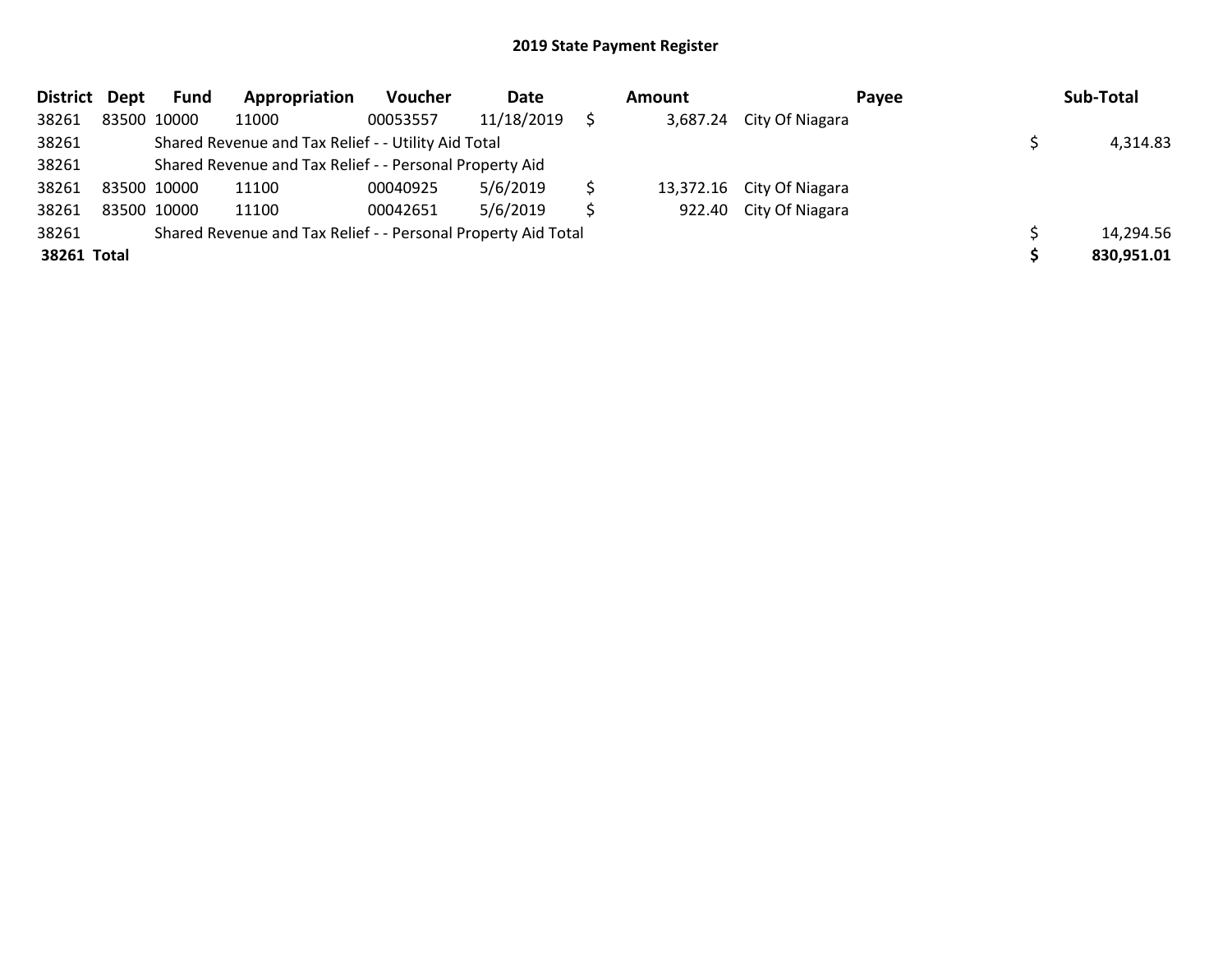# 2019 State Payment Register

| District | Dept | Fund | Appropriation | Voucher | Date | Amount | Payee | Sub-Total |
|---|---|---|---|---|---|---|---|---|
| 38261 | 83500 | 10000 | 11000 | 00053557 | 11/18/2019 | $ 3,687.24 | City Of Niagara | |
| 38261 | | Shared Revenue and Tax Relief - - Utility Aid Total | | | | | | $ 4,314.83 |
| 38261 | | Shared Revenue and Tax Relief - - Personal Property Aid | | | | | | |
| 38261 | 83500 | 10000 | 11100 | 00040925 | 5/6/2019 | $ 13,372.16 | City Of Niagara | |
| 38261 | 83500 | 10000 | 11100 | 00042651 | 5/6/2019 | $ 922.40 | City Of Niagara | |
| 38261 | | Shared Revenue and Tax Relief - - Personal Property Aid Total | | | | | | $ 14,294.56 |
| **38261** | **Total** | | | | | | | **$ 830,951.01** |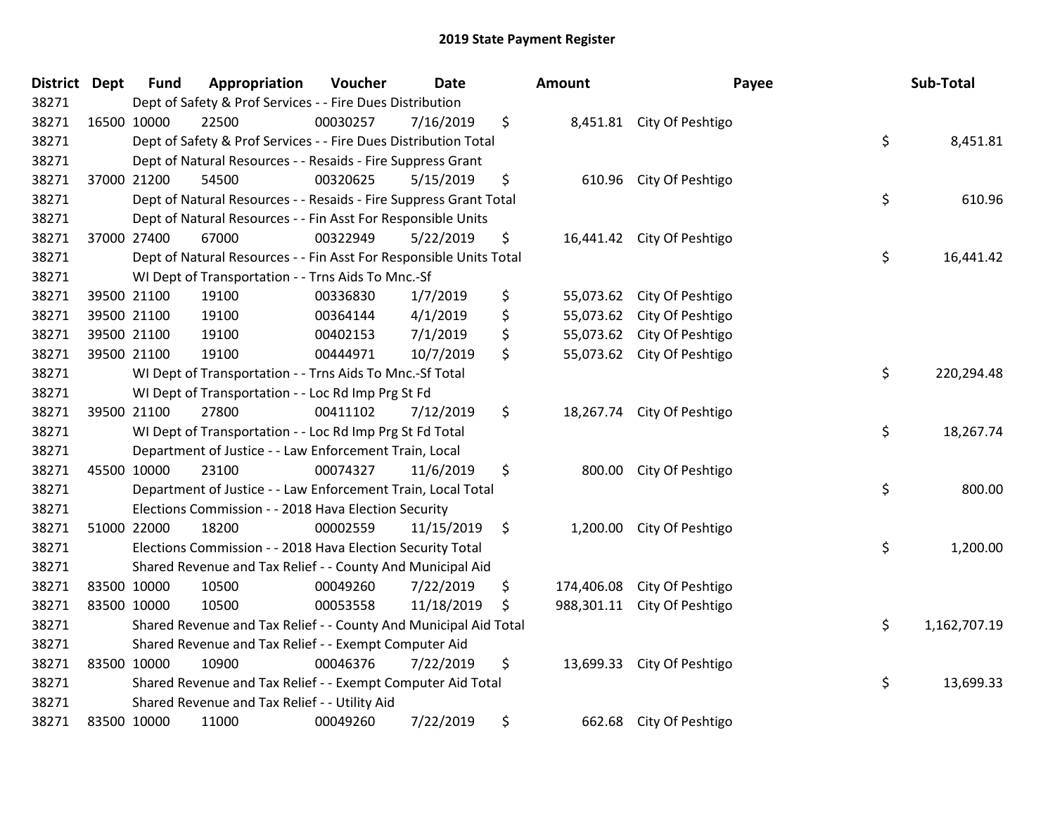# 2019 State Payment Register

| District | Dept | Fund | Appropriation | Voucher | Date | Amount | Payee | Sub-Total |
|---|---|---|---|---|---|---|---|---|
| 38271 | Dept of Safety & Prof Services - - Fire Dues Distribution | | | | | | | |
| 38271 | 16500 | 10000 | 22500 | 00030257 | 7/16/2019 | $ 8,451.81 | City Of Peshtigo | |
| 38271 | Dept of Safety & Prof Services - - Fire Dues Distribution Total | | | | | | | $ 8,451.81 |
| 38271 | Dept of Natural Resources - - Resaids - Fire Suppress Grant | | | | | | | |
| 38271 | 37000 | 21200 | 54500 | 00320625 | 5/15/2019 | $ 610.96 | City Of Peshtigo | |
| 38271 | Dept of Natural Resources - - Resaids - Fire Suppress Grant Total | | | | | | | $ 610.96 |
| 38271 | Dept of Natural Resources - - Fin Asst For Responsible Units | | | | | | | |
| 38271 | 37000 | 27400 | 67000 | 00322949 | 5/22/2019 | $ 16,441.42 | City Of Peshtigo | |
| 38271 | Dept of Natural Resources - - Fin Asst For Responsible Units Total | | | | | | | $ 16,441.42 |
| 38271 | WI Dept of Transportation - - Trns Aids To Mnc.-Sf | | | | | | | |
| 38271 | 39500 | 21100 | 19100 | 00336830 | 1/7/2019 | $ 55,073.62 | City Of Peshtigo | |
| 38271 | 39500 | 21100 | 19100 | 00364144 | 4/1/2019 | $ 55,073.62 | City Of Peshtigo | |
| 38271 | 39500 | 21100 | 19100 | 00402153 | 7/1/2019 | $ 55,073.62 | City Of Peshtigo | |
| 38271 | 39500 | 21100 | 19100 | 00444971 | 10/7/2019 | $ 55,073.62 | City Of Peshtigo | |
| 38271 | WI Dept of Transportation - - Trns Aids To Mnc.-Sf Total | | | | | | | $ 220,294.48 |
| 38271 | WI Dept of Transportation - - Loc Rd Imp Prg St Fd | | | | | | | |
| 38271 | 39500 | 21100 | 27800 | 00411102 | 7/12/2019 | $ 18,267.74 | City Of Peshtigo | |
| 38271 | WI Dept of Transportation - - Loc Rd Imp Prg St Fd Total | | | | | | | $ 18,267.74 |
| 38271 | Department of Justice - - Law Enforcement Train, Local | | | | | | | |
| 38271 | 45500 | 10000 | 23100 | 00074327 | 11/6/2019 | $ 800.00 | City Of Peshtigo | |
| 38271 | Department of Justice - - Law Enforcement Train, Local Total | | | | | | | $ 800.00 |
| 38271 | Elections Commission - - 2018 Hava Election Security | | | | | | | |
| 38271 | 51000 | 22000 | 18200 | 00002559 | 11/15/2019 | $ 1,200.00 | City Of Peshtigo | |
| 38271 | Elections Commission - - 2018 Hava Election Security Total | | | | | | | $ 1,200.00 |
| 38271 | Shared Revenue and Tax Relief - - County And Municipal Aid | | | | | | | |
| 38271 | 83500 | 10000 | 10500 | 00049260 | 7/22/2019 | $ 174,406.08 | City Of Peshtigo | |
| 38271 | 83500 | 10000 | 10500 | 00053558 | 11/18/2019 | $ 988,301.11 | City Of Peshtigo | |
| 38271 | Shared Revenue and Tax Relief - - County And Municipal Aid Total | | | | | | | $ 1,162,707.19 |
| 38271 | Shared Revenue and Tax Relief - - Exempt Computer Aid | | | | | | | |
| 38271 | 83500 | 10000 | 10900 | 00046376 | 7/22/2019 | $ 13,699.33 | City Of Peshtigo | |
| 38271 | Shared Revenue and Tax Relief - - Exempt Computer Aid Total | | | | | | | $ 13,699.33 |
| 38271 | Shared Revenue and Tax Relief - - Utility Aid | | | | | | | |
| 38271 | 83500 | 10000 | 11000 | 00049260 | 7/22/2019 | $ 662.68 | City Of Peshtigo | |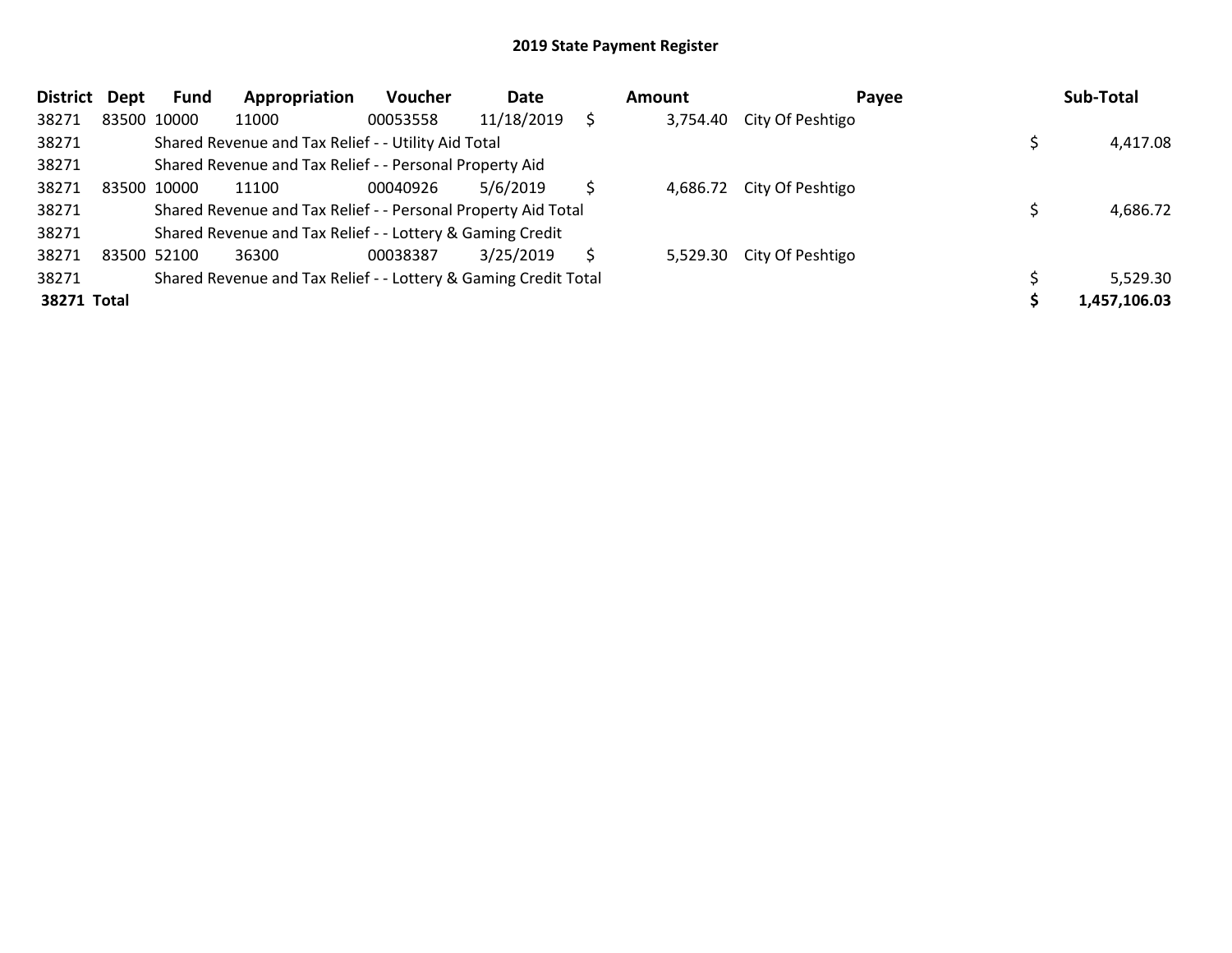## 2019 State Payment Register

| District | Dept | Fund | Appropriation | Voucher | Date | Amount | Payee | Sub-Total |
|---|---|---|---|---|---|---|---|---|
| 38271 | 83500 | 10000 | 11000 | 00053558 | 11/18/2019 | $ 3,754.40 | City Of Peshtigo | |
| 38271 | | Shared Revenue and Tax Relief - - Utility Aid Total | | | | | | $ 4,417.08 |
| 38271 | | Shared Revenue and Tax Relief - - Personal Property Aid | | | | | | |
| 38271 | 83500 | 10000 | 11100 | 00040926 | 5/6/2019 | $ 4,686.72 | City Of Peshtigo | |
| 38271 | | Shared Revenue and Tax Relief - - Personal Property Aid Total | | | | | | $ 4,686.72 |
| 38271 | | Shared Revenue and Tax Relief - - Lottery & Gaming Credit | | | | | | |
| 38271 | 83500 | 52100 | 36300 | 00038387 | 3/25/2019 | $ 5,529.30 | City Of Peshtigo | |
| 38271 | | Shared Revenue and Tax Relief - - Lottery & Gaming Credit Total | | | | | | $ 5,529.30 |
| **38271** | **Total** | | | | | | | **$ 1,457,106.03** |